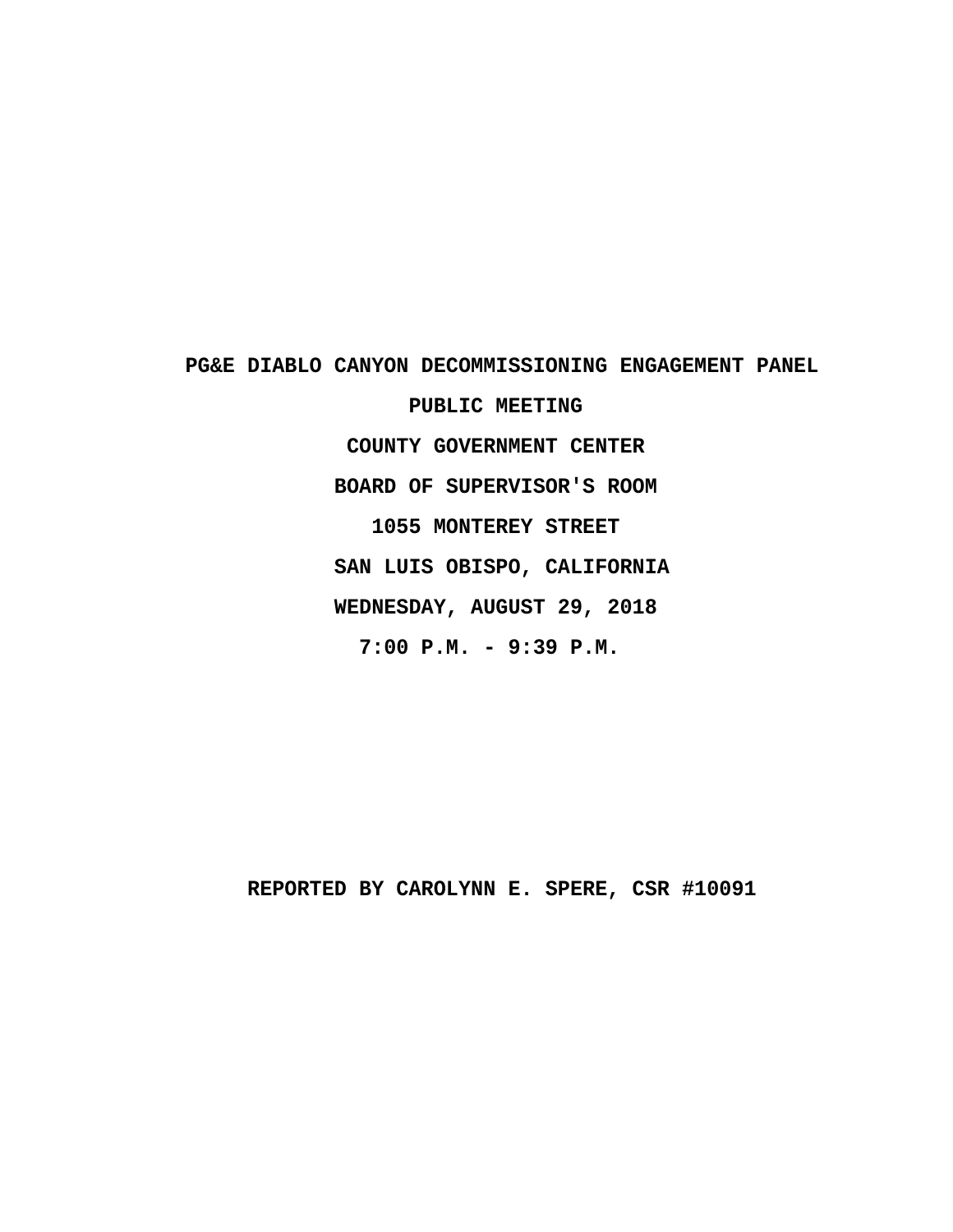**PG&E DIABLO CANYON DECOMMISSIONING ENGAGEMENT PANEL**

**PUBLIC MEETING**

**COUNTY GOVERNMENT CENTER**

**BOARD OF SUPERVISOR'S ROOM**

**1055 MONTEREY STREET**

**SAN LUIS OBISPO, CALIFORNIA**

**WEDNESDAY, AUGUST 29, 2018**

**7:00 P.M. - 9:39 P.M.**

**REPORTED BY CAROLYNN E. SPERE, CSR #10091**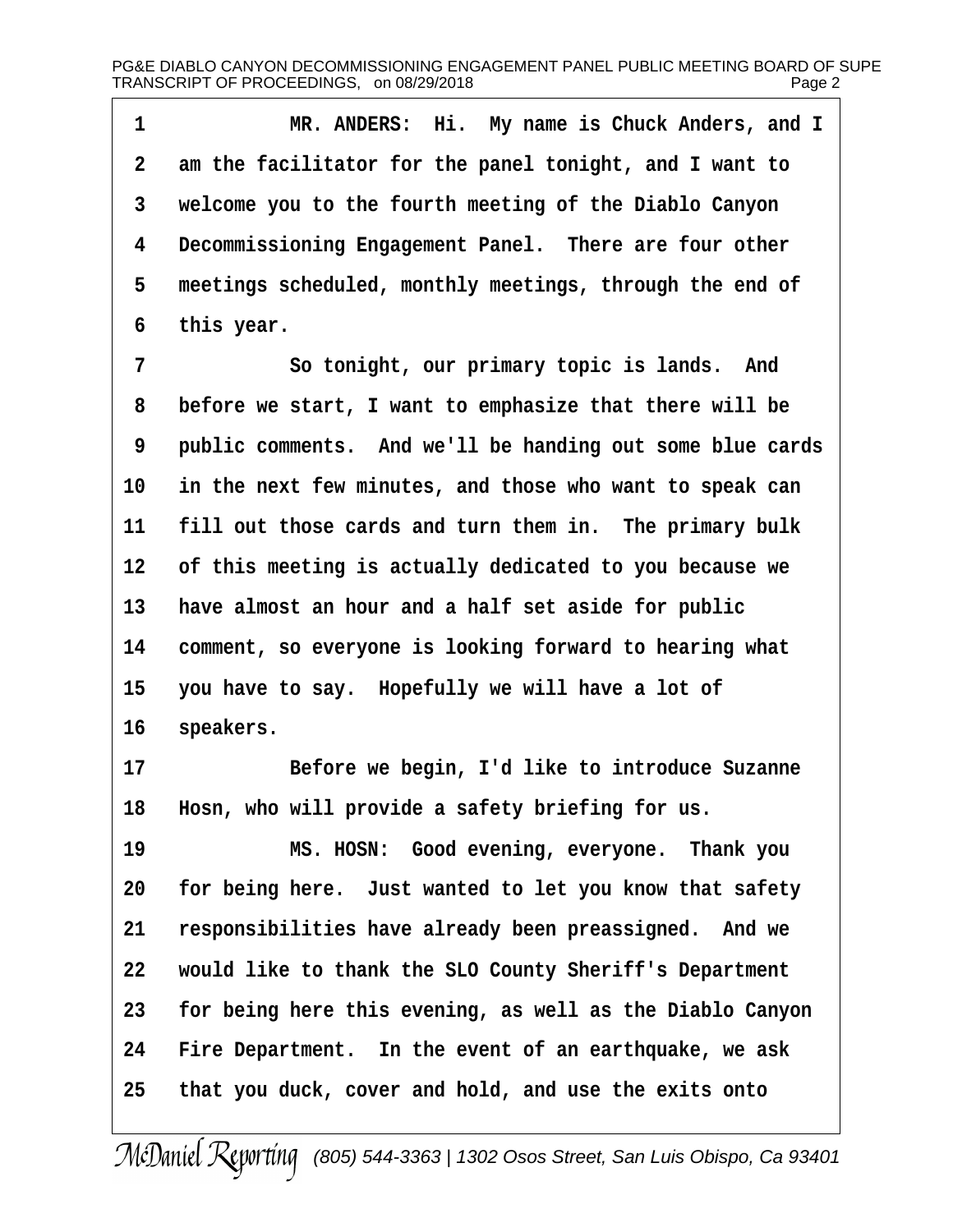MR. ANDERS: Hi. My name is Chuck Anders, and I am the facilitator for the panel tonight, and I want to welcome you to the fourth meeting of the Diablo Canyon Decommissioning Engagement Panel. There are four other meetings scheduled, monthly meetings, through the end of this year.

So tonight, our primary topic is lands. And before we start, I want to emphasize that there will be public comments. And we'll be handing out some blue cards in the next few minutes, and those who want to speak can fill out those cards and turn them in. The primary bulk of this meeting is actually dedicated to you because we have almost an hour and a half set aside for public comment, so everyone is looking forward to hearing what you have to say. Hopefully we will have a lot of speakers.

Before we begin, I'd like to introduce Suzanne Hosn, who will provide a safety briefing for us.

MS. HOSN: Good evening, everyone. Thank you for being here. Just wanted to let you know that safety responsibilities have already been preassigned. And we would like to thank the SLO County Sheriff's Department for being here this evening, as well as the Diablo Canyon Fire Department. In the event of an earthquake, we ask that you duck, cover and hold, and use the exits onto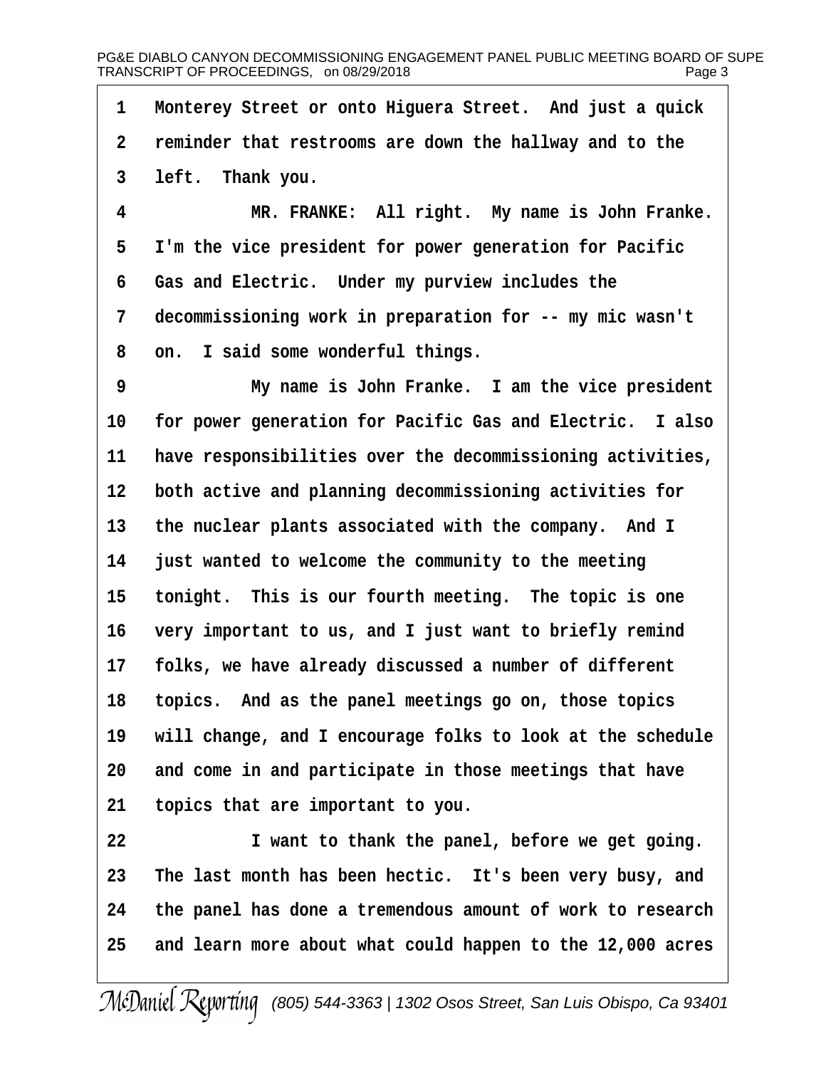1 Monterey Street or onto Higuera Street. And just a quick
2 reminder that restrooms are down the hallway and to the
3 left. Thank you.
4 MR. FRANKE: All right. My name is John Franke.
5 I'm the vice president for power generation for Pacific
6 Gas and Electric. Under my purview includes the
7 decommissioning work in preparation for -- my mic wasn't
8 on. I said some wonderful things.
9 My name is John Franke. I am the vice president
10 for power generation for Pacific Gas and Electric. I also
11 have responsibilities over the decommissioning activities,
12 both active and planning decommissioning activities for
13 the nuclear plants associated with the company. And I
14 just wanted to welcome the community to the meeting
15 tonight. This is our fourth meeting. The topic is one
16 very important to us, and I just want to briefly remind
17 folks, we have already discussed a number of different
18 topics. And as the panel meetings go on, those topics
19 will change, and I encourage folks to look at the schedule
20 and come in and participate in those meetings that have
21 topics that are important to you.
22 I want to thank the panel, before we get going.
23 The last month has been hectic. It's been very busy, and
24 the panel has done a tremendous amount of work to research
25 and learn more about what could happen to the 12,000 acres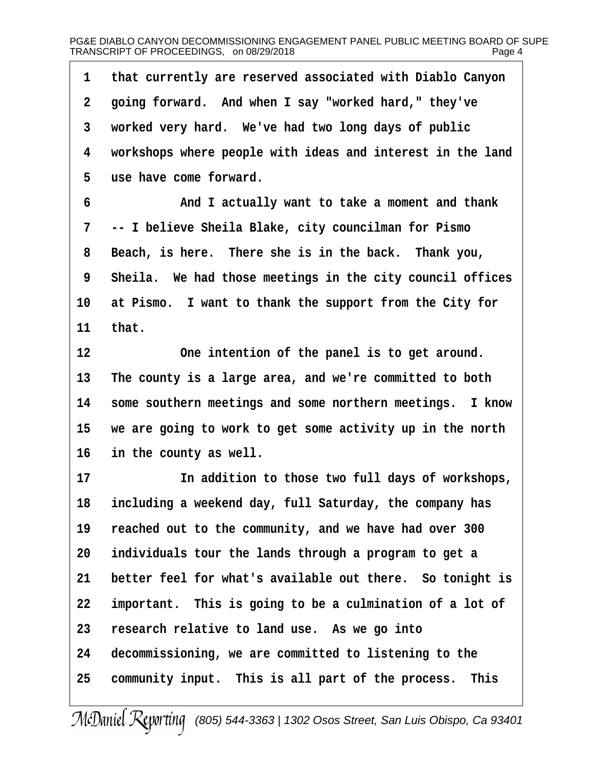1 that currently are reserved associated with Diablo Canyon
2 going forward. And when I say "worked hard," they've
3 worked very hard. We've had two long days of public
4 workshops where people with ideas and interest in the land
5 use have come forward.

6 And I actually want to take a moment and thank
7 -- I believe Sheila Blake, city councilman for Pismo
8 Beach, is here. There she is in the back. Thank you,
9 Sheila. We had those meetings in the city council offices
10 at Pismo. I want to thank the support from the City for
11 that.

12 One intention of the panel is to get around.
13 The county is a large area, and we're committed to both
14 some southern meetings and some northern meetings. I know
15 we are going to work to get some activity up in the north
16 in the county as well.

17 In addition to those two full days of workshops,
18 including a weekend day, full Saturday, the company has
19 reached out to the community, and we have had over 300
20 individuals tour the lands through a program to get a
21 better feel for what's available out there. So tonight is
22 important. This is going to be a culmination of a lot of
23 research relative to land use. As we go into
24 decommissioning, we are committed to listening to the
25 community input. This is all part of the process. This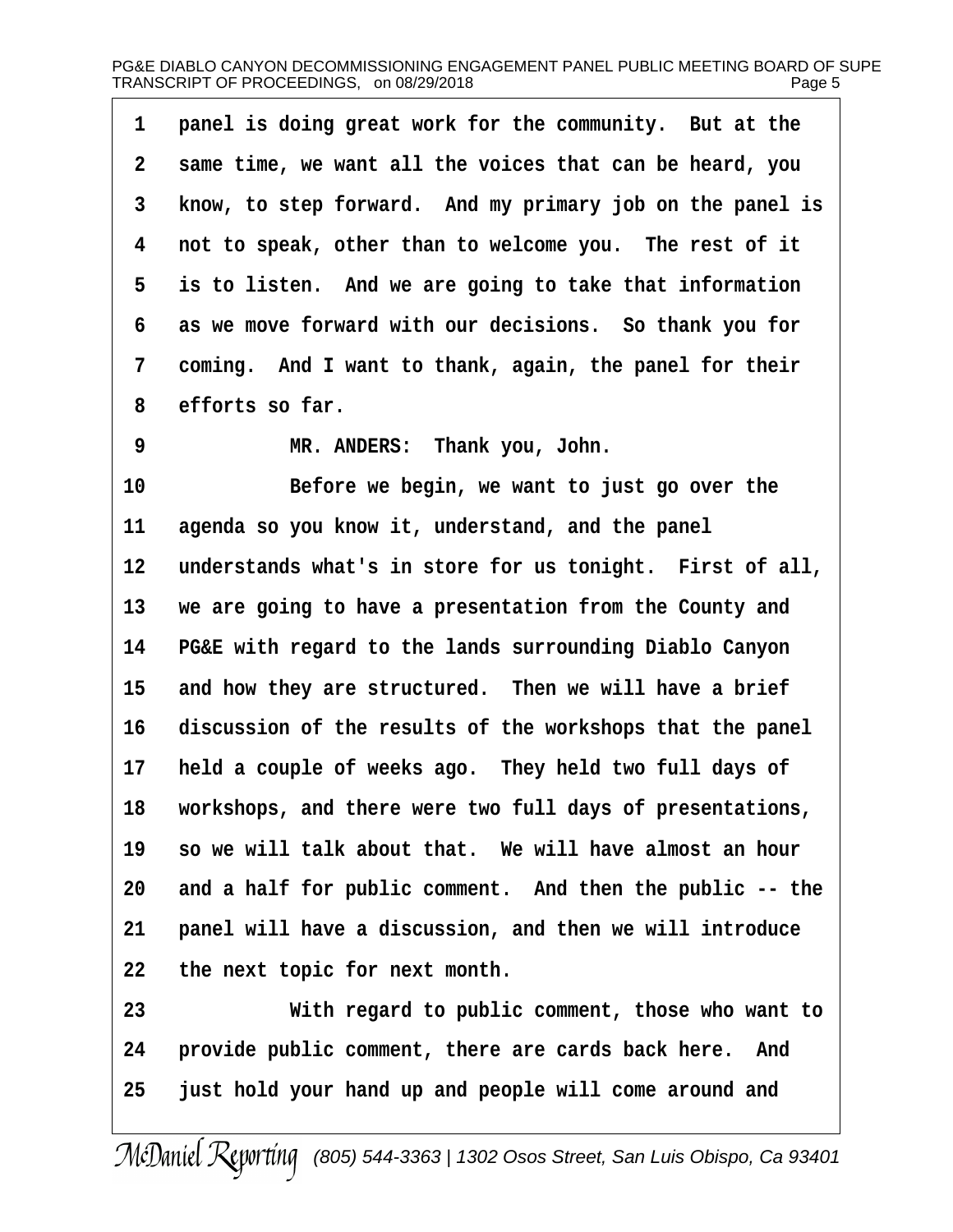1 panel is doing great work for the community. But at the
2 same time, we want all the voices that can be heard, you
3 know, to step forward. And my primary job on the panel is
4 not to speak, other than to welcome you. The rest of it
5 is to listen. And we are going to take that information
6 as we move forward with our decisions. So thank you for
7 coming. And I want to thank, again, the panel for their
8 efforts so far.

9 MR. ANDERS: Thank you, John.

10 Before we begin, we want to just go over the
11 agenda so you know it, understand, and the panel
12 understands what's in store for us tonight. First of all,
13 we are going to have a presentation from the County and
14 PG&E with regard to the lands surrounding Diablo Canyon
15 and how they are structured. Then we will have a brief
16 discussion of the results of the workshops that the panel
17 held a couple of weeks ago. They held two full days of
18 workshops, and there were two full days of presentations,
19 so we will talk about that. We will have almost an hour
20 and a half for public comment. And then the public -- the
21 panel will have a discussion, and then we will introduce
22 the next topic for next month.

23 With regard to public comment, those who want to
24 provide public comment, there are cards back here. And
25 just hold your hand up and people will come around and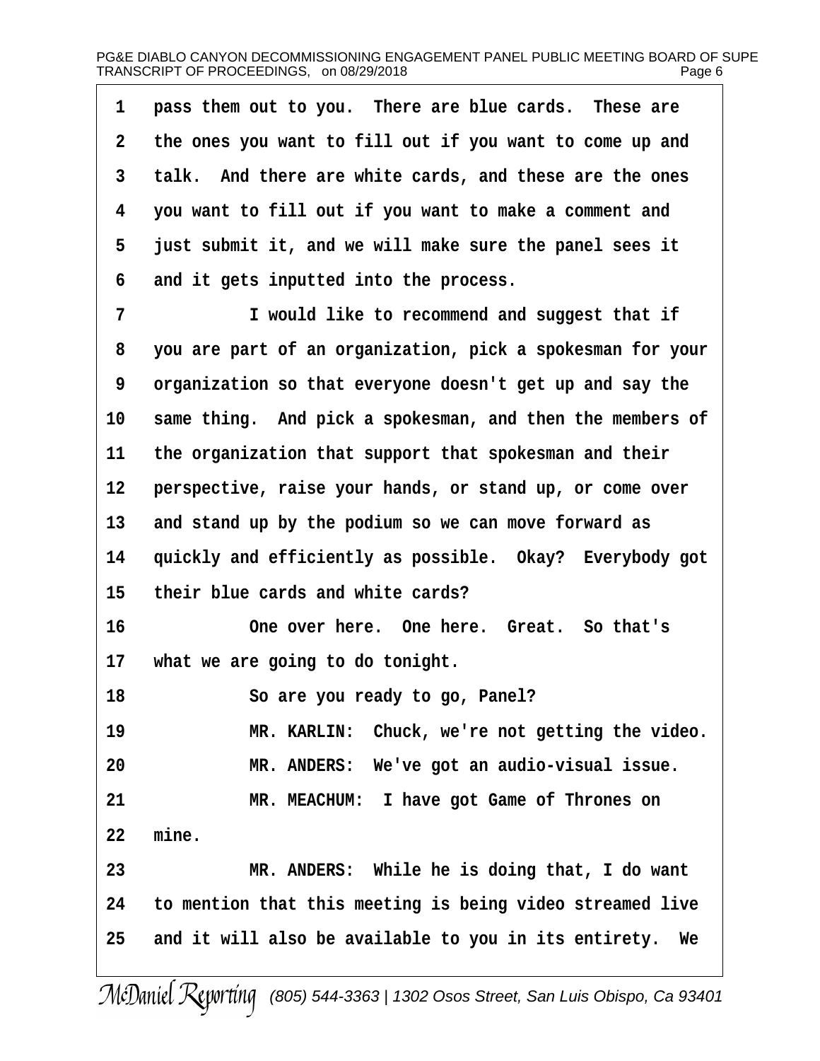pass them out to you. There are blue cards. These are the ones you want to fill out if you want to come up and talk. And there are white cards, and these are the ones you want to fill out if you want to make a comment and just submit it, and we will make sure the panel sees it and it gets inputted into the process.

I would like to recommend and suggest that if you are part of an organization, pick a spokesman for your organization so that everyone doesn't get up and say the same thing. And pick a spokesman, and then the members of the organization that support that spokesman and their perspective, raise your hands, or stand up, or come over and stand up by the podium so we can move forward as quickly and efficiently as possible. Okay? Everybody got their blue cards and white cards?

One over here. One here. Great. So that's what we are going to do tonight.

So are you ready to go, Panel?

MR. KARLIN: Chuck, we're not getting the video.

MR. ANDERS: We've got an audio-visual issue.

MR. MEACHUM: I have got Game of Thrones on mine.

MR. ANDERS: While he is doing that, I do want to mention that this meeting is being video streamed live and it will also be available to you in its entirety. We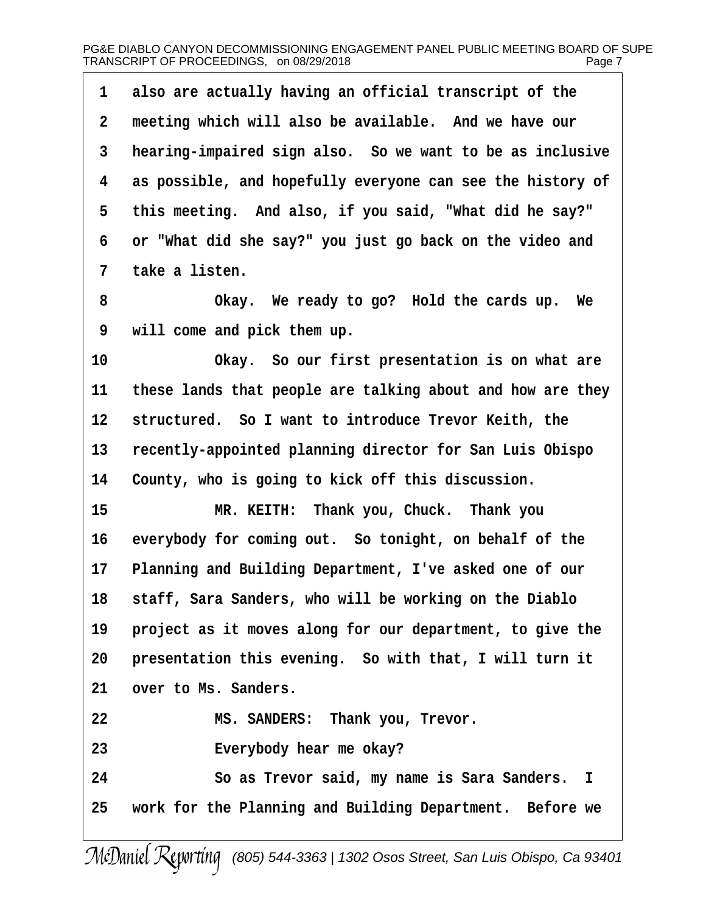1 also are actually having an official transcript of the
2 meeting which will also be available. And we have our
3 hearing-impaired sign also. So we want to be as inclusive
4 as possible, and hopefully everyone can see the history of
5 this meeting. And also, if you said, "What did he say?"
6 or "What did she say?" you just go back on the video and
7 take a listen.
8 Okay. We ready to go? Hold the cards up. We
9 will come and pick them up.
10 Okay. So our first presentation is on what are
11 these lands that people are talking about and how are they
12 structured. So I want to introduce Trevor Keith, the
13 recently-appointed planning director for San Luis Obispo
14 County, who is going to kick off this discussion.
15 MR. KEITH: Thank you, Chuck. Thank you
16 everybody for coming out. So tonight, on behalf of the
17 Planning and Building Department, I've asked one of our
18 staff, Sara Sanders, who will be working on the Diablo
19 project as it moves along for our department, to give the
20 presentation this evening. So with that, I will turn it
21 over to Ms. Sanders.
22 MS. SANDERS: Thank you, Trevor.
23 Everybody hear me okay?
24 So as Trevor said, my name is Sara Sanders. I
25 work for the Planning and Building Department. Before we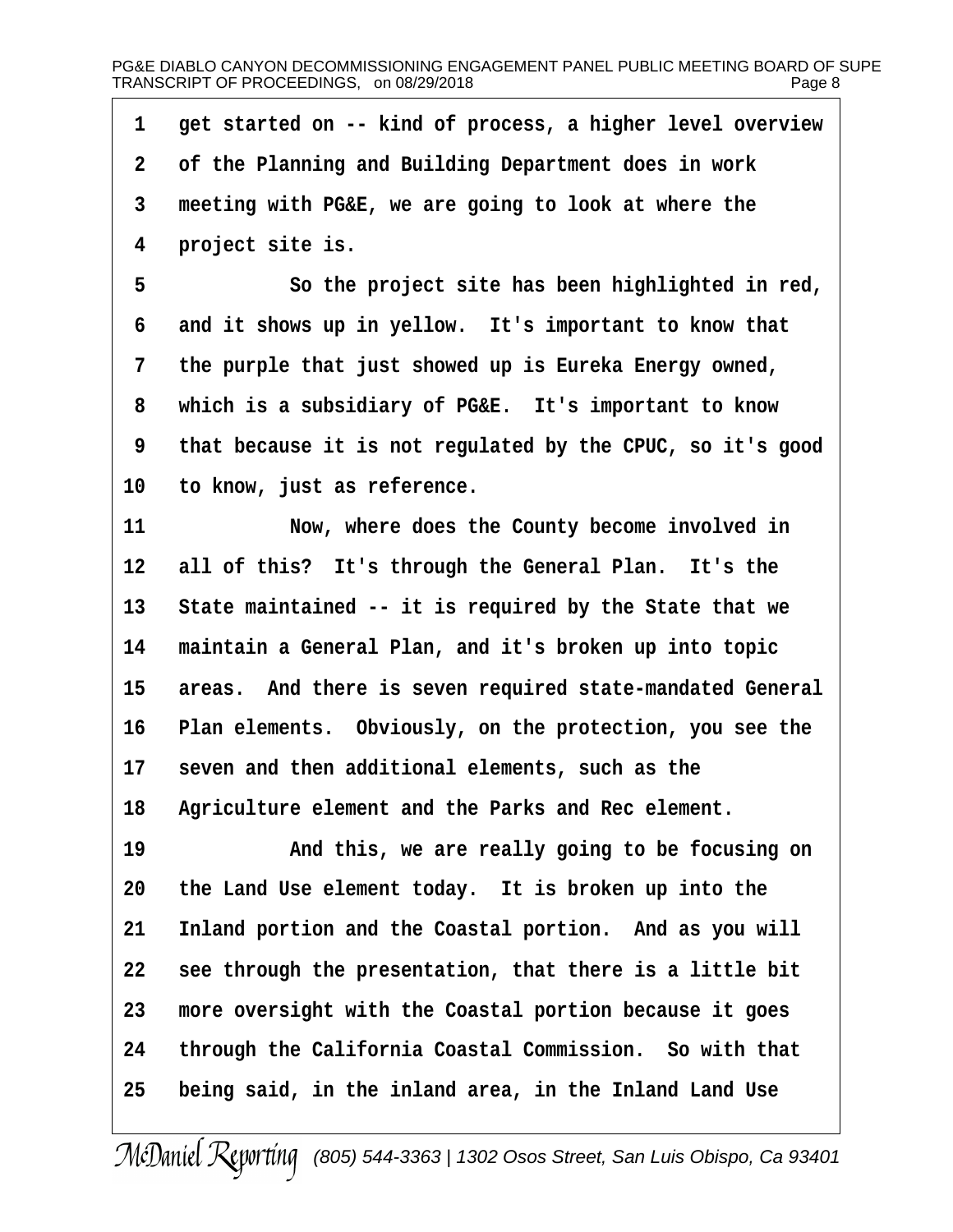1 get started on -- kind of process, a higher level overview
2 of the Planning and Building Department does in work
3 meeting with PG&E, we are going to look at where the
4 project site is.
5 So the project site has been highlighted in red,
6 and it shows up in yellow. It's important to know that
7 the purple that just showed up is Eureka Energy owned,
8 which is a subsidiary of PG&E. It's important to know
9 that because it is not regulated by the CPUC, so it's good
10 to know, just as reference.
11 Now, where does the County become involved in
12 all of this? It's through the General Plan. It's the
13 State maintained -- it is required by the State that we
14 maintain a General Plan, and it's broken up into topic
15 areas. And there is seven required state-mandated General
16 Plan elements. Obviously, on the protection, you see the
17 seven and then additional elements, such as the
18 Agriculture element and the Parks and Rec element.
19 And this, we are really going to be focusing on
20 the Land Use element today. It is broken up into the
21 Inland portion and the Coastal portion. And as you will
22 see through the presentation, that there is a little bit
23 more oversight with the Coastal portion because it goes
24 through the California Coastal Commission. So with that
25 being said, in the inland area, in the Inland Land Use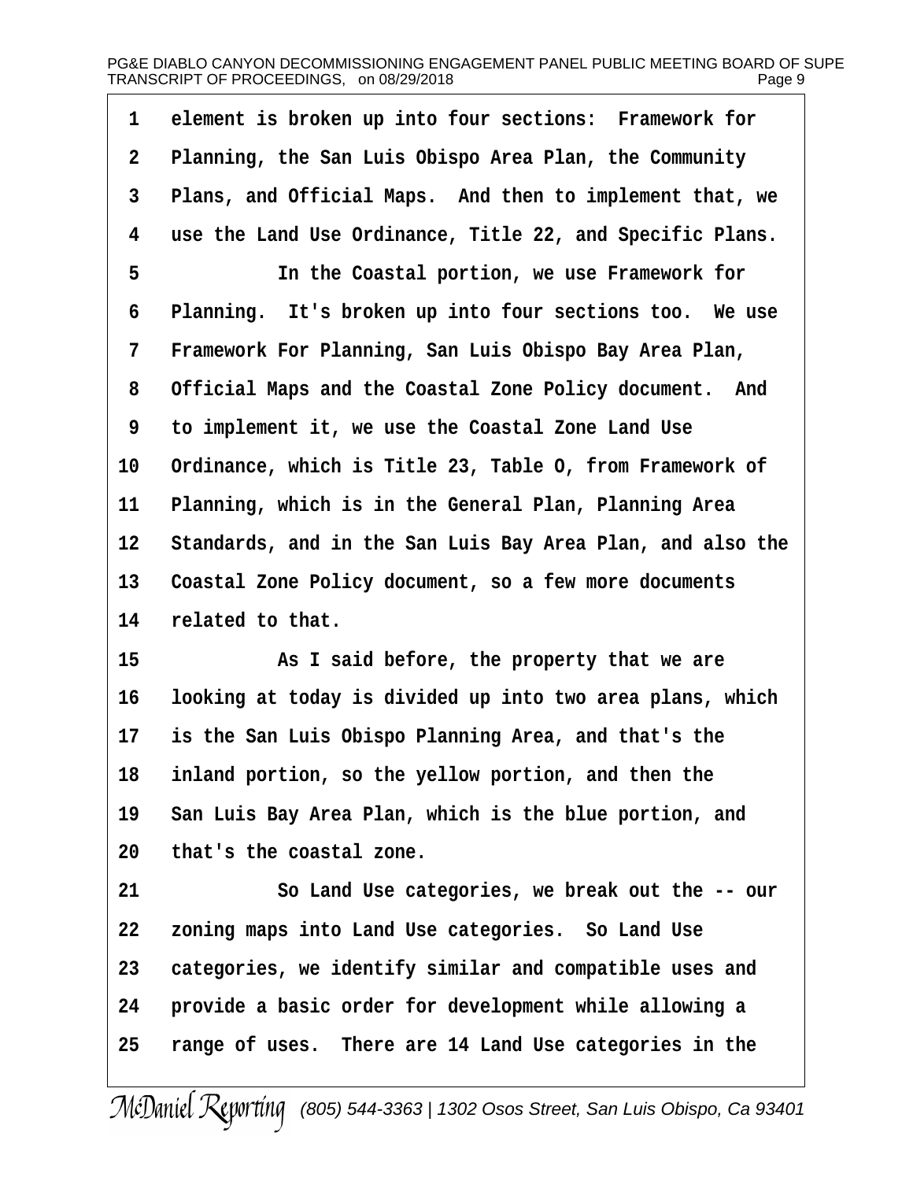1 element is broken up into four sections: Framework for
2 Planning, the San Luis Obispo Area Plan, the Community
3 Plans, and Official Maps. And then to implement that, we
4 use the Land Use Ordinance, Title 22, and Specific Plans.
5 In the Coastal portion, we use Framework for
6 Planning. It's broken up into four sections too. We use
7 Framework For Planning, San Luis Obispo Bay Area Plan,
8 Official Maps and the Coastal Zone Policy document. And
9 to implement it, we use the Coastal Zone Land Use
10 Ordinance, which is Title 23, Table O, from Framework of
11 Planning, which is in the General Plan, Planning Area
12 Standards, and in the San Luis Bay Area Plan, and also the
13 Coastal Zone Policy document, so a few more documents
14 related to that.
15 As I said before, the property that we are
16 looking at today is divided up into two area plans, which
17 is the San Luis Obispo Planning Area, and that's the
18 inland portion, so the yellow portion, and then the
19 San Luis Bay Area Plan, which is the blue portion, and
20 that's the coastal zone.
21 So Land Use categories, we break out the -- our
22 zoning maps into Land Use categories. So Land Use
23 categories, we identify similar and compatible uses and
24 provide a basic order for development while allowing a
25 range of uses. There are 14 Land Use categories in the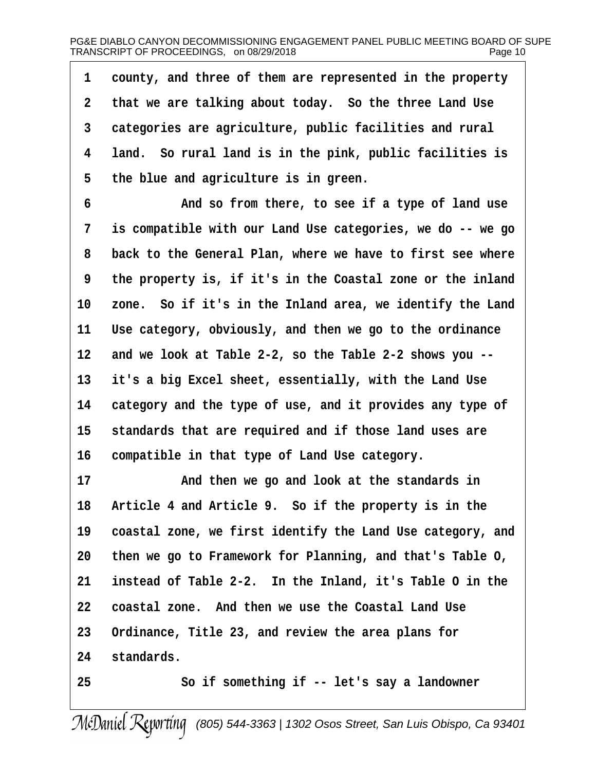1 county, and three of them are represented in the property
2 that we are talking about today. So the three Land Use
3 categories are agriculture, public facilities and rural
4 land. So rural land is in the pink, public facilities is
5 the blue and agriculture is in green.
6 And so from there, to see if a type of land use
7 is compatible with our Land Use categories, we do -- we go
8 back to the General Plan, where we have to first see where
9 the property is, if it's in the Coastal zone or the inland
10 zone. So if it's in the Inland area, we identify the Land
11 Use category, obviously, and then we go to the ordinance
12 and we look at Table 2-2, so the Table 2-2 shows you --
13 it's a big Excel sheet, essentially, with the Land Use
14 category and the type of use, and it provides any type of
15 standards that are required and if those land uses are
16 compatible in that type of Land Use category.
17 And then we go and look at the standards in
18 Article 4 and Article 9. So if the property is in the
19 coastal zone, we first identify the Land Use category, and
20 then we go to Framework for Planning, and that's Table O,
21 instead of Table 2-2. In the Inland, it's Table O in the
22 coastal zone. And then we use the Coastal Land Use
23 Ordinance, Title 23, and review the area plans for
24 standards.
25 So if something if -- let's say a landowner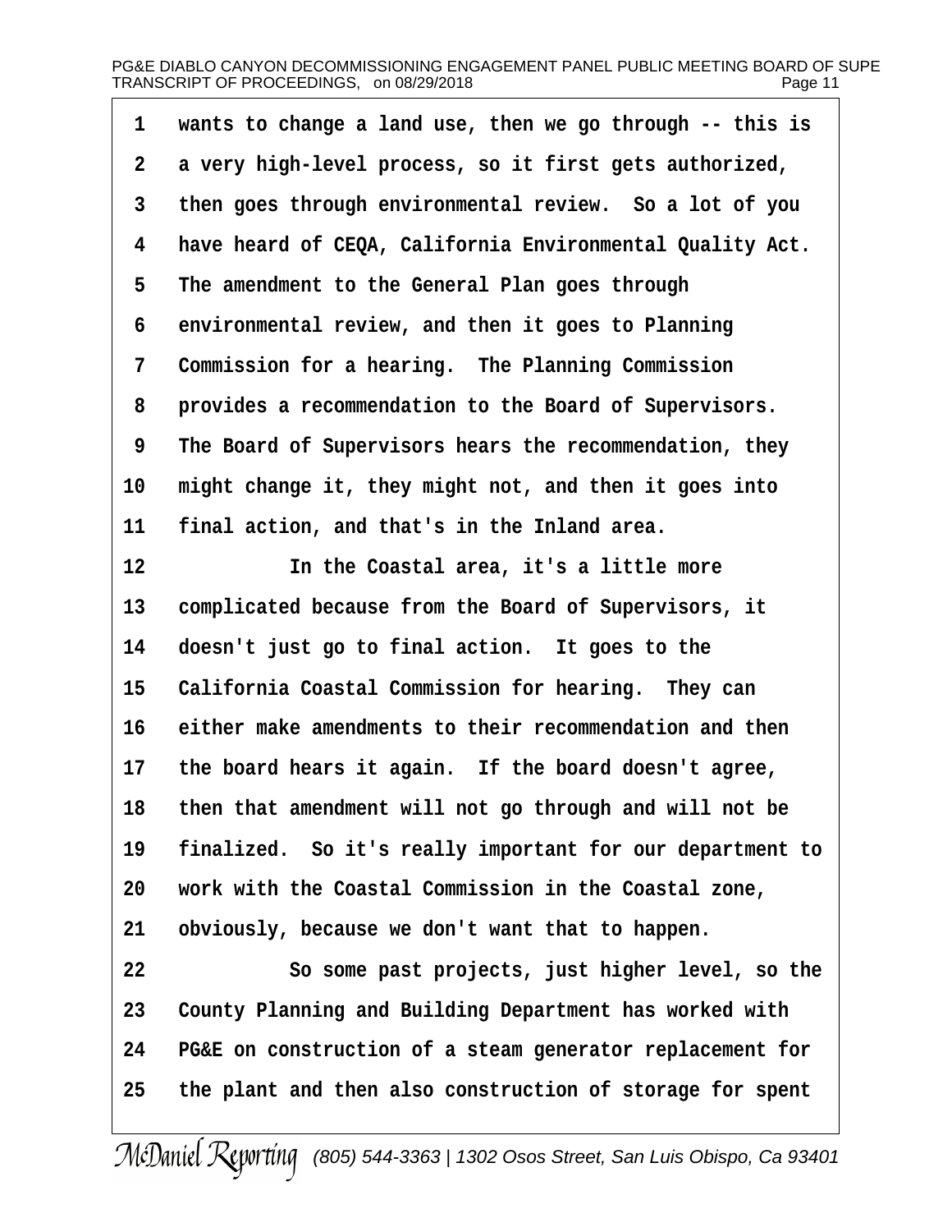1 wants to change a land use, then we go through -- this is
2 a very high-level process, so it first gets authorized,
3 then goes through environmental review. So a lot of you
4 have heard of CEQA, California Environmental Quality Act.
5 The amendment to the General Plan goes through
6 environmental review, and then it goes to Planning
7 Commission for a hearing. The Planning Commission
8 provides a recommendation to the Board of Supervisors.
9 The Board of Supervisors hears the recommendation, they
10 might change it, they might not, and then it goes into
11 final action, and that's in the Inland area.
12 In the Coastal area, it's a little more
13 complicated because from the Board of Supervisors, it
14 doesn't just go to final action. It goes to the
15 California Coastal Commission for hearing. They can
16 either make amendments to their recommendation and then
17 the board hears it again. If the board doesn't agree,
18 then that amendment will not go through and will not be
19 finalized. So it's really important for our department to
20 work with the Coastal Commission in the Coastal zone,
21 obviously, because we don't want that to happen.
22 So some past projects, just higher level, so the
23 County Planning and Building Department has worked with
24 PG&E on construction of a steam generator replacement for
25 the plant and then also construction of storage for spent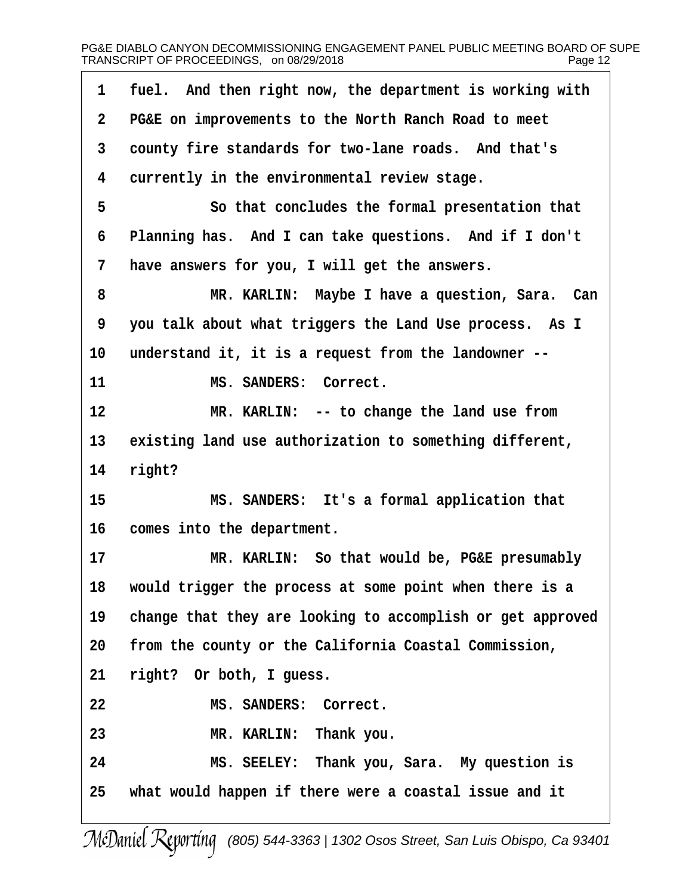fuel. And then right now, the department is working with PG&E on improvements to the North Ranch Road to meet county fire standards for two-lane roads. And that's currently in the environmental review stage.

So that concludes the formal presentation that Planning has. And I can take questions. And if I don't have answers for you, I will get the answers.

MR. KARLIN: Maybe I have a question, Sara. Can you talk about what triggers the Land Use process. As I understand it, it is a request from the landowner --

MS. SANDERS: Correct.

MR. KARLIN: -- to change the land use from existing land use authorization to something different, right?

MS. SANDERS: It's a formal application that comes into the department.

MR. KARLIN: So that would be, PG&E presumably would trigger the process at some point when there is a change that they are looking to accomplish or get approved from the county or the California Coastal Commission, right? Or both, I guess.

MS. SANDERS: Correct.

MR. KARLIN: Thank you.

MS. SEELEY: Thank you, Sara. My question is what would happen if there were a coastal issue and it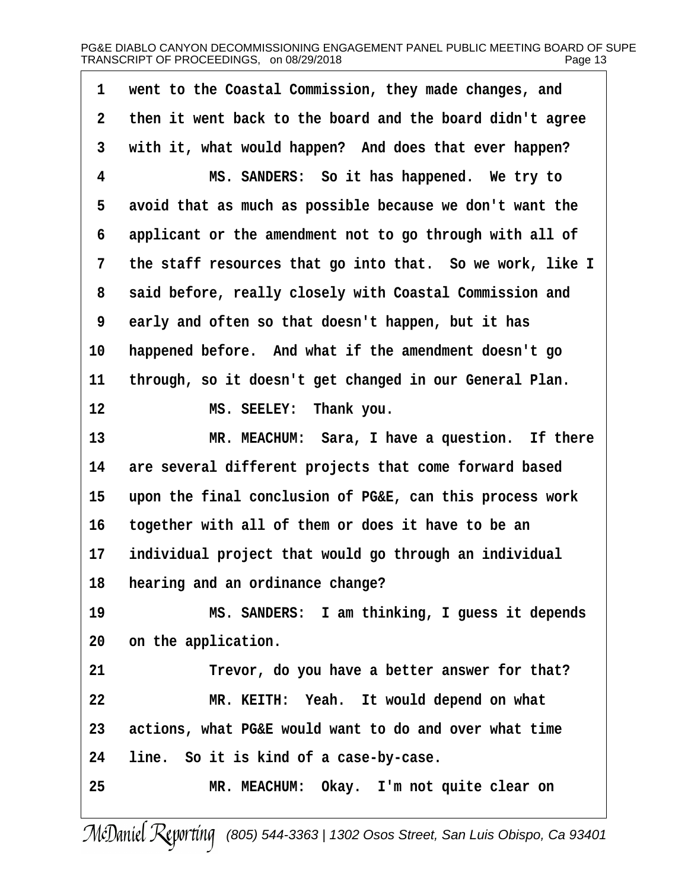1 went to the Coastal Commission, they made changes, and
2 then it went back to the board and the board didn't agree
3 with it, what would happen? And does that ever happen?
4 MS. SANDERS: So it has happened. We try to
5 avoid that as much as possible because we don't want the
6 applicant or the amendment not to go through with all of
7 the staff resources that go into that. So we work, like I
8 said before, really closely with Coastal Commission and
9 early and often so that doesn't happen, but it has
10 happened before. And what if the amendment doesn't go
11 through, so it doesn't get changed in our General Plan.
12 MS. SEELEY: Thank you.
13 MR. MEACHUM: Sara, I have a question. If there
14 are several different projects that come forward based
15 upon the final conclusion of PG&E, can this process work
16 together with all of them or does it have to be an
17 individual project that would go through an individual
18 hearing and an ordinance change?
19 MS. SANDERS: I am thinking, I guess it depends
20 on the application.
21 Trevor, do you have a better answer for that?
22 MR. KEITH: Yeah. It would depend on what
23 actions, what PG&E would want to do and over what time
24 line. So it is kind of a case-by-case.
25 MR. MEACHUM: Okay. I'm not quite clear on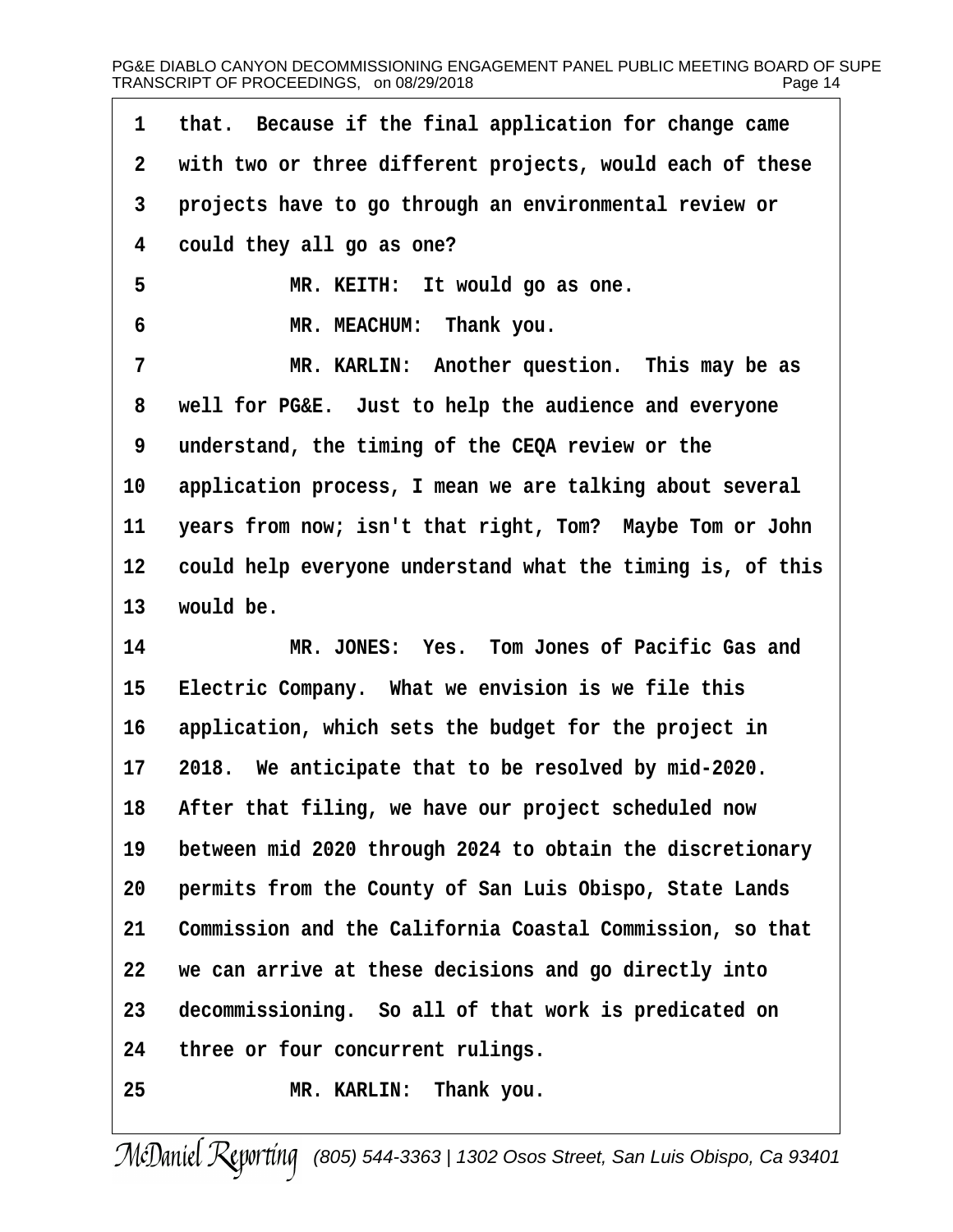1 that. Because if the final application for change came
2 with two or three different projects, would each of these
3 projects have to go through an environmental review or
4 could they all go as one?

5 MR. KEITH: It would go as one.

6 MR. MEACHUM: Thank you.

7 MR. KARLIN: Another question. This may be as
8 well for PG&E. Just to help the audience and everyone
9 understand, the timing of the CEQA review or the
10 application process, I mean we are talking about several
11 years from now; isn't that right, Tom? Maybe Tom or John
12 could help everyone understand what the timing is, of this
13 would be.

14 MR. JONES: Yes. Tom Jones of Pacific Gas and
15 Electric Company. What we envision is we file this
16 application, which sets the budget for the project in
17 2018. We anticipate that to be resolved by mid-2020.
18 After that filing, we have our project scheduled now
19 between mid 2020 through 2024 to obtain the discretionary
20 permits from the County of San Luis Obispo, State Lands
21 Commission and the California Coastal Commission, so that
22 we can arrive at these decisions and go directly into
23 decommissioning. So all of that work is predicated on
24 three or four concurrent rulings.

25 MR. KARLIN: Thank you.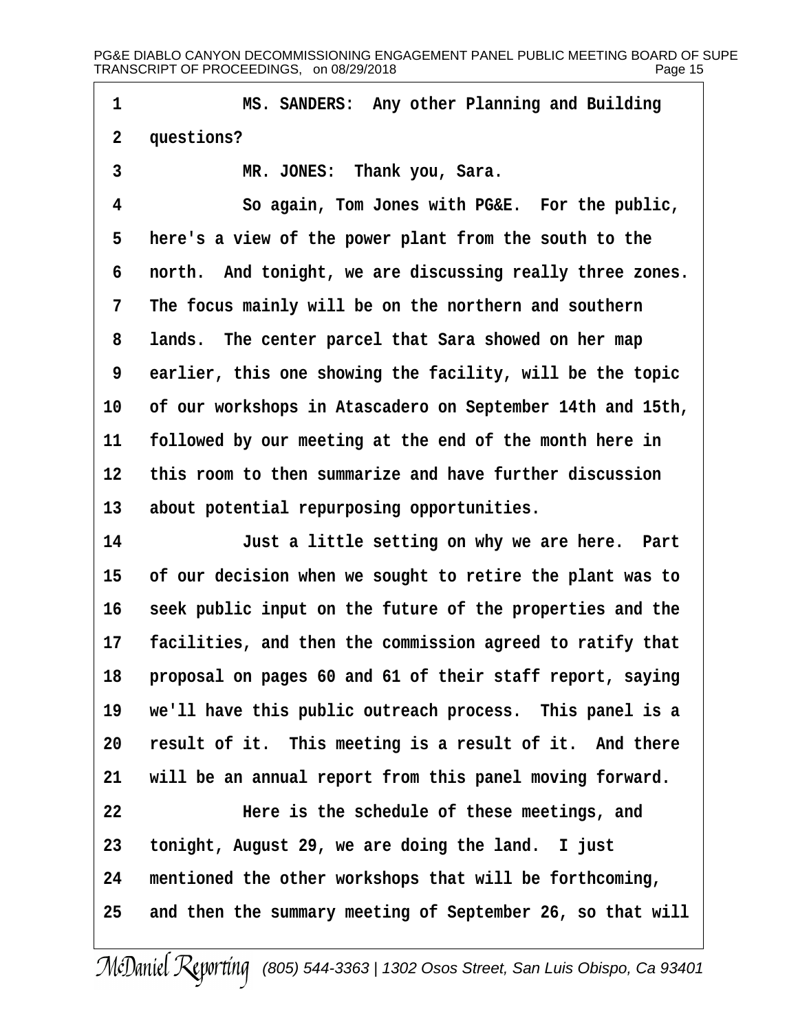MS. SANDERS: Any other Planning and Building questions?

MR. JONES: Thank you, Sara.

So again, Tom Jones with PG&E. For the public, here's a view of the power plant from the south to the north. And tonight, we are discussing really three zones. The focus mainly will be on the northern and southern lands. The center parcel that Sara showed on her map earlier, this one showing the facility, will be the topic of our workshops in Atascadero on September 14th and 15th, followed by our meeting at the end of the month here in this room to then summarize and have further discussion about potential repurposing opportunities.

Just a little setting on why we are here. Part of our decision when we sought to retire the plant was to seek public input on the future of the properties and the facilities, and then the commission agreed to ratify that proposal on pages 60 and 61 of their staff report, saying we'll have this public outreach process. This panel is a result of it. This meeting is a result of it. And there will be an annual report from this panel moving forward.

Here is the schedule of these meetings, and tonight, August 29, we are doing the land. I just mentioned the other workshops that will be forthcoming, and then the summary meeting of September 26, so that will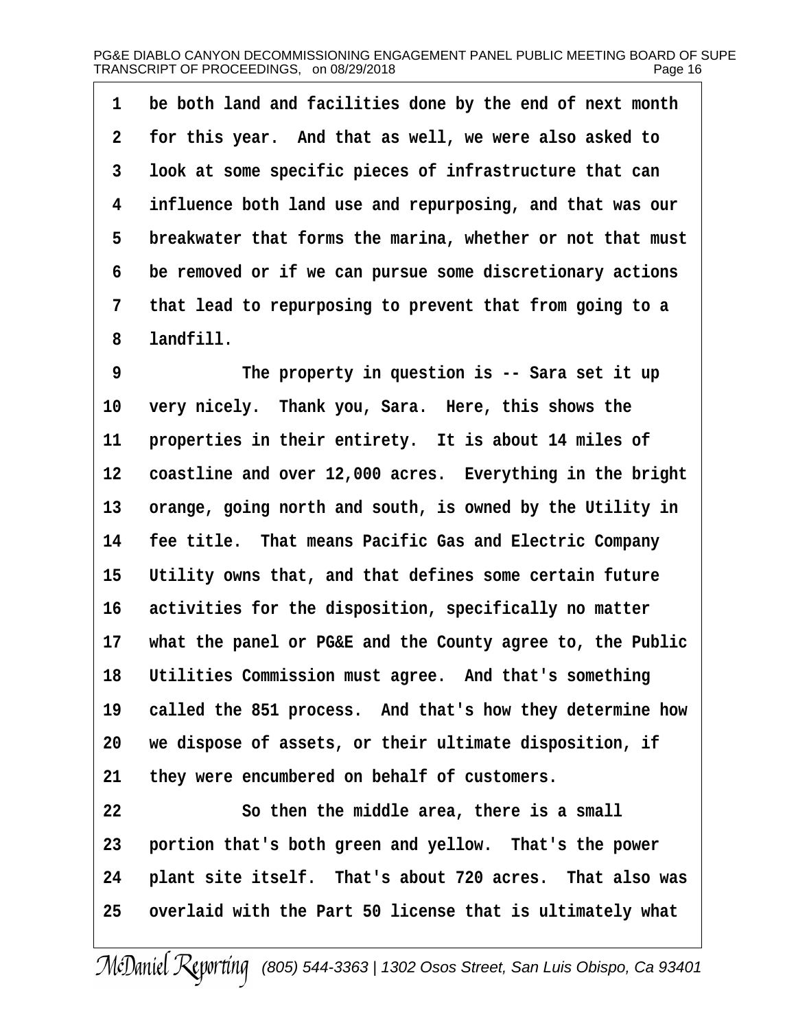be both land and facilities done by the end of next month for this year. And that as well, we were also asked to look at some specific pieces of infrastructure that can influence both land use and repurposing, and that was our breakwater that forms the marina, whether or not that must be removed or if we can pursue some discretionary actions that lead to repurposing to prevent that from going to a landfill.

The property in question is -- Sara set it up very nicely. Thank you, Sara. Here, this shows the properties in their entirety. It is about 14 miles of coastline and over 12,000 acres. Everything in the bright orange, going north and south, is owned by the Utility in fee title. That means Pacific Gas and Electric Company Utility owns that, and that defines some certain future activities for the disposition, specifically no matter what the panel or PG&E and the County agree to, the Public Utilities Commission must agree. And that's something called the 851 process. And that's how they determine how we dispose of assets, or their ultimate disposition, if they were encumbered on behalf of customers.

So then the middle area, there is a small portion that's both green and yellow. That's the power plant site itself. That's about 720 acres. That also was overlaid with the Part 50 license that is ultimately what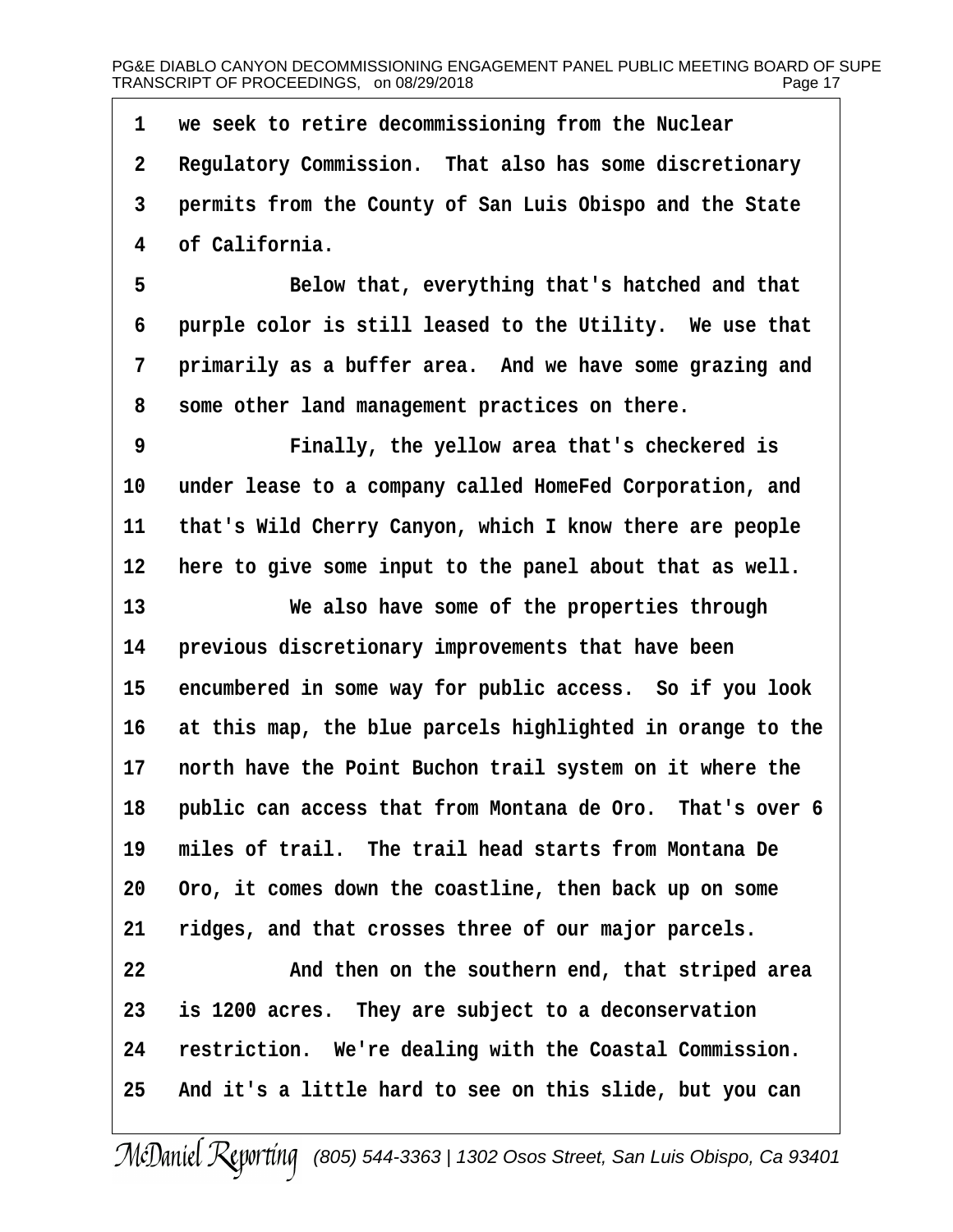1 we seek to retire decommissioning from the Nuclear
2 Regulatory Commission. That also has some discretionary
3 permits from the County of San Luis Obispo and the State
4 of California.

5 Below that, everything that's hatched and that
6 purple color is still leased to the Utility. We use that
7 primarily as a buffer area. And we have some grazing and
8 some other land management practices on there.

9 Finally, the yellow area that's checkered is
10 under lease to a company called HomeFed Corporation, and
11 that's Wild Cherry Canyon, which I know there are people
12 here to give some input to the panel about that as well.

13 We also have some of the properties through
14 previous discretionary improvements that have been
15 encumbered in some way for public access. So if you look
16 at this map, the blue parcels highlighted in orange to the
17 north have the Point Buchon trail system on it where the
18 public can access that from Montana de Oro. That's over 6
19 miles of trail. The trail head starts from Montana De
20 Oro, it comes down the coastline, then back up on some
21 ridges, and that crosses three of our major parcels.

22 And then on the southern end, that striped area
23 is 1200 acres. They are subject to a deconservation
24 restriction. We're dealing with the Coastal Commission.
25 And it's a little hard to see on this slide, but you can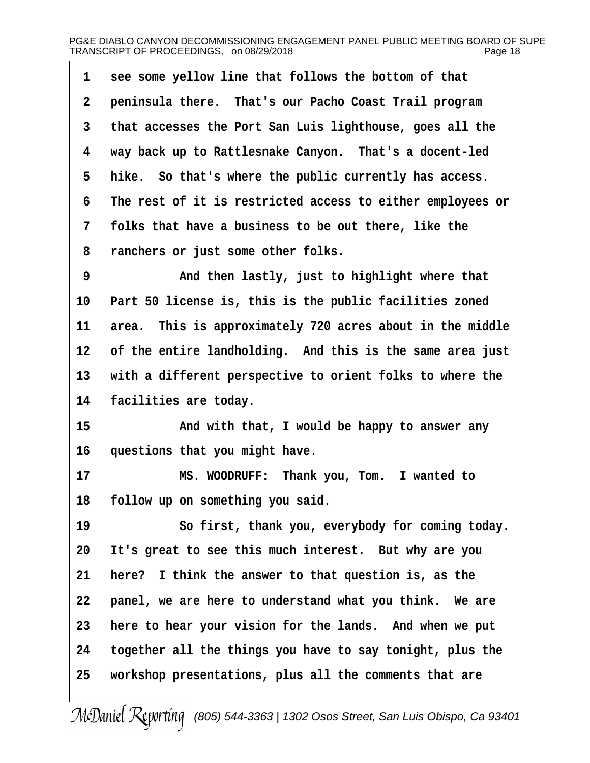see some yellow line that follows the bottom of that peninsula there. That's our Pacho Coast Trail program that accesses the Port San Luis lighthouse, goes all the way back up to Rattlesnake Canyon. That's a docent-led hike. So that's where the public currently has access. The rest of it is restricted access to either employees or folks that have a business to be out there, like the ranchers or just some other folks.

And then lastly, just to highlight where that Part 50 license is, this is the public facilities zoned area. This is approximately 720 acres about in the middle of the entire landholding. And this is the same area just with a different perspective to orient folks to where the facilities are today.

And with that, I would be happy to answer any questions that you might have.

MS. WOODRUFF: Thank you, Tom. I wanted to follow up on something you said.

So first, thank you, everybody for coming today. It's great to see this much interest. But why are you here? I think the answer to that question is, as the panel, we are here to understand what you think. We are here to hear your vision for the lands. And when we put together all the things you have to say tonight, plus the workshop presentations, plus all the comments that are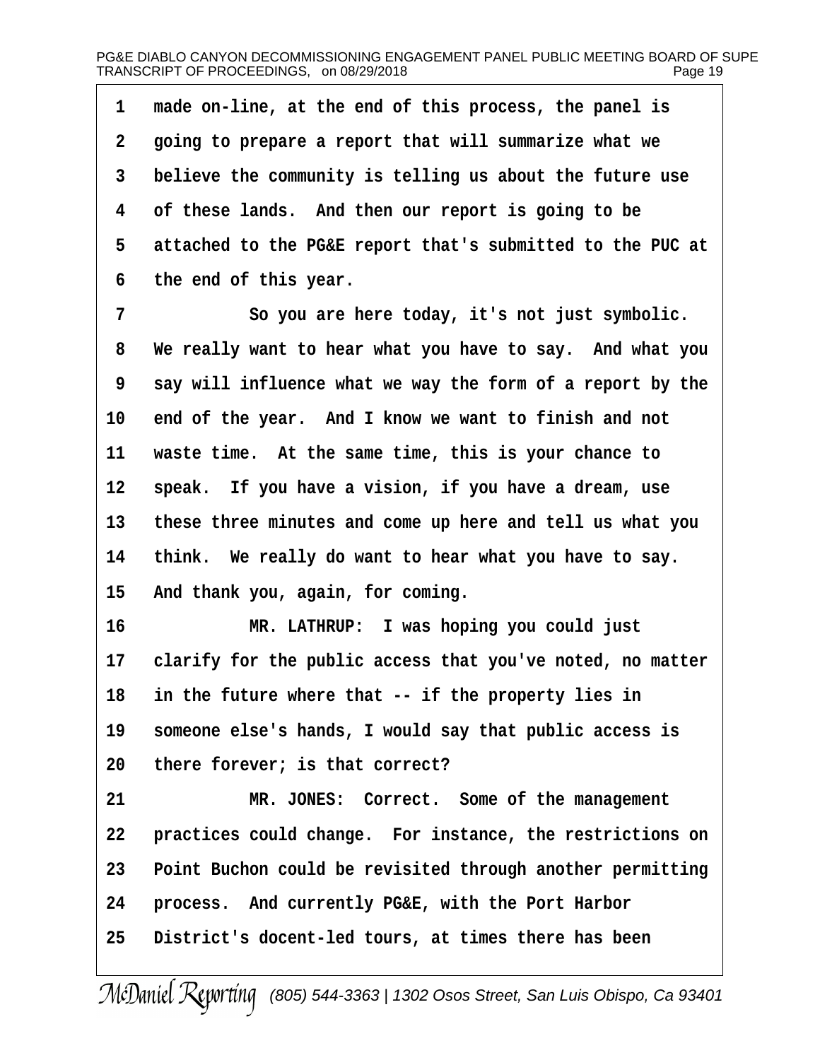1 made on-line, at the end of this process, the panel is
2 going to prepare a report that will summarize what we
3 believe the community is telling us about the future use
4 of these lands. And then our report is going to be
5 attached to the PG&E report that's submitted to the PUC at
6 the end of this year.

7 So you are here today, it's not just symbolic.
8 We really want to hear what you have to say. And what you
9 say will influence what we way the form of a report by the
10 end of the year. And I know we want to finish and not
11 waste time. At the same time, this is your chance to
12 speak. If you have a vision, if you have a dream, use
13 these three minutes and come up here and tell us what you
14 think. We really do want to hear what you have to say.
15 And thank you, again, for coming.

16 MR. LATHRUP: I was hoping you could just
17 clarify for the public access that you've noted, no matter
18 in the future where that -- if the property lies in
19 someone else's hands, I would say that public access is
20 there forever; is that correct?

21 MR. JONES: Correct. Some of the management
22 practices could change. For instance, the restrictions on
23 Point Buchon could be revisited through another permitting
24 process. And currently PG&E, with the Port Harbor
25 District's docent-led tours, at times there has been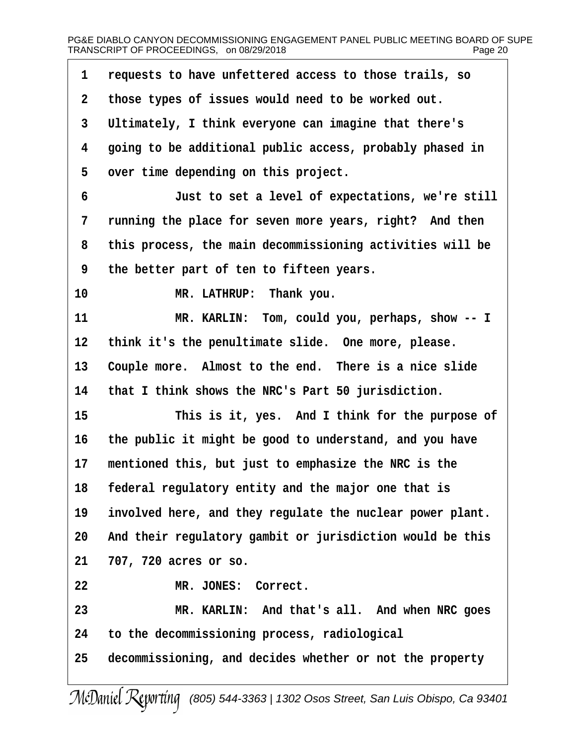requests to have unfettered access to those trails, so those types of issues would need to be worked out. Ultimately, I think everyone can imagine that there's going to be additional public access, probably phased in over time depending on this project.

Just to set a level of expectations, we're still running the place for seven more years, right? And then this process, the main decommissioning activities will be the better part of ten to fifteen years.

MR. LATHRUP: Thank you.

MR. KARLIN: Tom, could you, perhaps, show -- I think it's the penultimate slide. One more, please. Couple more. Almost to the end. There is a nice slide that I think shows the NRC's Part 50 jurisdiction.

This is it, yes. And I think for the purpose of the public it might be good to understand, and you have mentioned this, but just to emphasize the NRC is the federal regulatory entity and the major one that is involved here, and they regulate the nuclear power plant. And their regulatory gambit or jurisdiction would be this 707, 720 acres or so.

MR. JONES: Correct.

MR. KARLIN: And that's all. And when NRC goes to the decommissioning process, radiological decommissioning, and decides whether or not the property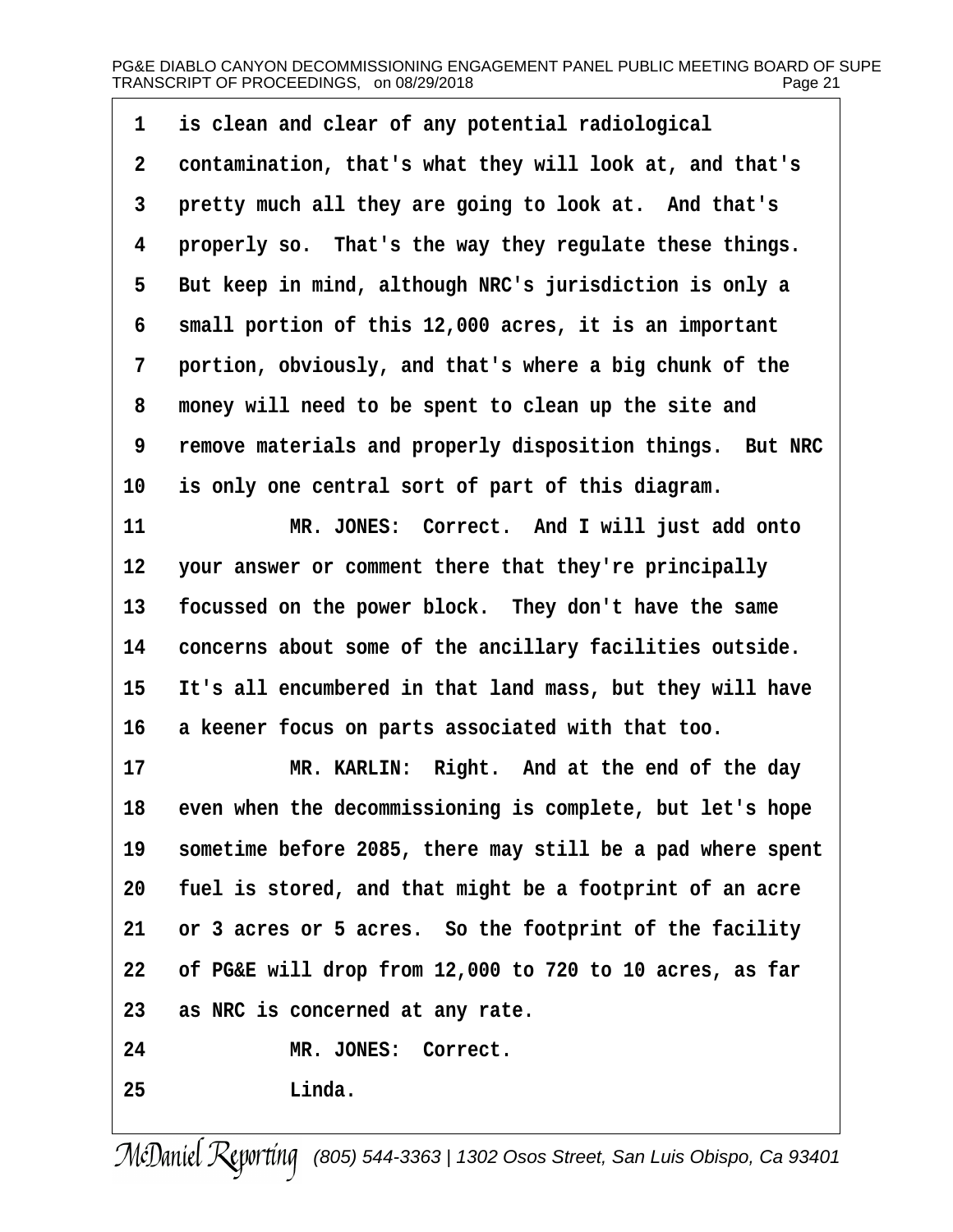1 is clean and clear of any potential radiological
2 contamination, that's what they will look at, and that's
3 pretty much all they are going to look at. And that's
4 properly so. That's the way they regulate these things.
5 But keep in mind, although NRC's jurisdiction is only a
6 small portion of this 12,000 acres, it is an important
7 portion, obviously, and that's where a big chunk of the
8 money will need to be spent to clean up the site and
9 remove materials and properly disposition things. But NRC
10 is only one central sort of part of this diagram.
11 MR. JONES: Correct. And I will just add onto
12 your answer or comment there that they're principally
13 focussed on the power block. They don't have the same
14 concerns about some of the ancillary facilities outside.
15 It's all encumbered in that land mass, but they will have
16 a keener focus on parts associated with that too.
17 MR. KARLIN: Right. And at the end of the day
18 even when the decommissioning is complete, but let's hope
19 sometime before 2085, there may still be a pad where spent
20 fuel is stored, and that might be a footprint of an acre
21 or 3 acres or 5 acres. So the footprint of the facility
22 of PG&E will drop from 12,000 to 720 to 10 acres, as far
23 as NRC is concerned at any rate.
24 MR. JONES: Correct.
25 Linda.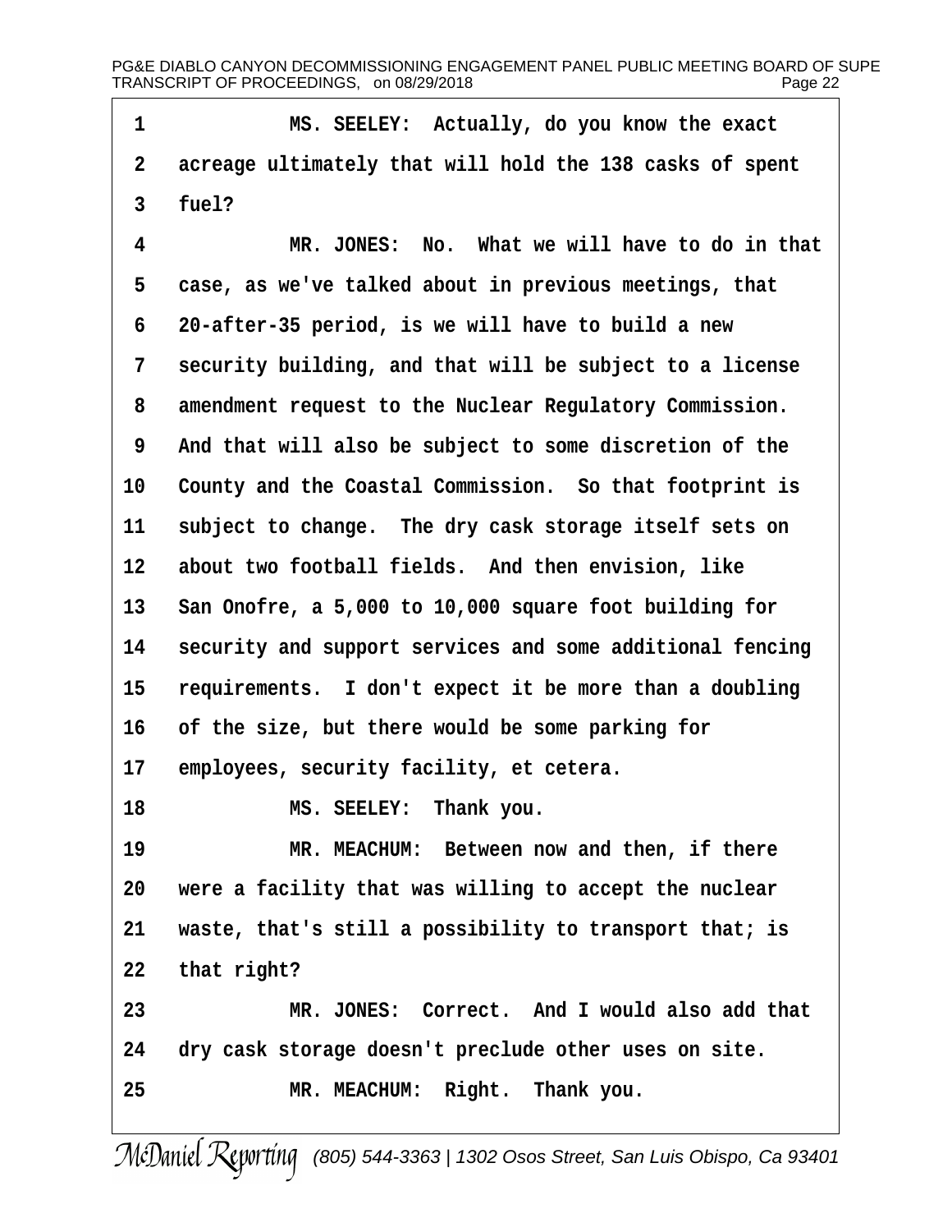1 MS. SEELEY: Actually, do you know the exact
2 acreage ultimately that will hold the 138 casks of spent
3 fuel?
4 MR. JONES: No. What we will have to do in that
5 case, as we've talked about in previous meetings, that
6 20-after-35 period, is we will have to build a new
7 security building, and that will be subject to a license
8 amendment request to the Nuclear Regulatory Commission.
9 And that will also be subject to some discretion of the
10 County and the Coastal Commission. So that footprint is
11 subject to change. The dry cask storage itself sets on
12 about two football fields. And then envision, like
13 San Onofre, a 5,000 to 10,000 square foot building for
14 security and support services and some additional fencing
15 requirements. I don't expect it be more than a doubling
16 of the size, but there would be some parking for
17 employees, security facility, et cetera.
18 MS. SEELEY: Thank you.
19 MR. MEACHUM: Between now and then, if there
20 were a facility that was willing to accept the nuclear
21 waste, that's still a possibility to transport that; is
22 that right?
23 MR. JONES: Correct. And I would also add that
24 dry cask storage doesn't preclude other uses on site.
25 MR. MEACHUM: Right. Thank you.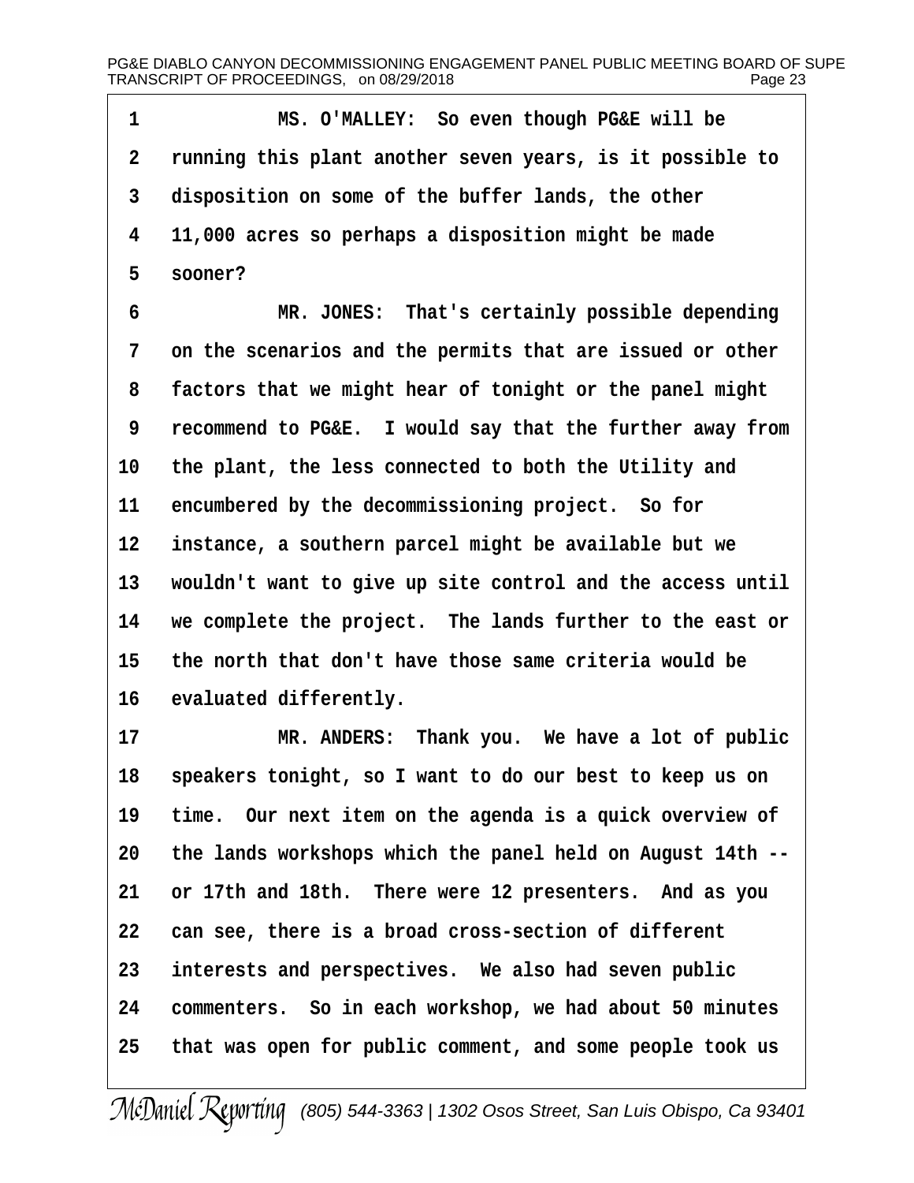MS. O'MALLEY: So even though PG&E will be running this plant another seven years, is it possible to disposition on some of the buffer lands, the other 11,000 acres so perhaps a disposition might be made sooner?

MR. JONES: That's certainly possible depending on the scenarios and the permits that are issued or other factors that we might hear of tonight or the panel might recommend to PG&E. I would say that the further away from the plant, the less connected to both the Utility and encumbered by the decommissioning project. So for instance, a southern parcel might be available but we wouldn't want to give up site control and the access until we complete the project. The lands further to the east or the north that don't have those same criteria would be evaluated differently.

MR. ANDERS: Thank you. We have a lot of public speakers tonight, so I want to do our best to keep us on time. Our next item on the agenda is a quick overview of the lands workshops which the panel held on August 14th -- or 17th and 18th. There were 12 presenters. And as you can see, there is a broad cross-section of different interests and perspectives. We also had seven public commenters. So in each workshop, we had about 50 minutes that was open for public comment, and some people took us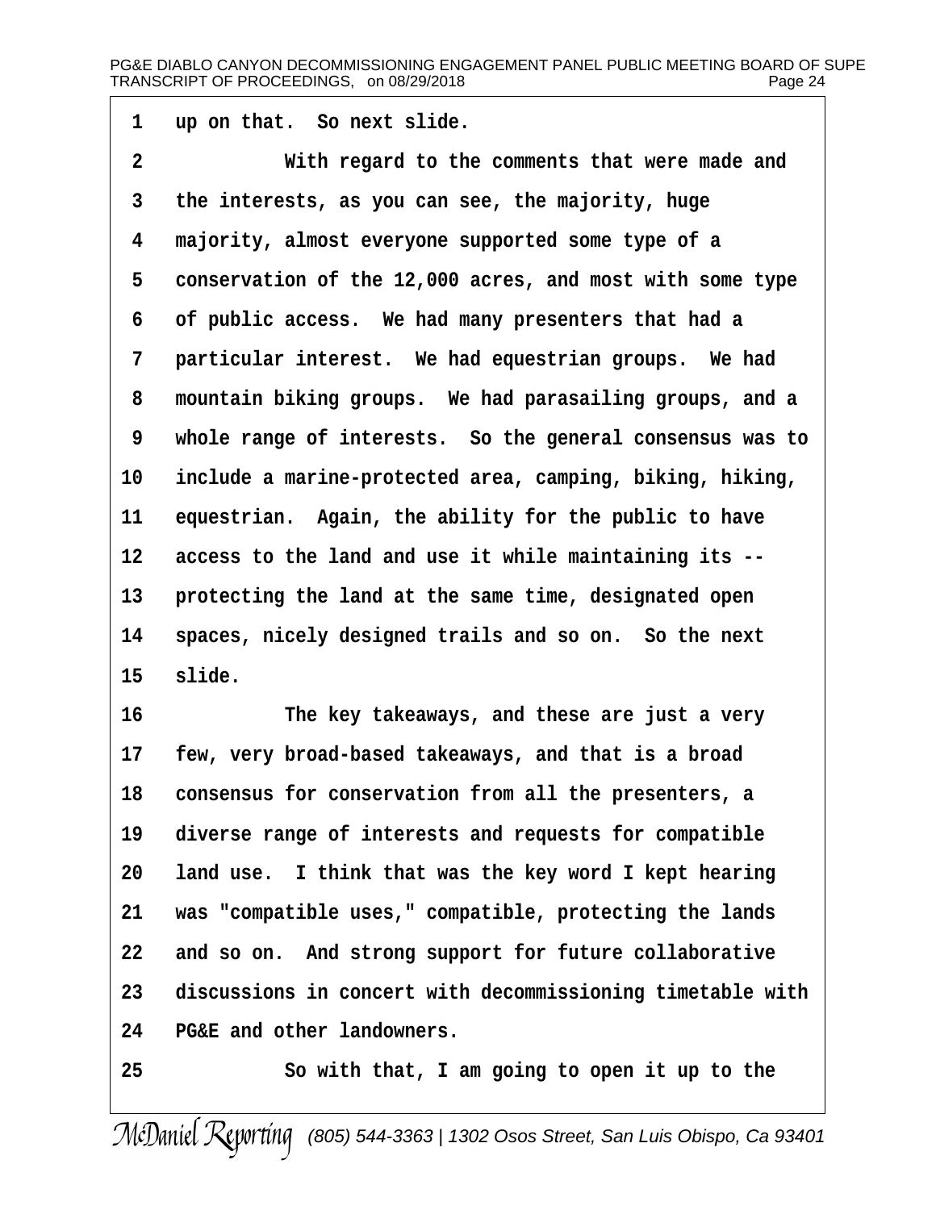up on that. So next slide.

With regard to the comments that were made and the interests, as you can see, the majority, huge majority, almost everyone supported some type of a conservation of the 12,000 acres, and most with some type of public access. We had many presenters that had a particular interest. We had equestrian groups. We had mountain biking groups. We had parasailing groups, and a whole range of interests. So the general consensus was to include a marine-protected area, camping, biking, hiking, equestrian. Again, the ability for the public to have access to the land and use it while maintaining its -- protecting the land at the same time, designated open spaces, nicely designed trails and so on. So the next slide.

The key takeaways, and these are just a very few, very broad-based takeaways, and that is a broad consensus for conservation from all the presenters, a diverse range of interests and requests for compatible land use. I think that was the key word I kept hearing was "compatible uses," compatible, protecting the lands and so on. And strong support for future collaborative discussions in concert with decommissioning timetable with PG&E and other landowners.

So with that, I am going to open it up to the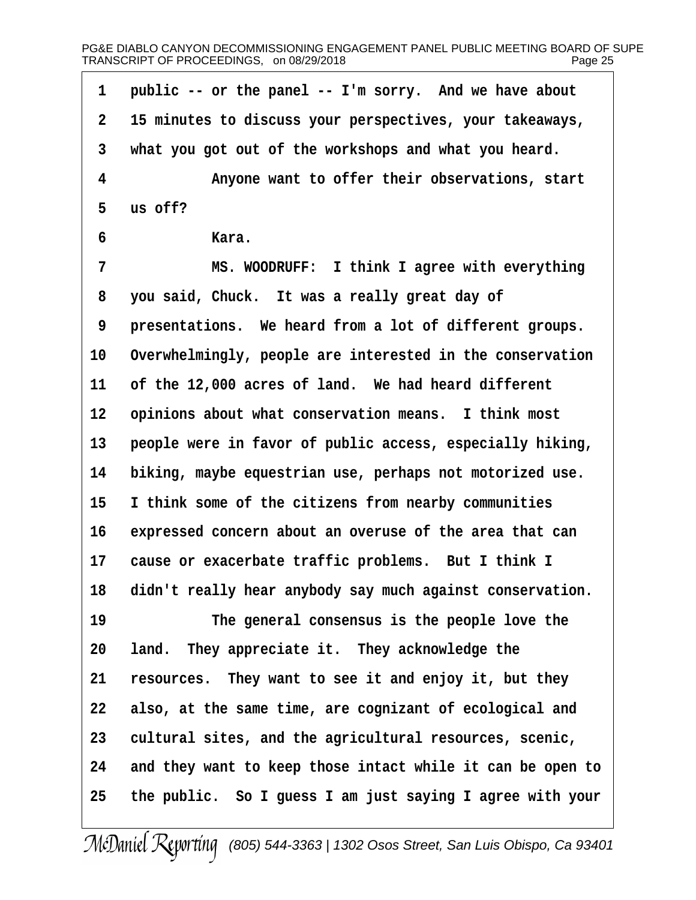1 public -- or the panel -- I'm sorry. And we have about

2 15 minutes to discuss your perspectives, your takeaways,

3 what you got out of the workshops and what you heard.

4 Anyone want to offer their observations, start

5 us off?

6 Kara.

7 MS. WOODRUFF: I think I agree with everything

8 you said, Chuck. It was a really great day of

9 presentations. We heard from a lot of different groups.

10 Overwhelmingly, people are interested in the conservation

11 of the 12,000 acres of land. We had heard different

12 opinions about what conservation means. I think most

13 people were in favor of public access, especially hiking,

14 biking, maybe equestrian use, perhaps not motorized use.

15 I think some of the citizens from nearby communities

16 expressed concern about an overuse of the area that can

17 cause or exacerbate traffic problems. But I think I

18 didn't really hear anybody say much against conservation.

19 The general consensus is the people love the

20 land. They appreciate it. They acknowledge the

21 resources. They want to see it and enjoy it, but they

22 also, at the same time, are cognizant of ecological and

23 cultural sites, and the agricultural resources, scenic,

24 and they want to keep those intact while it can be open to

25 the public. So I guess I am just saying I agree with your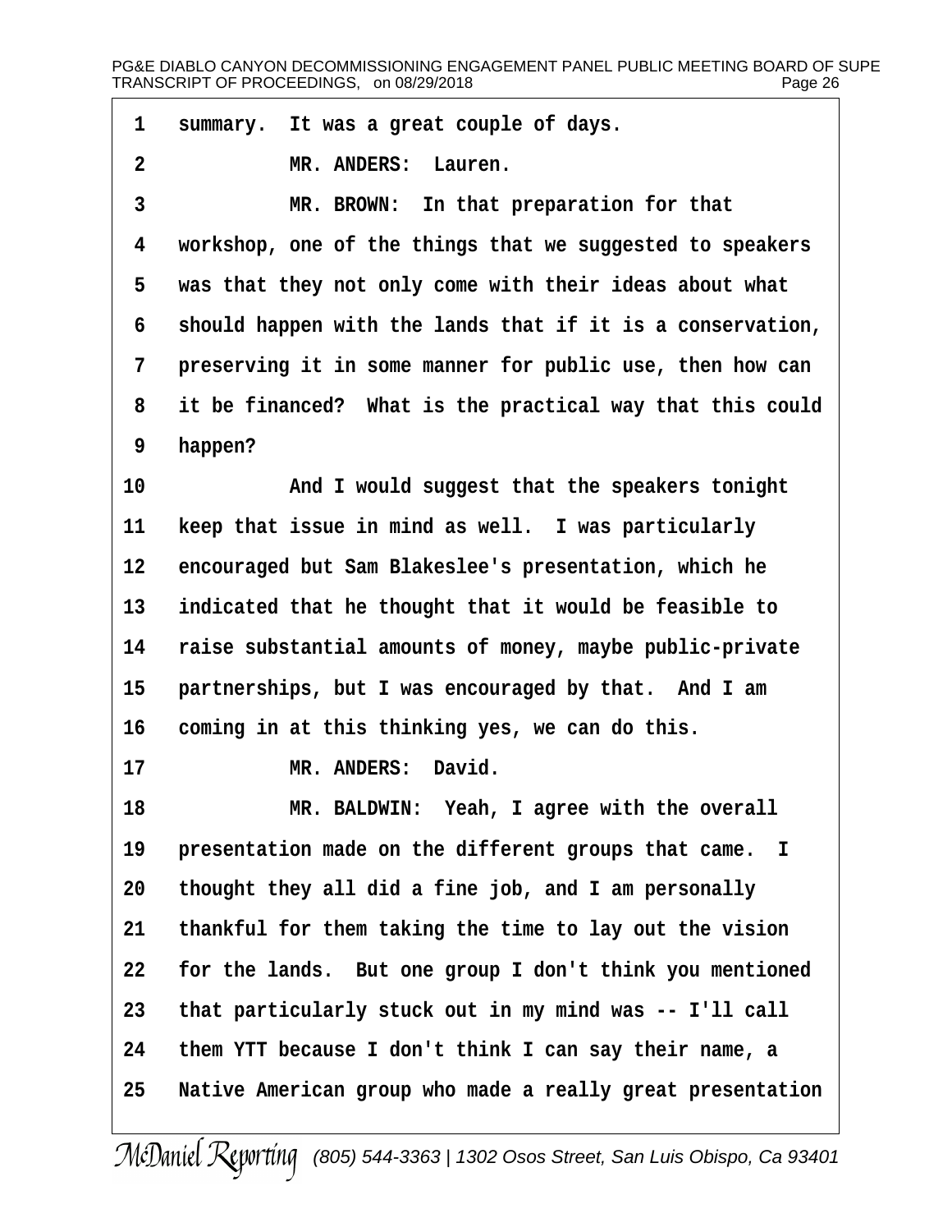1 summary. It was a great couple of days.

2 MR. ANDERS: Lauren.

3 MR. BROWN: In that preparation for that

4 workshop, one of the things that we suggested to speakers

5 was that they not only come with their ideas about what

6 should happen with the lands that if it is a conservation,

7 preserving it in some manner for public use, then how can

8 it be financed? What is the practical way that this could

9 happen?

10 And I would suggest that the speakers tonight

11 keep that issue in mind as well. I was particularly

12 encouraged but Sam Blakeslee's presentation, which he

13 indicated that he thought that it would be feasible to

14 raise substantial amounts of money, maybe public-private

15 partnerships, but I was encouraged by that. And I am

16 coming in at this thinking yes, we can do this.

17 MR. ANDERS: David.

18 MR. BALDWIN: Yeah, I agree with the overall

19 presentation made on the different groups that came. I

20 thought they all did a fine job, and I am personally

21 thankful for them taking the time to lay out the vision

22 for the lands. But one group I don't think you mentioned

23 that particularly stuck out in my mind was -- I'll call

24 them YTT because I don't think I can say their name, a

25 Native American group who made a really great presentation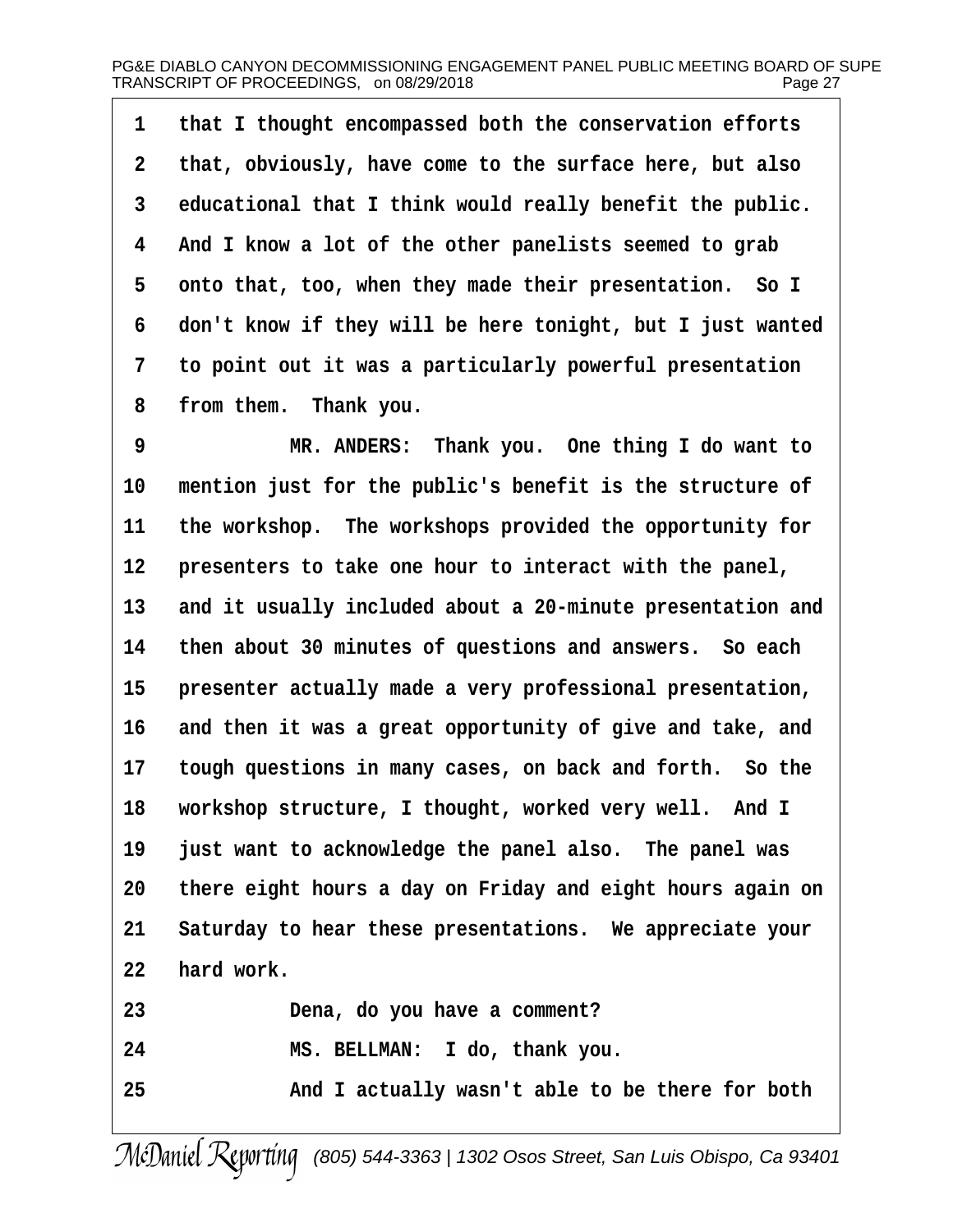1 that I thought encompassed both the conservation efforts
2 that, obviously, have come to the surface here, but also
3 educational that I think would really benefit the public.
4 And I know a lot of the other panelists seemed to grab
5 onto that, too, when they made their presentation. So I
6 don't know if they will be here tonight, but I just wanted
7 to point out it was a particularly powerful presentation
8 from them. Thank you.
9 MR. ANDERS: Thank you. One thing I do want to
10 mention just for the public's benefit is the structure of
11 the workshop. The workshops provided the opportunity for
12 presenters to take one hour to interact with the panel,
13 and it usually included about a 20-minute presentation and
14 then about 30 minutes of questions and answers. So each
15 presenter actually made a very professional presentation,
16 and then it was a great opportunity of give and take, and
17 tough questions in many cases, on back and forth. So the
18 workshop structure, I thought, worked very well. And I
19 just want to acknowledge the panel also. The panel was
20 there eight hours a day on Friday and eight hours again on
21 Saturday to hear these presentations. We appreciate your
22 hard work.
23 Dena, do you have a comment?
24 MS. BELLMAN: I do, thank you.
25 And I actually wasn't able to be there for both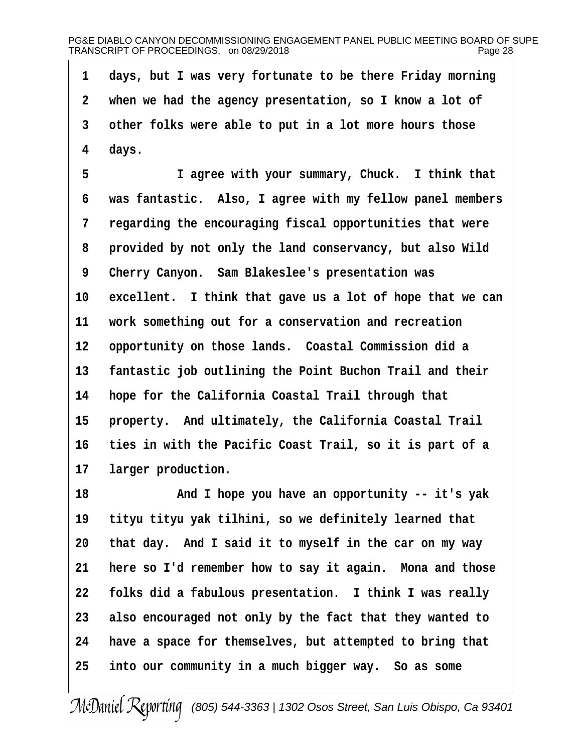1 days, but I was very fortunate to be there Friday morning
2 when we had the agency presentation, so I know a lot of
3 other folks were able to put in a lot more hours those
4 days.

5 I agree with your summary, Chuck. I think that
6 was fantastic. Also, I agree with my fellow panel members
7 regarding the encouraging fiscal opportunities that were
8 provided by not only the land conservancy, but also Wild
9 Cherry Canyon. Sam Blakeslee's presentation was
10 excellent. I think that gave us a lot of hope that we can
11 work something out for a conservation and recreation
12 opportunity on those lands. Coastal Commission did a
13 fantastic job outlining the Point Buchon Trail and their
14 hope for the California Coastal Trail through that
15 property. And ultimately, the California Coastal Trail
16 ties in with the Pacific Coast Trail, so it is part of a
17 larger production.

18 And I hope you have an opportunity -- it's yak
19 tityu tityu yak tilhini, so we definitely learned that
20 that day. And I said it to myself in the car on my way
21 here so I'd remember how to say it again. Mona and those
22 folks did a fabulous presentation. I think I was really
23 also encouraged not only by the fact that they wanted to
24 have a space for themselves, but attempted to bring that
25 into our community in a much bigger way. So as some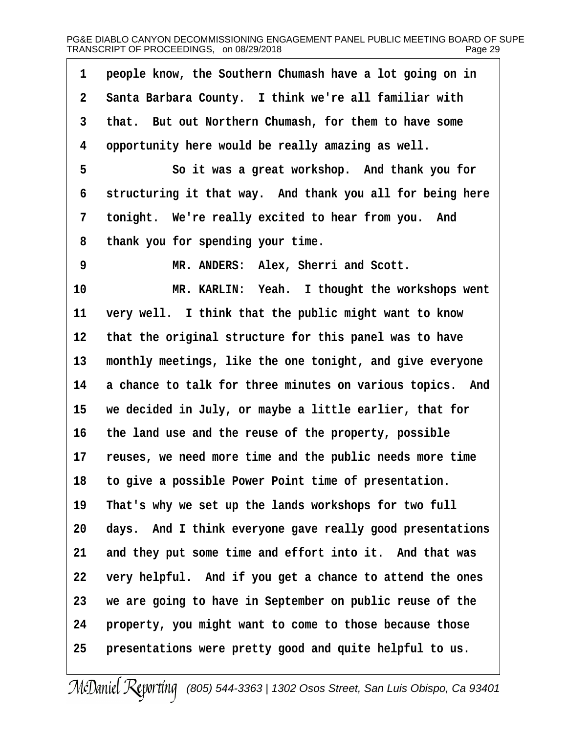people know, the Southern Chumash have a lot going on in Santa Barbara County. I think we're all familiar with that. But out Northern Chumash, for them to have some opportunity here would be really amazing as well.

So it was a great workshop. And thank you for structuring it that way. And thank you all for being here tonight. We're really excited to hear from you. And thank you for spending your time.

MR. ANDERS: Alex, Sherri and Scott.

MR. KARLIN: Yeah. I thought the workshops went very well. I think that the public might want to know that the original structure for this panel was to have monthly meetings, like the one tonight, and give everyone a chance to talk for three minutes on various topics. And we decided in July, or maybe a little earlier, that for the land use and the reuse of the property, possible reuses, we need more time and the public needs more time to give a possible Power Point time of presentation. That's why we set up the lands workshops for two full days. And I think everyone gave really good presentations and they put some time and effort into it. And that was very helpful. And if you get a chance to attend the ones we are going to have in September on public reuse of the property, you might want to come to those because those presentations were pretty good and quite helpful to us.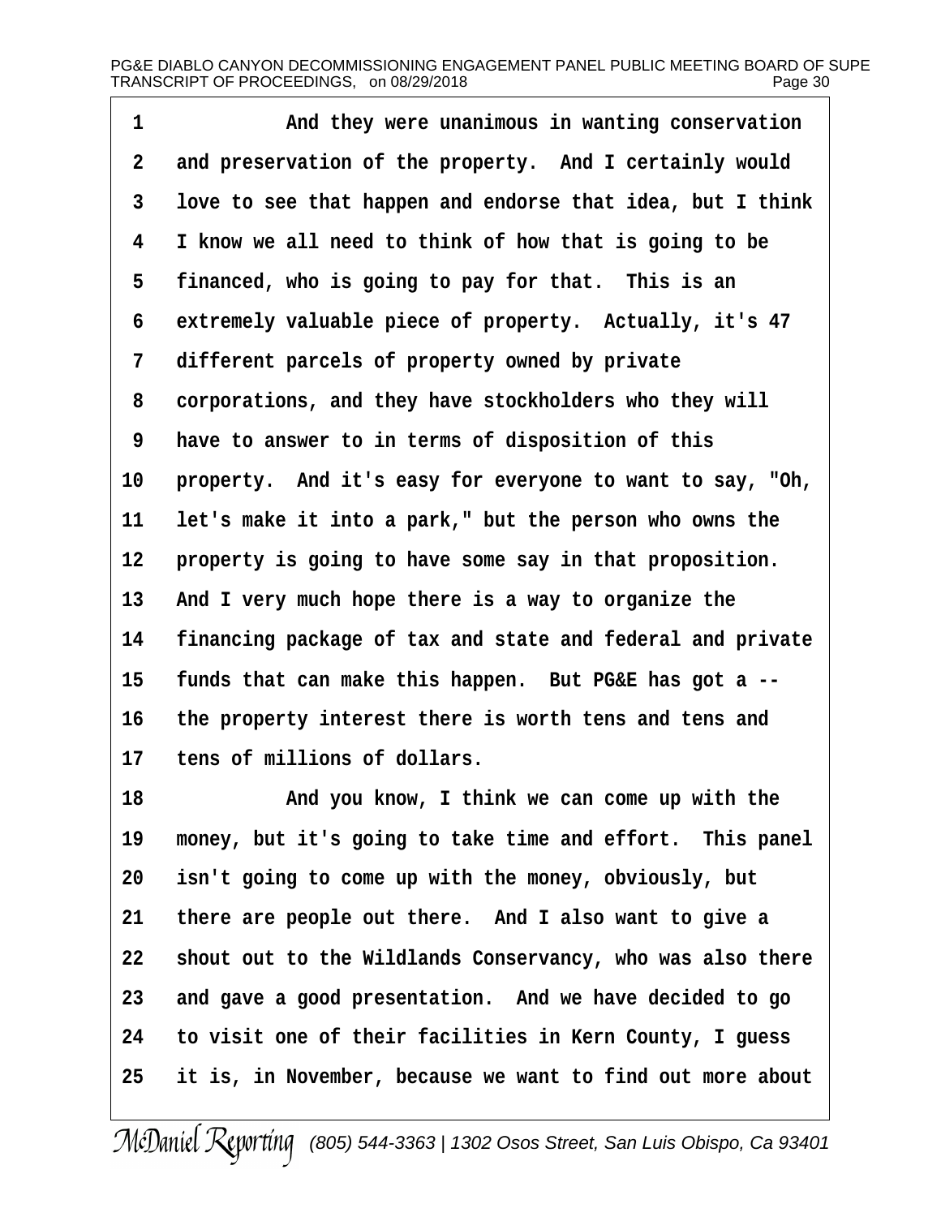1 And they were unanimous in wanting conservation
2 and preservation of the property. And I certainly would
3 love to see that happen and endorse that idea, but I think
4 I know we all need to think of how that is going to be
5 financed, who is going to pay for that. This is an
6 extremely valuable piece of property. Actually, it's 47
7 different parcels of property owned by private
8 corporations, and they have stockholders who they will
9 have to answer to in terms of disposition of this
10 property. And it's easy for everyone to want to say, "Oh,
11 let's make it into a park," but the person who owns the
12 property is going to have some say in that proposition.
13 And I very much hope there is a way to organize the
14 financing package of tax and state and federal and private
15 funds that can make this happen. But PG&E has got a --
16 the property interest there is worth tens and tens and
17 tens of millions of dollars.
18 And you know, I think we can come up with the
19 money, but it's going to take time and effort. This panel
20 isn't going to come up with the money, obviously, but
21 there are people out there. And I also want to give a
22 shout out to the Wildlands Conservancy, who was also there
23 and gave a good presentation. And we have decided to go
24 to visit one of their facilities in Kern County, I guess
25 it is, in November, because we want to find out more about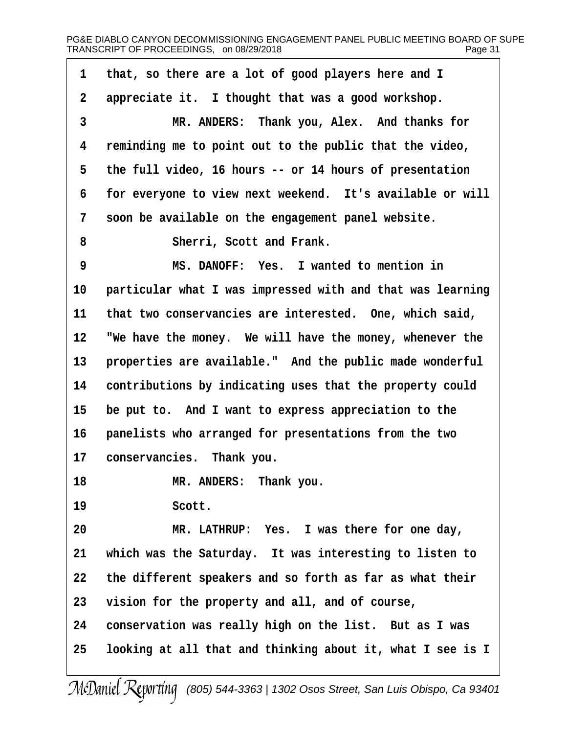1 that, so there are a lot of good players here and I
2 appreciate it. I thought that was a good workshop.
3 MR. ANDERS: Thank you, Alex. And thanks for
4 reminding me to point out to the public that the video,
5 the full video, 16 hours -- or 14 hours of presentation
6 for everyone to view next weekend. It's available or will
7 soon be available on the engagement panel website.
8 Sherri, Scott and Frank.
9 MS. DANOFF: Yes. I wanted to mention in
10 particular what I was impressed with and that was learning
11 that two conservancies are interested. One, which said,
12 "We have the money. We will have the money, whenever the
13 properties are available." And the public made wonderful
14 contributions by indicating uses that the property could
15 be put to. And I want to express appreciation to the
16 panelists who arranged for presentations from the two
17 conservancies. Thank you.
18 MR. ANDERS: Thank you.
19 Scott.
20 MR. LATHRUP: Yes. I was there for one day,
21 which was the Saturday. It was interesting to listen to
22 the different speakers and so forth as far as what their
23 vision for the property and all, and of course,
24 conservation was really high on the list. But as I was
25 looking at all that and thinking about it, what I see is I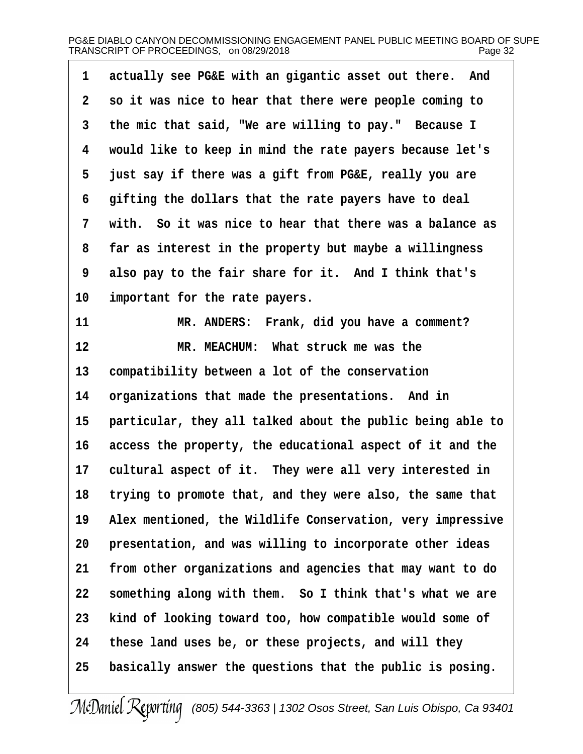1 actually see PG&E with an gigantic asset out there. And
2 so it was nice to hear that there were people coming to
3 the mic that said, "We are willing to pay." Because I
4 would like to keep in mind the rate payers because let's
5 just say if there was a gift from PG&E, really you are
6 gifting the dollars that the rate payers have to deal
7 with. So it was nice to hear that there was a balance as
8 far as interest in the property but maybe a willingness
9 also pay to the fair share for it. And I think that's
10 important for the rate payers.
11 MR. ANDERS: Frank, did you have a comment?
12 MR. MEACHUM: What struck me was the
13 compatibility between a lot of the conservation
14 organizations that made the presentations. And in
15 particular, they all talked about the public being able to
16 access the property, the educational aspect of it and the
17 cultural aspect of it. They were all very interested in
18 trying to promote that, and they were also, the same that
19 Alex mentioned, the Wildlife Conservation, very impressive
20 presentation, and was willing to incorporate other ideas
21 from other organizations and agencies that may want to do
22 something along with them. So I think that's what we are
23 kind of looking toward too, how compatible would some of
24 these land uses be, or these projects, and will they
25 basically answer the questions that the public is posing.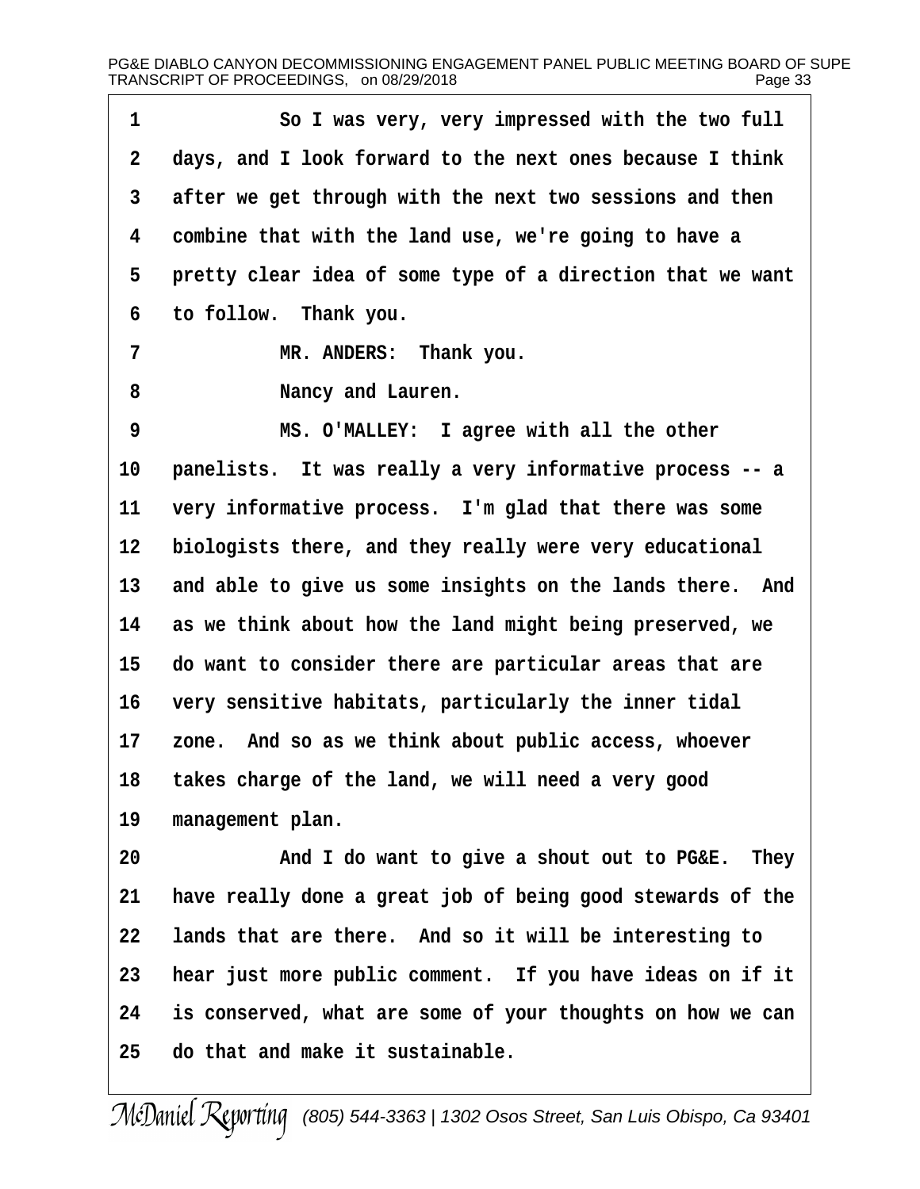1 So I was very, very impressed with the two full
2 days, and I look forward to the next ones because I think
3 after we get through with the next two sessions and then
4 combine that with the land use, we're going to have a
5 pretty clear idea of some type of a direction that we want
6 to follow. Thank you.
7 MR. ANDERS: Thank you.
8 Nancy and Lauren.
9 MS. O'MALLEY: I agree with all the other
10 panelists. It was really a very informative process -- a
11 very informative process. I'm glad that there was some
12 biologists there, and they really were very educational
13 and able to give us some insights on the lands there. And
14 as we think about how the land might being preserved, we
15 do want to consider there are particular areas that are
16 very sensitive habitats, particularly the inner tidal
17 zone. And so as we think about public access, whoever
18 takes charge of the land, we will need a very good
19 management plan.
20 And I do want to give a shout out to PG&E. They
21 have really done a great job of being good stewards of the
22 lands that are there. And so it will be interesting to
23 hear just more public comment. If you have ideas on if it
24 is conserved, what are some of your thoughts on how we can
25 do that and make it sustainable.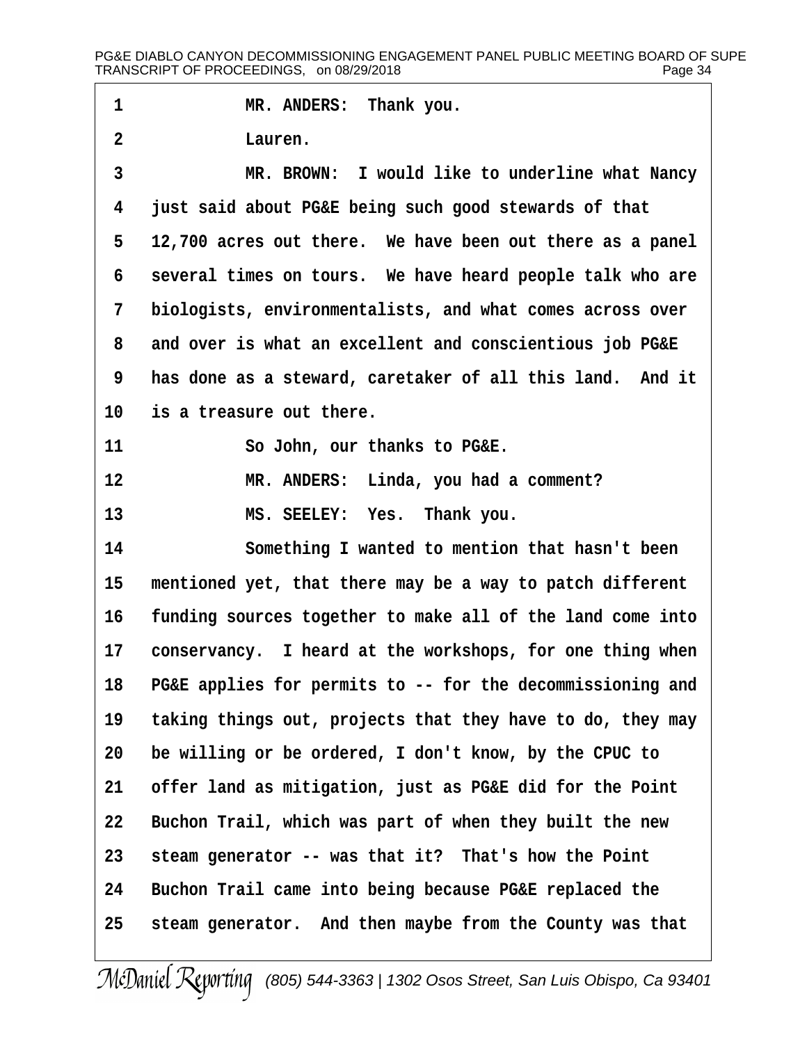MR. ANDERS: Thank you.

Lauren.

MR. BROWN: I would like to underline what Nancy just said about PG&E being such good stewards of that 12,700 acres out there. We have been out there as a panel several times on tours. We have heard people talk who are biologists, environmentalists, and what comes across over and over is what an excellent and conscientious job PG&E has done as a steward, caretaker of all this land. And it is a treasure out there.

So John, our thanks to PG&E.

MR. ANDERS: Linda, you had a comment?

MS. SEELEY: Yes. Thank you.

Something I wanted to mention that hasn't been mentioned yet, that there may be a way to patch different funding sources together to make all of the land come into conservancy. I heard at the workshops, for one thing when PG&E applies for permits to -- for the decommissioning and taking things out, projects that they have to do, they may be willing or be ordered, I don't know, by the CPUC to offer land as mitigation, just as PG&E did for the Point Buchon Trail, which was part of when they built the new steam generator -- was that it? That's how the Point Buchon Trail came into being because PG&E replaced the steam generator. And then maybe from the County was that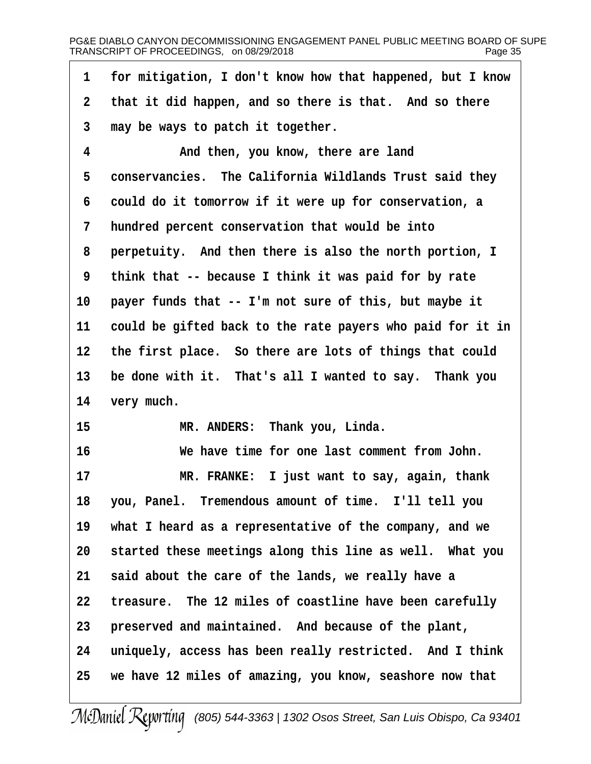1 for mitigation, I don't know how that happened, but I know
2 that it did happen, and so there is that. And so there
3 may be ways to patch it together.

4 And then, you know, there are land
5 conservancies. The California Wildlands Trust said they
6 could do it tomorrow if it were up for conservation, a
7 hundred percent conservation that would be into
8 perpetuity. And then there is also the north portion, I
9 think that -- because I think it was paid for by rate
10 payer funds that -- I'm not sure of this, but maybe it
11 could be gifted back to the rate payers who paid for it in
12 the first place. So there are lots of things that could
13 be done with it. That's all I wanted to say. Thank you
14 very much.

15 MR. ANDERS: Thank you, Linda.

16 We have time for one last comment from John.

17 MR. FRANKE: I just want to say, again, thank
18 you, Panel. Tremendous amount of time. I'll tell you
19 what I heard as a representative of the company, and we
20 started these meetings along this line as well. What you
21 said about the care of the lands, we really have a
22 treasure. The 12 miles of coastline have been carefully
23 preserved and maintained. And because of the plant,
24 uniquely, access has been really restricted. And I think
25 we have 12 miles of amazing, you know, seashore now that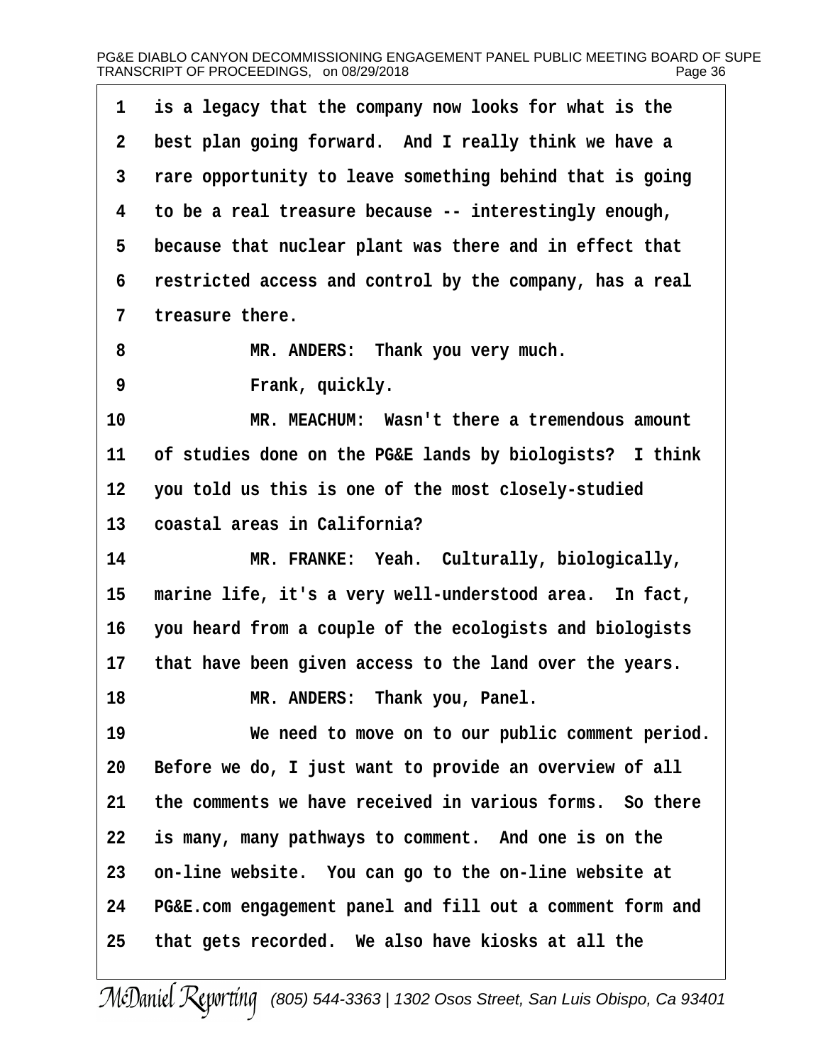1 is a legacy that the company now looks for what is the
2 best plan going forward. And I really think we have a
3 rare opportunity to leave something behind that is going
4 to be a real treasure because -- interestingly enough,
5 because that nuclear plant was there and in effect that
6 restricted access and control by the company, has a real
7 treasure there.

8 MR. ANDERS: Thank you very much.

9 Frank, quickly.

10 MR. MEACHUM: Wasn't there a tremendous amount
11 of studies done on the PG&E lands by biologists? I think
12 you told us this is one of the most closely-studied
13 coastal areas in California?

14 MR. FRANKE: Yeah. Culturally, biologically,
15 marine life, it's a very well-understood area. In fact,
16 you heard from a couple of the ecologists and biologists
17 that have been given access to the land over the years.

18 MR. ANDERS: Thank you, Panel.

19 We need to move on to our public comment period.
20 Before we do, I just want to provide an overview of all
21 the comments we have received in various forms. So there
22 is many, many pathways to comment. And one is on the
23 on-line website. You can go to the on-line website at
24 PG&E.com engagement panel and fill out a comment form and
25 that gets recorded. We also have kiosks at all the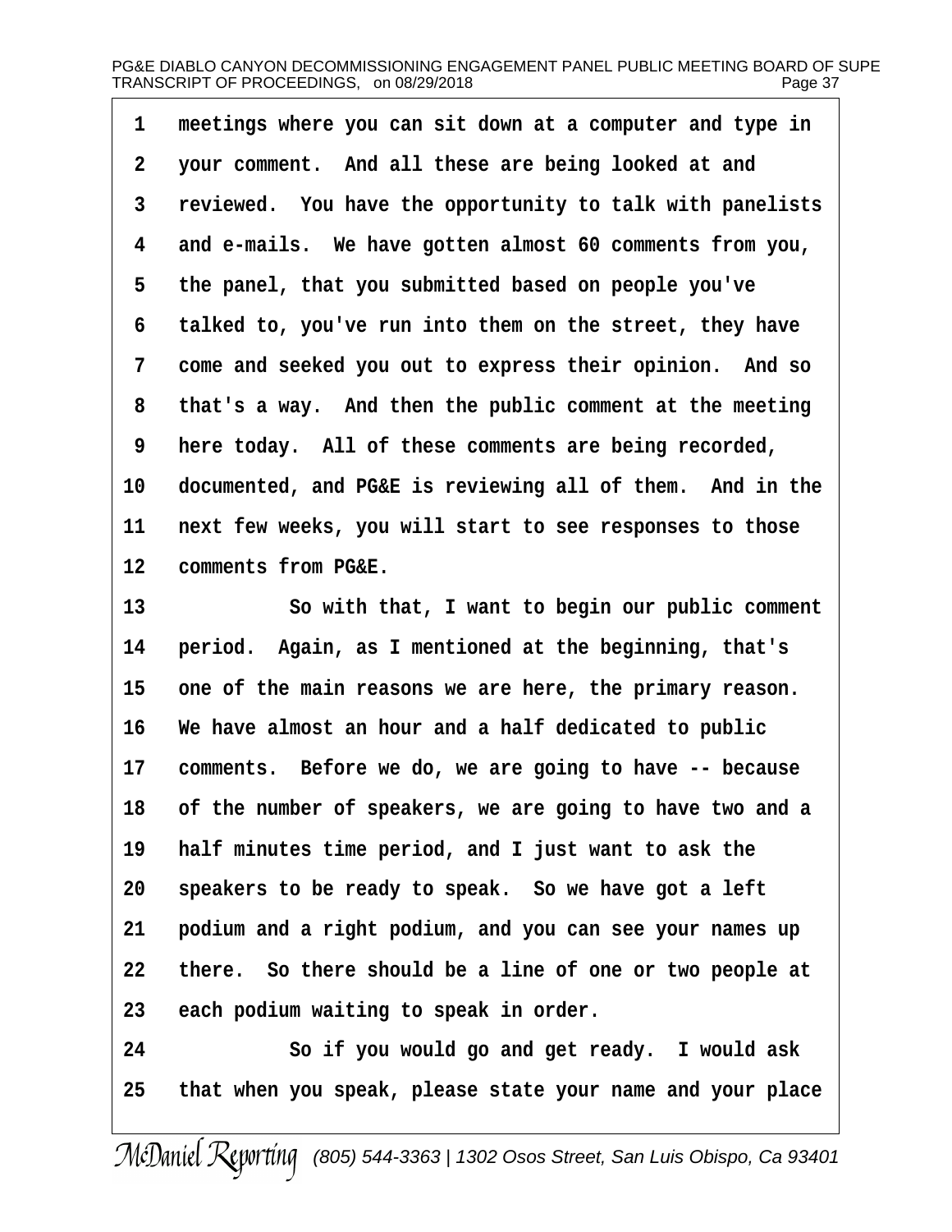1 meetings where you can sit down at a computer and type in
2 your comment. And all these are being looked at and
3 reviewed. You have the opportunity to talk with panelists
4 and e-mails. We have gotten almost 60 comments from you,
5 the panel, that you submitted based on people you've
6 talked to, you've run into them on the street, they have
7 come and seeked you out to express their opinion. And so
8 that's a way. And then the public comment at the meeting
9 here today. All of these comments are being recorded,
10 documented, and PG&E is reviewing all of them. And in the
11 next few weeks, you will start to see responses to those
12 comments from PG&E.
13 So with that, I want to begin our public comment
14 period. Again, as I mentioned at the beginning, that's
15 one of the main reasons we are here, the primary reason.
16 We have almost an hour and a half dedicated to public
17 comments. Before we do, we are going to have -- because
18 of the number of speakers, we are going to have two and a
19 half minutes time period, and I just want to ask the
20 speakers to be ready to speak. So we have got a left
21 podium and a right podium, and you can see your names up
22 there. So there should be a line of one or two people at
23 each podium waiting to speak in order.
24 So if you would go and get ready. I would ask
25 that when you speak, please state your name and your place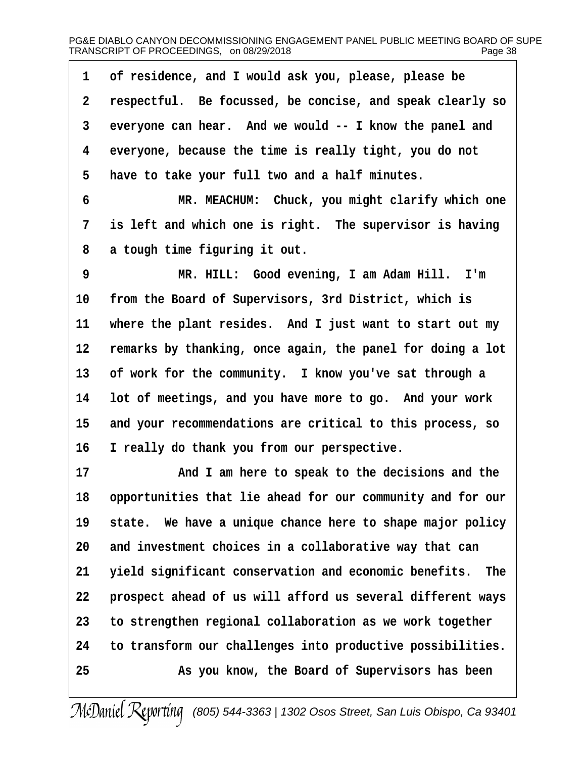of residence, and I would ask you, please, please be respectful. Be focussed, be concise, and speak clearly so everyone can hear. And we would -- I know the panel and everyone, because the time is really tight, you do not have to take your full two and a half minutes.

MR. MEACHUM: Chuck, you might clarify which one is left and which one is right. The supervisor is having a tough time figuring it out.

MR. HILL: Good evening, I am Adam Hill. I'm from the Board of Supervisors, 3rd District, which is where the plant resides. And I just want to start out my remarks by thanking, once again, the panel for doing a lot of work for the community. I know you've sat through a lot of meetings, and you have more to go. And your work and your recommendations are critical to this process, so I really do thank you from our perspective.

And I am here to speak to the decisions and the opportunities that lie ahead for our community and for our state. We have a unique chance here to shape major policy and investment choices in a collaborative way that can yield significant conservation and economic benefits. The prospect ahead of us will afford us several different ways to strengthen regional collaboration as we work together to transform our challenges into productive possibilities.

As you know, the Board of Supervisors has been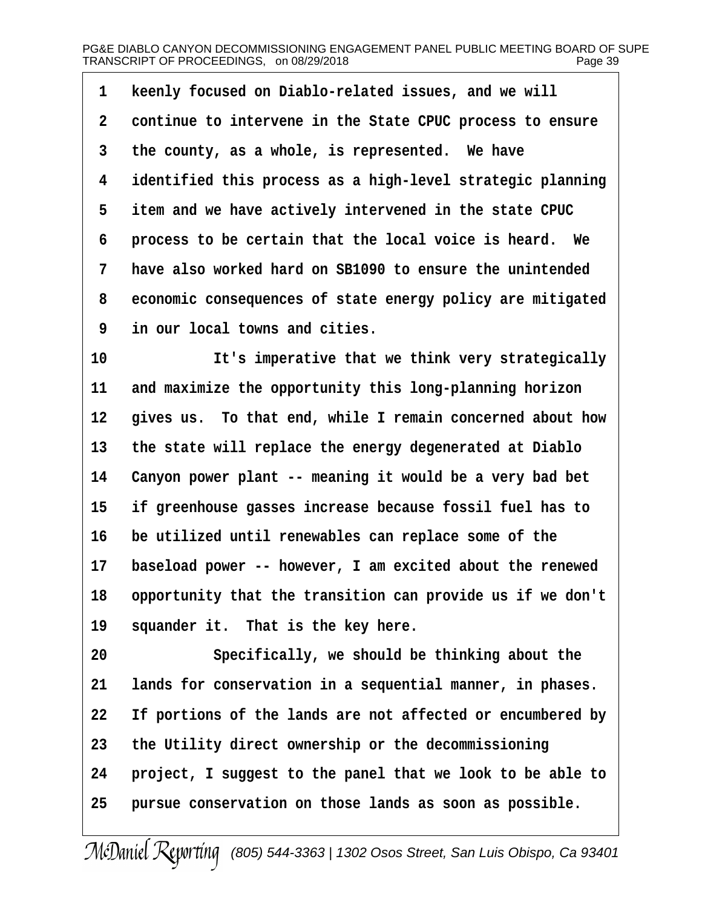keenly focused on Diablo-related issues, and we will continue to intervene in the State CPUC process to ensure the county, as a whole, is represented. We have identified this process as a high-level strategic planning item and we have actively intervened in the state CPUC process to be certain that the local voice is heard. We have also worked hard on SB1090 to ensure the unintended economic consequences of state energy policy are mitigated in our local towns and cities.

It's imperative that we think very strategically and maximize the opportunity this long-planning horizon gives us. To that end, while I remain concerned about how the state will replace the energy degenerated at Diablo Canyon power plant -- meaning it would be a very bad bet if greenhouse gasses increase because fossil fuel has to be utilized until renewables can replace some of the baseload power -- however, I am excited about the renewed opportunity that the transition can provide us if we don't squander it. That is the key here.

Specifically, we should be thinking about the lands for conservation in a sequential manner, in phases. If portions of the lands are not affected or encumbered by the Utility direct ownership or the decommissioning project, I suggest to the panel that we look to be able to pursue conservation on those lands as soon as possible.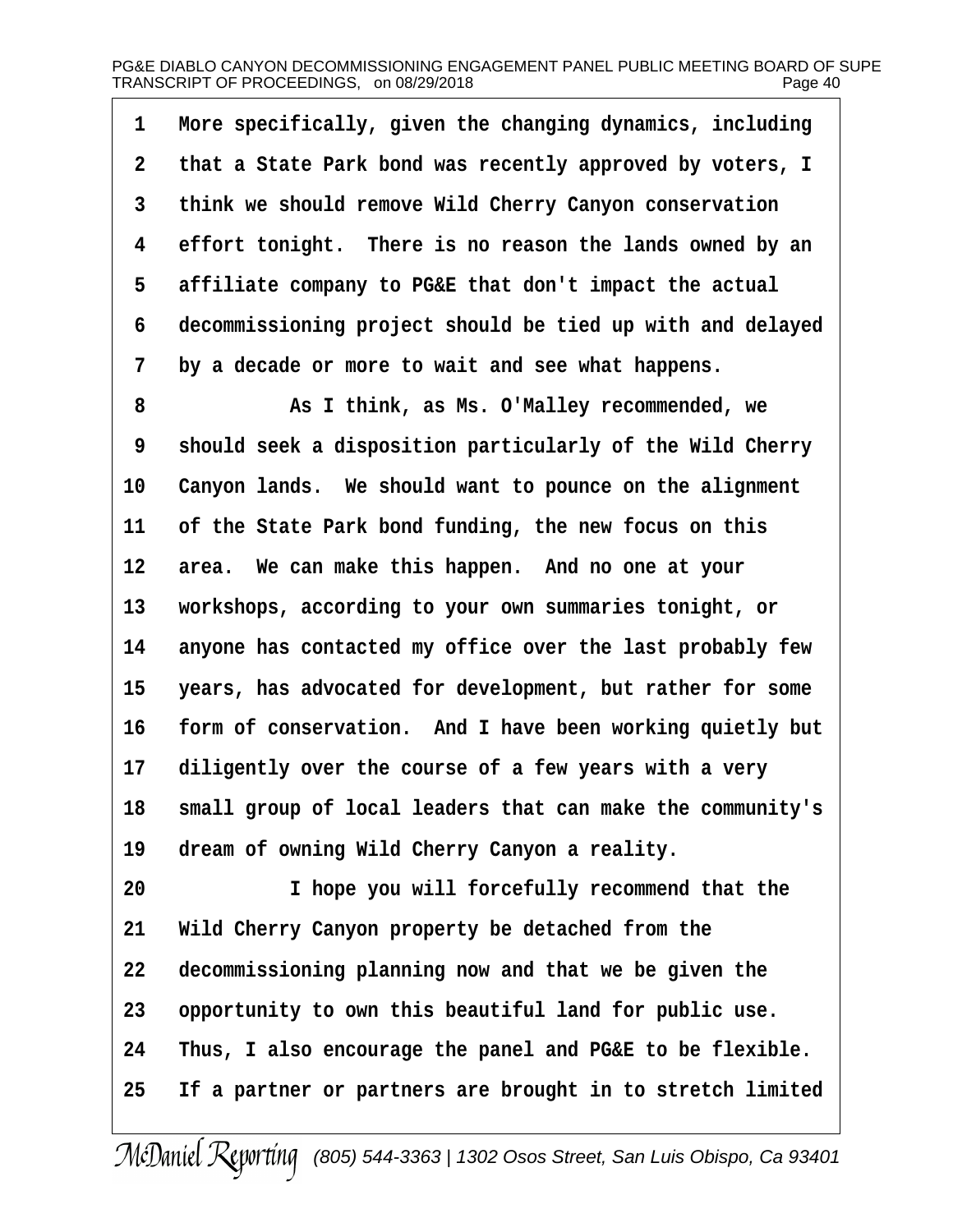1 More specifically, given the changing dynamics, including
2 that a State Park bond was recently approved by voters, I
3 think we should remove Wild Cherry Canyon conservation
4 effort tonight. There is no reason the lands owned by an
5 affiliate company to PG&E that don't impact the actual
6 decommissioning project should be tied up with and delayed
7 by a decade or more to wait and see what happens.
8 As I think, as Ms. O'Malley recommended, we
9 should seek a disposition particularly of the Wild Cherry
10 Canyon lands. We should want to pounce on the alignment
11 of the State Park bond funding, the new focus on this
12 area. We can make this happen. And no one at your
13 workshops, according to your own summaries tonight, or
14 anyone has contacted my office over the last probably few
15 years, has advocated for development, but rather for some
16 form of conservation. And I have been working quietly but
17 diligently over the course of a few years with a very
18 small group of local leaders that can make the community's
19 dream of owning Wild Cherry Canyon a reality.
20 I hope you will forcefully recommend that the
21 Wild Cherry Canyon property be detached from the
22 decommissioning planning now and that we be given the
23 opportunity to own this beautiful land for public use.
24 Thus, I also encourage the panel and PG&E to be flexible.
25 If a partner or partners are brought in to stretch limited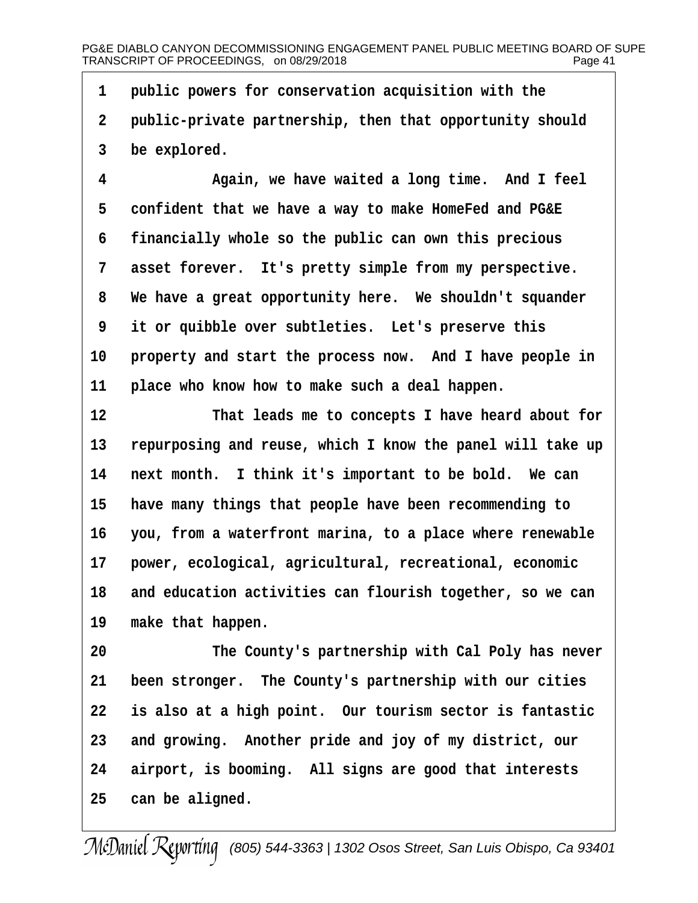public powers for conservation acquisition with the public-private partnership, then that opportunity should be explored.

Again, we have waited a long time. And I feel confident that we have a way to make HomeFed and PG&E financially whole so the public can own this precious asset forever. It's pretty simple from my perspective. We have a great opportunity here. We shouldn't squander it or quibble over subtleties. Let's preserve this property and start the process now. And I have people in place who know how to make such a deal happen.

That leads me to concepts I have heard about for repurposing and reuse, which I know the panel will take up next month. I think it's important to be bold. We can have many things that people have been recommending to you, from a waterfront marina, to a place where renewable power, ecological, agricultural, recreational, economic and education activities can flourish together, so we can make that happen.

The County's partnership with Cal Poly has never been stronger. The County's partnership with our cities is also at a high point. Our tourism sector is fantastic and growing. Another pride and joy of my district, our airport, is booming. All signs are good that interests can be aligned.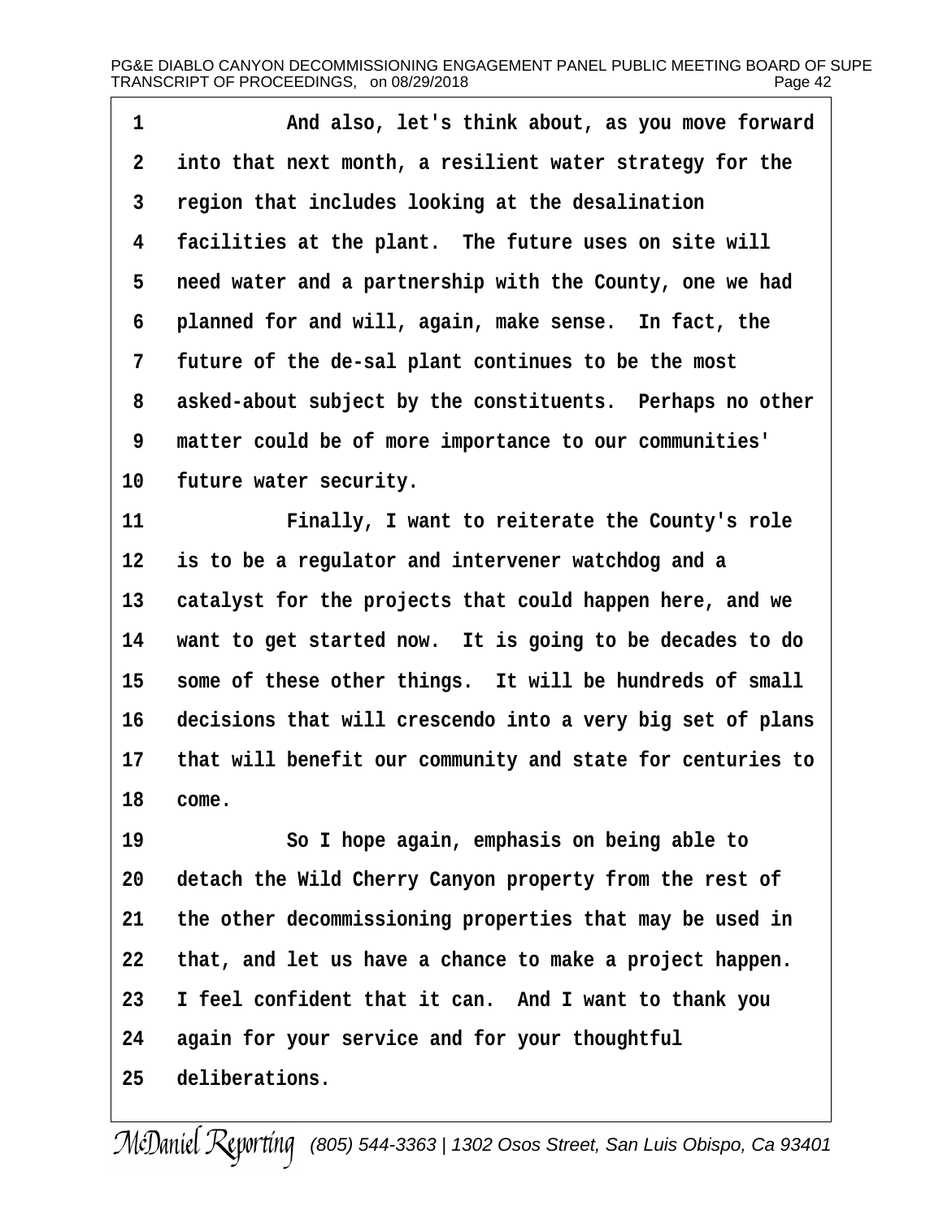1 And also, let's think about, as you move forward
2 into that next month, a resilient water strategy for the
3 region that includes looking at the desalination
4 facilities at the plant. The future uses on site will
5 need water and a partnership with the County, one we had
6 planned for and will, again, make sense. In fact, the
7 future of the de-sal plant continues to be the most
8 asked-about subject by the constituents. Perhaps no other
9 matter could be of more importance to our communities'
10 future water security.
11 Finally, I want to reiterate the County's role
12 is to be a regulator and intervener watchdog and a
13 catalyst for the projects that could happen here, and we
14 want to get started now. It is going to be decades to do
15 some of these other things. It will be hundreds of small
16 decisions that will crescendo into a very big set of plans
17 that will benefit our community and state for centuries to
18 come.
19 So I hope again, emphasis on being able to
20 detach the Wild Cherry Canyon property from the rest of
21 the other decommissioning properties that may be used in
22 that, and let us have a chance to make a project happen.
23 I feel confident that it can. And I want to thank you
24 again for your service and for your thoughtful
25 deliberations.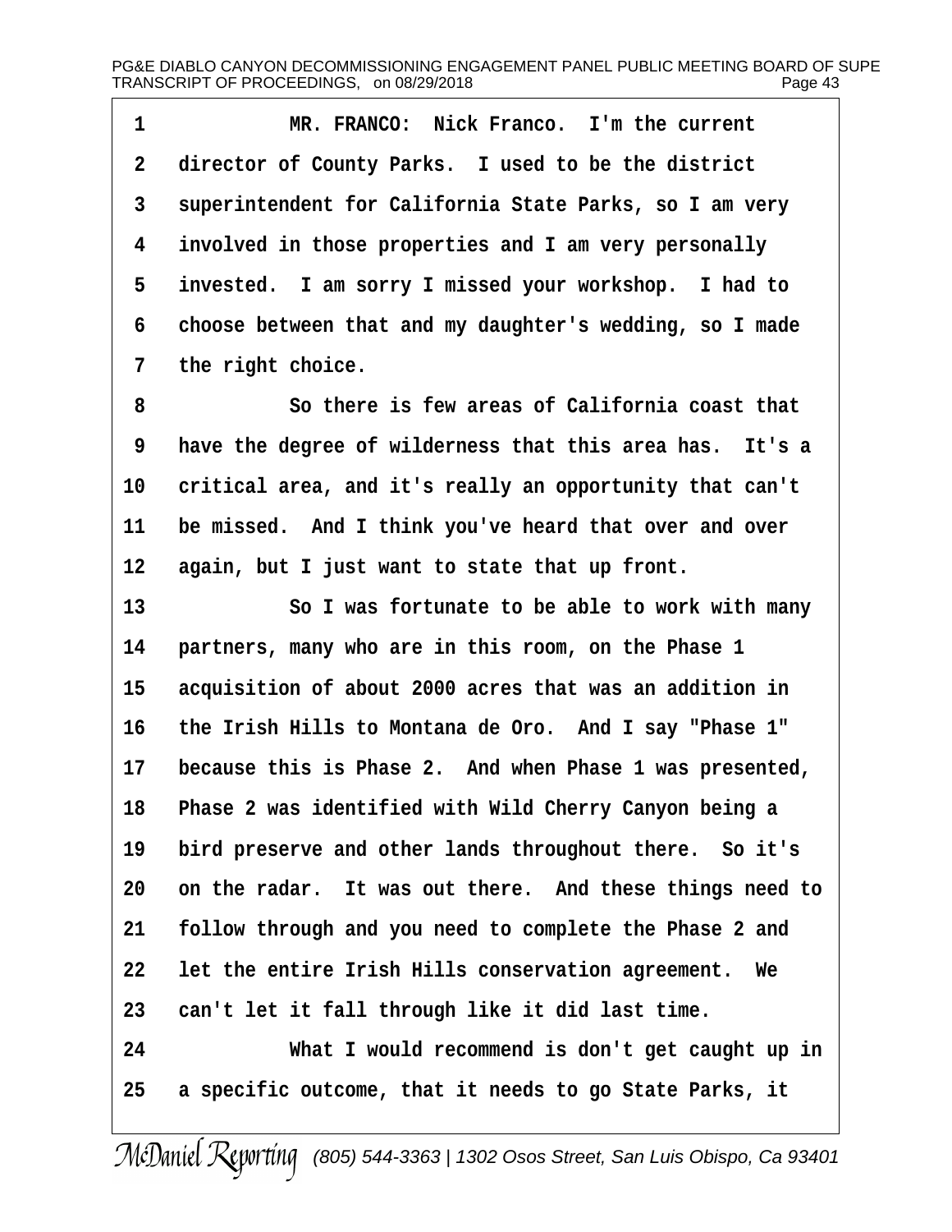MR. FRANCO: Nick Franco. I'm the current director of County Parks. I used to be the district superintendent for California State Parks, so I am very involved in those properties and I am very personally invested. I am sorry I missed your workshop. I had to choose between that and my daughter's wedding, so I made the right choice.

So there is few areas of California coast that have the degree of wilderness that this area has. It's a critical area, and it's really an opportunity that can't be missed. And I think you've heard that over and over again, but I just want to state that up front.

So I was fortunate to be able to work with many partners, many who are in this room, on the Phase 1 acquisition of about 2000 acres that was an addition in the Irish Hills to Montana de Oro. And I say "Phase 1" because this is Phase 2. And when Phase 1 was presented, Phase 2 was identified with Wild Cherry Canyon being a bird preserve and other lands throughout there. So it's on the radar. It was out there. And these things need to follow through and you need to complete the Phase 2 and let the entire Irish Hills conservation agreement. We can't let it fall through like it did last time.

What I would recommend is don't get caught up in a specific outcome, that it needs to go State Parks, it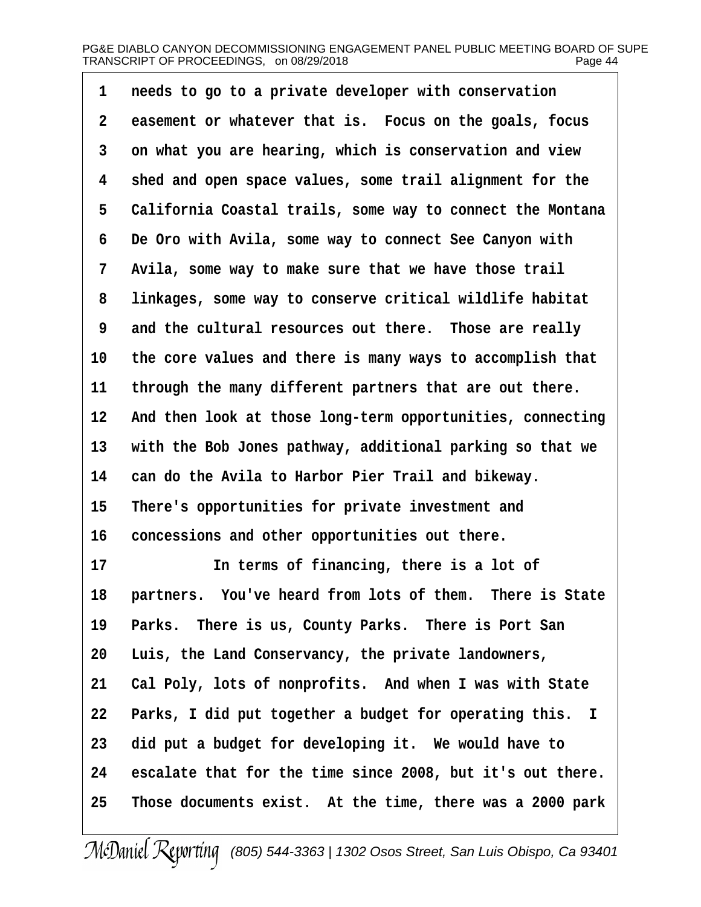1 needs to go to a private developer with conservation
2 easement or whatever that is.  Focus on the goals, focus
3 on what you are hearing, which is conservation and view
4 shed and open space values, some trail alignment for the
5 California Coastal trails, some way to connect the Montana
6 De Oro with Avila, some way to connect See Canyon with
7 Avila, some way to make sure that we have those trail
8 linkages, some way to conserve critical wildlife habitat
9 and the cultural resources out there.  Those are really
10 the core values and there is many ways to accomplish that
11 through the many different partners that are out there.
12 And then look at those long-term opportunities, connecting
13 with the Bob Jones pathway, additional parking so that we
14 can do the Avila to Harbor Pier Trail and bikeway.
15 There's opportunities for private investment and
16 concessions and other opportunities out there.
17           In terms of financing, there is a lot of
18 partners.  You've heard from lots of them.  There is State
19 Parks.  There is us, County Parks.  There is Port San
20 Luis, the Land Conservancy, the private landowners,
21 Cal Poly, lots of nonprofits.  And when I was with State
22 Parks, I did put together a budget for operating this.  I
23 did put a budget for developing it.  We would have to
24 escalate that for the time since 2008, but it's out there.
25 Those documents exist.  At the time, there was a 2000 park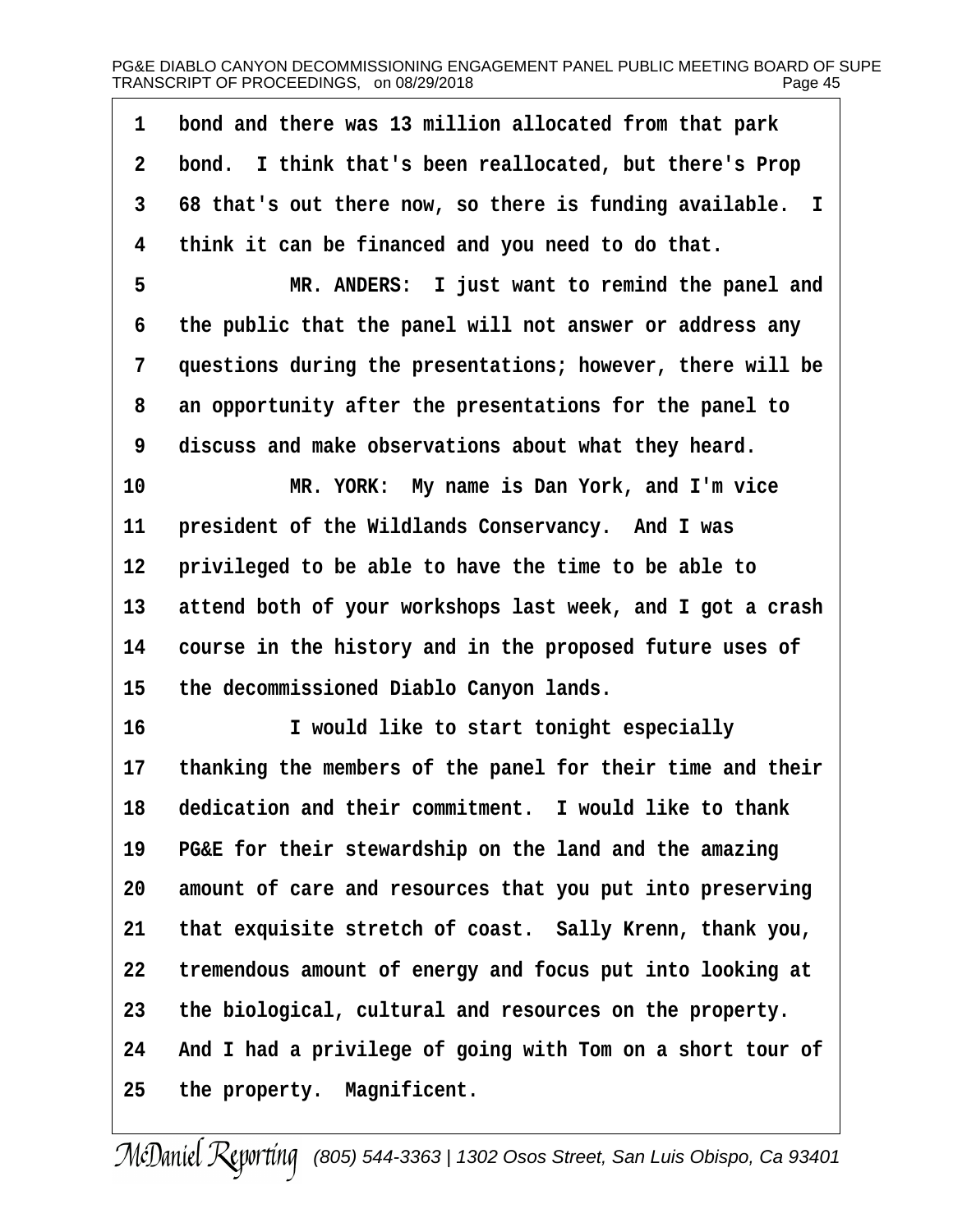bond and there was 13 million allocated from that park bond. I think that's been reallocated, but there's Prop 68 that's out there now, so there is funding available. I think it can be financed and you need to do that.

MR. ANDERS: I just want to remind the panel and the public that the panel will not answer or address any questions during the presentations; however, there will be an opportunity after the presentations for the panel to discuss and make observations about what they heard.

MR. YORK: My name is Dan York, and I'm vice president of the Wildlands Conservancy. And I was privileged to be able to have the time to be able to attend both of your workshops last week, and I got a crash course in the history and in the proposed future uses of the decommissioned Diablo Canyon lands.

I would like to start tonight especially thanking the members of the panel for their time and their dedication and their commitment. I would like to thank PG&E for their stewardship on the land and the amazing amount of care and resources that you put into preserving that exquisite stretch of coast. Sally Krenn, thank you, tremendous amount of energy and focus put into looking at the biological, cultural and resources on the property. And I had a privilege of going with Tom on a short tour of the property. Magnificent.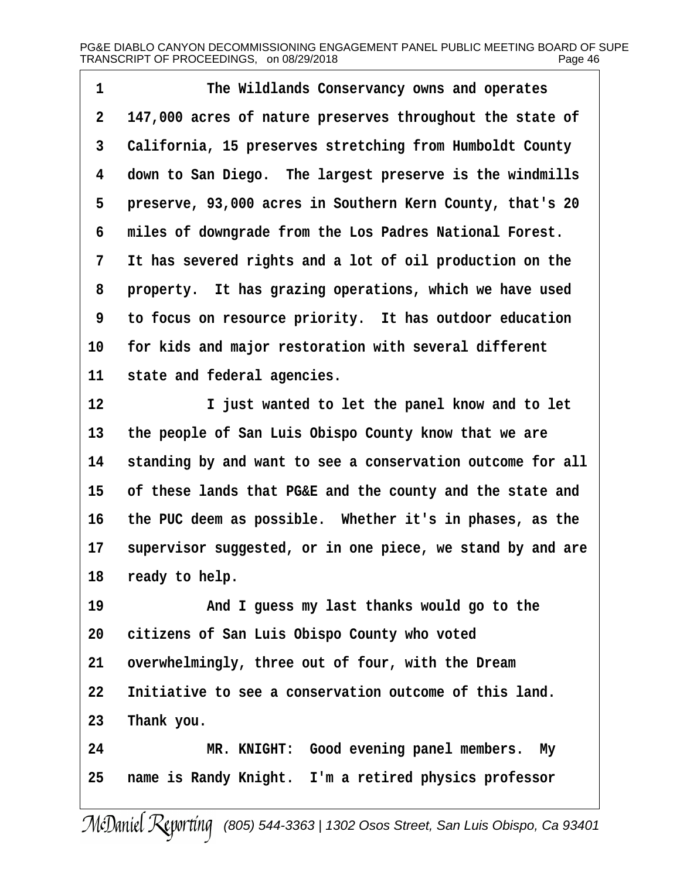The Wildlands Conservancy owns and operates 147,000 acres of nature preserves throughout the state of California, 15 preserves stretching from Humboldt County down to San Diego. The largest preserve is the windmills preserve, 93,000 acres in Southern Kern County, that's 20 miles of downgrade from the Los Padres National Forest. It has severed rights and a lot of oil production on the property. It has grazing operations, which we have used to focus on resource priority. It has outdoor education for kids and major restoration with several different state and federal agencies.

I just wanted to let the panel know and to let the people of San Luis Obispo County know that we are standing by and want to see a conservation outcome for all of these lands that PG&E and the county and the state and the PUC deem as possible. Whether it's in phases, as the supervisor suggested, or in one piece, we stand by and are ready to help.

And I guess my last thanks would go to the citizens of San Luis Obispo County who voted overwhelmingly, three out of four, with the Dream Initiative to see a conservation outcome of this land. Thank you.

MR. KNIGHT: Good evening panel members. My name is Randy Knight. I'm a retired physics professor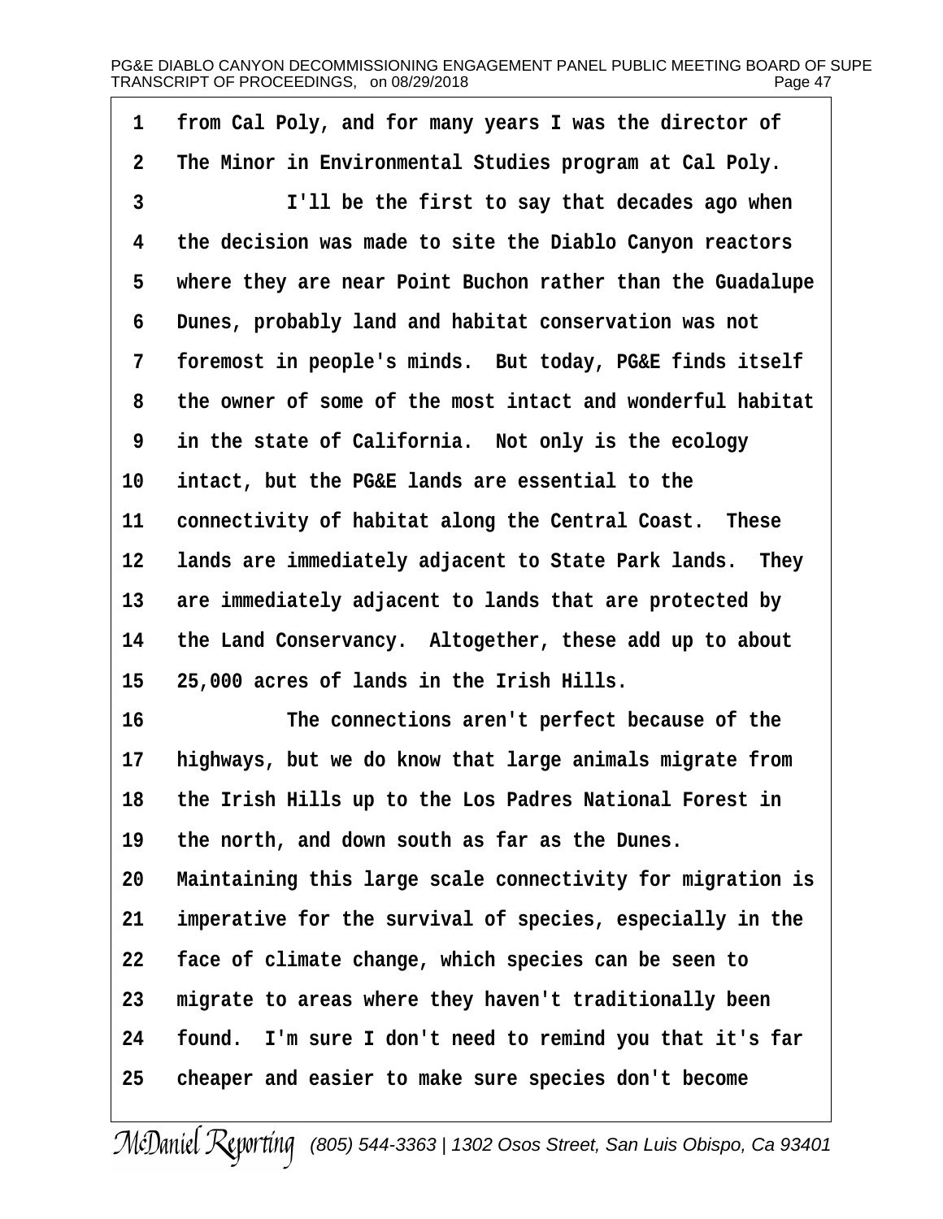from Cal Poly, and for many years I was the director of The Minor in Environmental Studies program at Cal Poly.

I'll be the first to say that decades ago when the decision was made to site the Diablo Canyon reactors where they are near Point Buchon rather than the Guadalupe Dunes, probably land and habitat conservation was not foremost in people's minds. But today, PG&E finds itself the owner of some of the most intact and wonderful habitat in the state of California. Not only is the ecology intact, but the PG&E lands are essential to the connectivity of habitat along the Central Coast. These lands are immediately adjacent to State Park lands. They are immediately adjacent to lands that are protected by the Land Conservancy. Altogether, these add up to about 25,000 acres of lands in the Irish Hills.

The connections aren't perfect because of the highways, but we do know that large animals migrate from the Irish Hills up to the Los Padres National Forest in the north, and down south as far as the Dunes. Maintaining this large scale connectivity for migration is imperative for the survival of species, especially in the face of climate change, which species can be seen to migrate to areas where they haven't traditionally been found. I'm sure I don't need to remind you that it's far cheaper and easier to make sure species don't become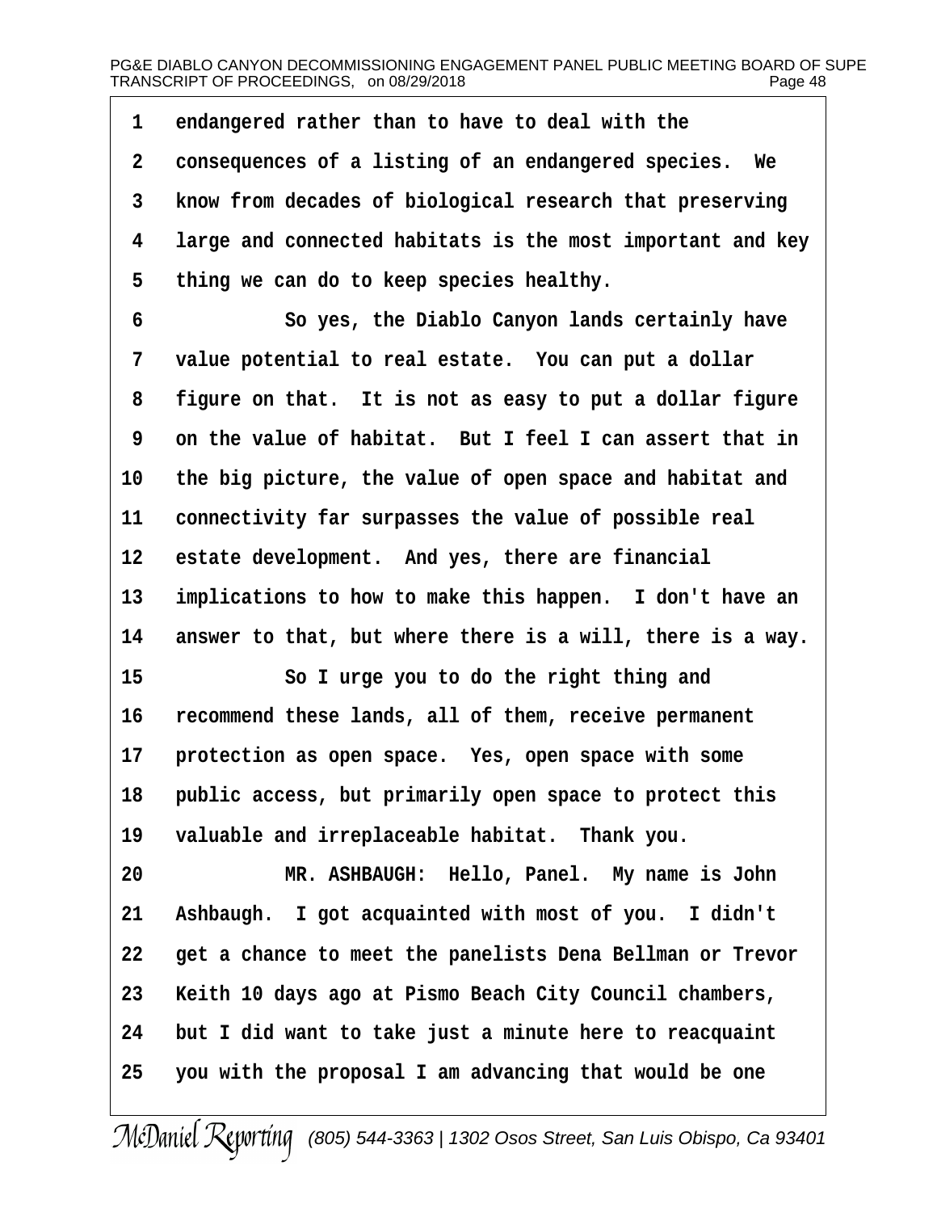1 endangered rather than to have to deal with the
2 consequences of a listing of an endangered species. We
3 know from decades of biological research that preserving
4 large and connected habitats is the most important and key
5 thing we can do to keep species healthy.
6 So yes, the Diablo Canyon lands certainly have
7 value potential to real estate. You can put a dollar
8 figure on that. It is not as easy to put a dollar figure
9 on the value of habitat. But I feel I can assert that in
10 the big picture, the value of open space and habitat and
11 connectivity far surpasses the value of possible real
12 estate development. And yes, there are financial
13 implications to how to make this happen. I don't have an
14 answer to that, but where there is a will, there is a way.
15 So I urge you to do the right thing and
16 recommend these lands, all of them, receive permanent
17 protection as open space. Yes, open space with some
18 public access, but primarily open space to protect this
19 valuable and irreplaceable habitat. Thank you.
20 MR. ASHBAUGH: Hello, Panel. My name is John
21 Ashbaugh. I got acquainted with most of you. I didn't
22 get a chance to meet the panelists Dena Bellman or Trevor
23 Keith 10 days ago at Pismo Beach City Council chambers,
24 but I did want to take just a minute here to reacquaint
25 you with the proposal I am advancing that would be one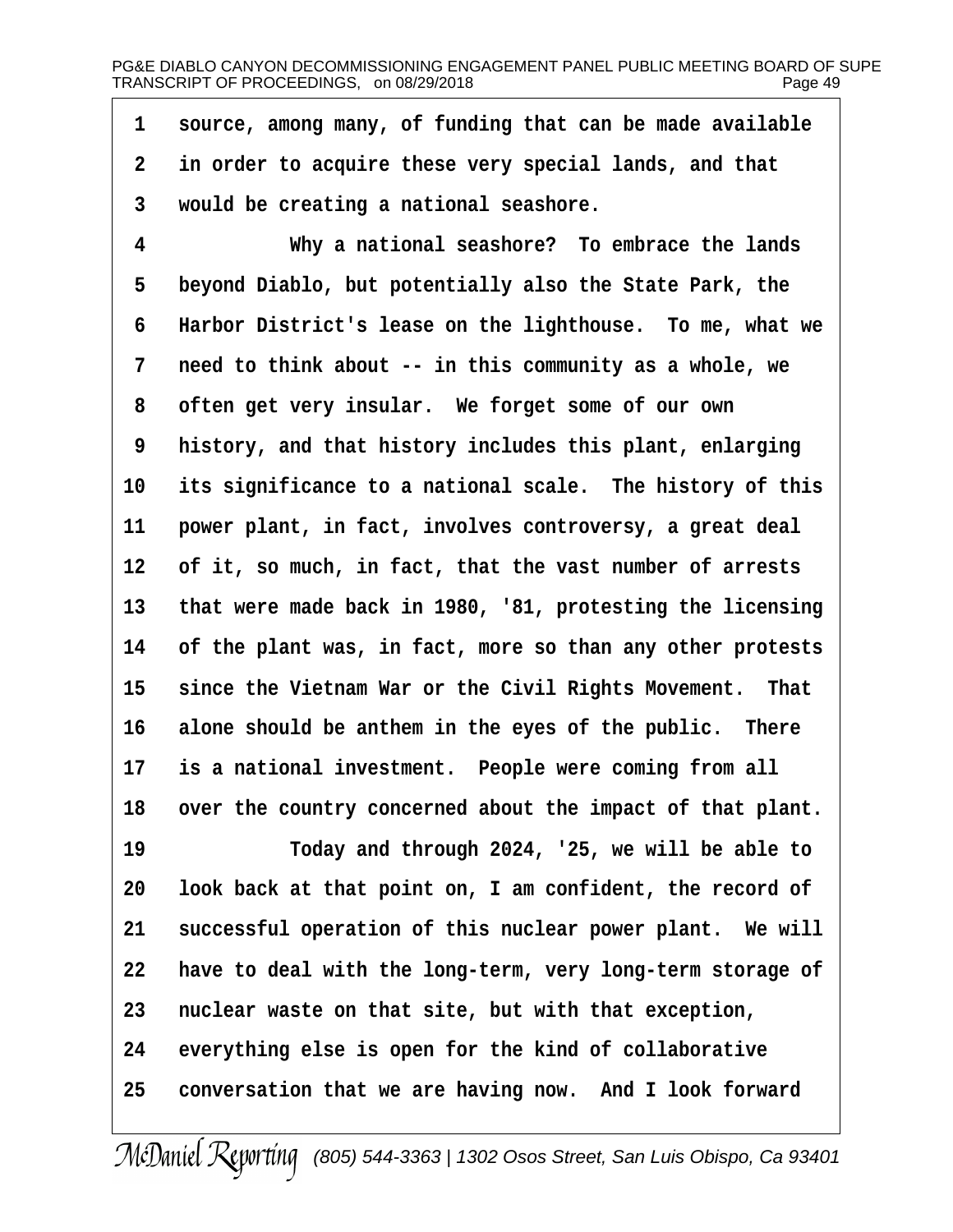source, among many, of funding that can be made available in order to acquire these very special lands, and that would be creating a national seashore.

Why a national seashore? To embrace the lands beyond Diablo, but potentially also the State Park, the Harbor District's lease on the lighthouse. To me, what we need to think about -- in this community as a whole, we often get very insular. We forget some of our own history, and that history includes this plant, enlarging its significance to a national scale. The history of this power plant, in fact, involves controversy, a great deal of it, so much, in fact, that the vast number of arrests that were made back in 1980, '81, protesting the licensing of the plant was, in fact, more so than any other protests since the Vietnam War or the Civil Rights Movement. That alone should be anthem in the eyes of the public. There is a national investment. People were coming from all over the country concerned about the impact of that plant.

Today and through 2024, '25, we will be able to look back at that point on, I am confident, the record of successful operation of this nuclear power plant. We will have to deal with the long-term, very long-term storage of nuclear waste on that site, but with that exception, everything else is open for the kind of collaborative conversation that we are having now. And I look forward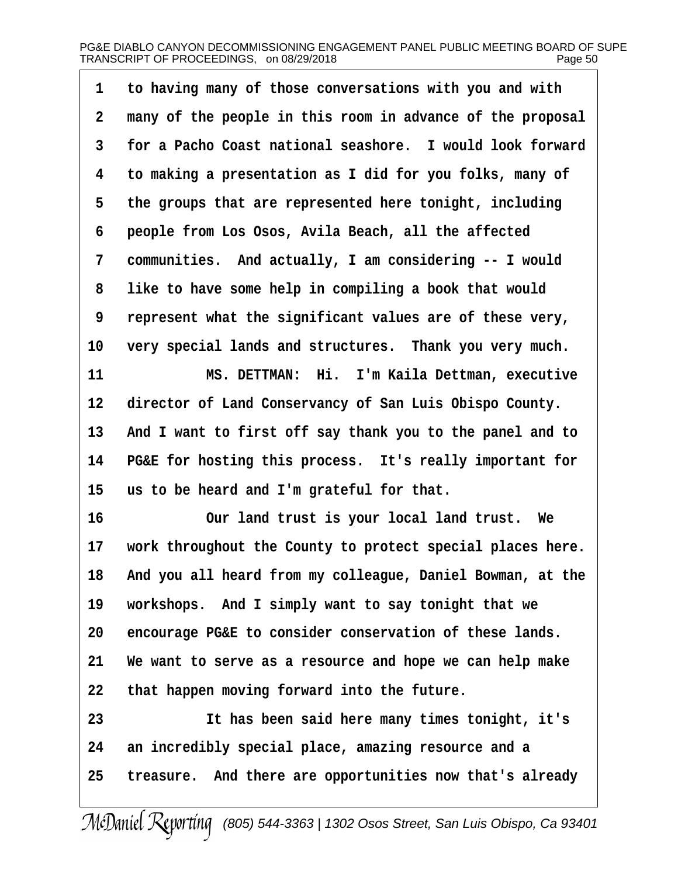to having many of those conversations with you and with many of the people in this room in advance of the proposal for a Pacho Coast national seashore. I would look forward to making a presentation as I did for you folks, many of the groups that are represented here tonight, including people from Los Osos, Avila Beach, all the affected communities. And actually, I am considering -- I would like to have some help in compiling a book that would represent what the significant values are of these very, very special lands and structures. Thank you very much.

MS. DETTMAN: Hi. I'm Kaila Dettman, executive director of Land Conservancy of San Luis Obispo County. And I want to first off say thank you to the panel and to PG&E for hosting this process. It's really important for us to be heard and I'm grateful for that.

Our land trust is your local land trust. We work throughout the County to protect special places here. And you all heard from my colleague, Daniel Bowman, at the workshops. And I simply want to say tonight that we encourage PG&E to consider conservation of these lands. We want to serve as a resource and hope we can help make that happen moving forward into the future.

It has been said here many times tonight, it's an incredibly special place, amazing resource and a treasure. And there are opportunities now that's already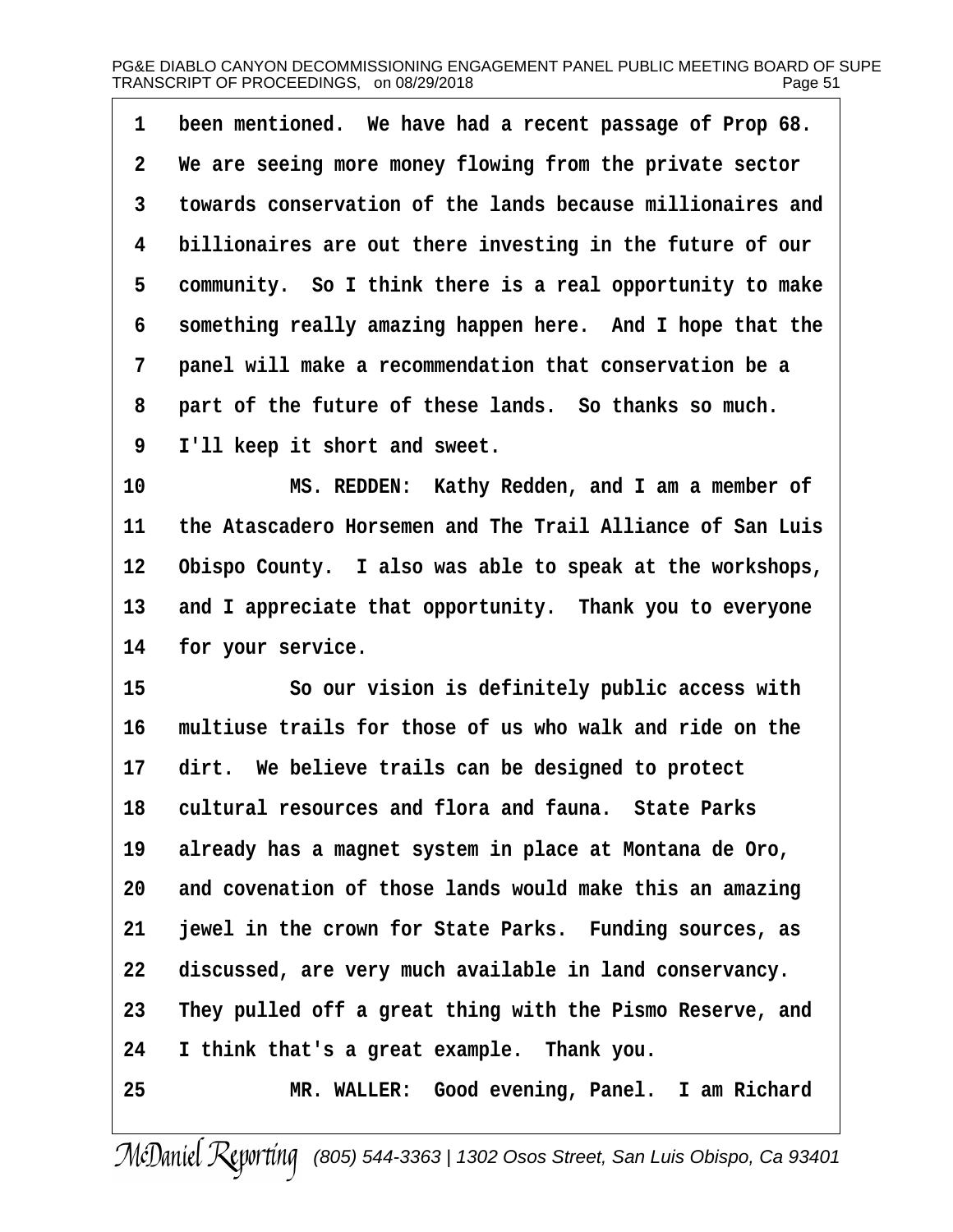1 been mentioned. We have had a recent passage of Prop 68.
2 We are seeing more money flowing from the private sector
3 towards conservation of the lands because millionaires and
4 billionaires are out there investing in the future of our
5 community. So I think there is a real opportunity to make
6 something really amazing happen here. And I hope that the
7 panel will make a recommendation that conservation be a
8 part of the future of these lands. So thanks so much.
9 I'll keep it short and sweet.
10 MS. REDDEN: Kathy Redden, and I am a member of
11 the Atascadero Horsemen and The Trail Alliance of San Luis
12 Obispo County. I also was able to speak at the workshops,
13 and I appreciate that opportunity. Thank you to everyone
14 for your service.
15 So our vision is definitely public access with
16 multiuse trails for those of us who walk and ride on the
17 dirt. We believe trails can be designed to protect
18 cultural resources and flora and fauna. State Parks
19 already has a magnet system in place at Montana de Oro,
20 and covenation of those lands would make this an amazing
21 jewel in the crown for State Parks. Funding sources, as
22 discussed, are very much available in land conservancy.
23 They pulled off a great thing with the Pismo Reserve, and
24 I think that's a great example. Thank you.
25 MR. WALLER: Good evening, Panel. I am Richard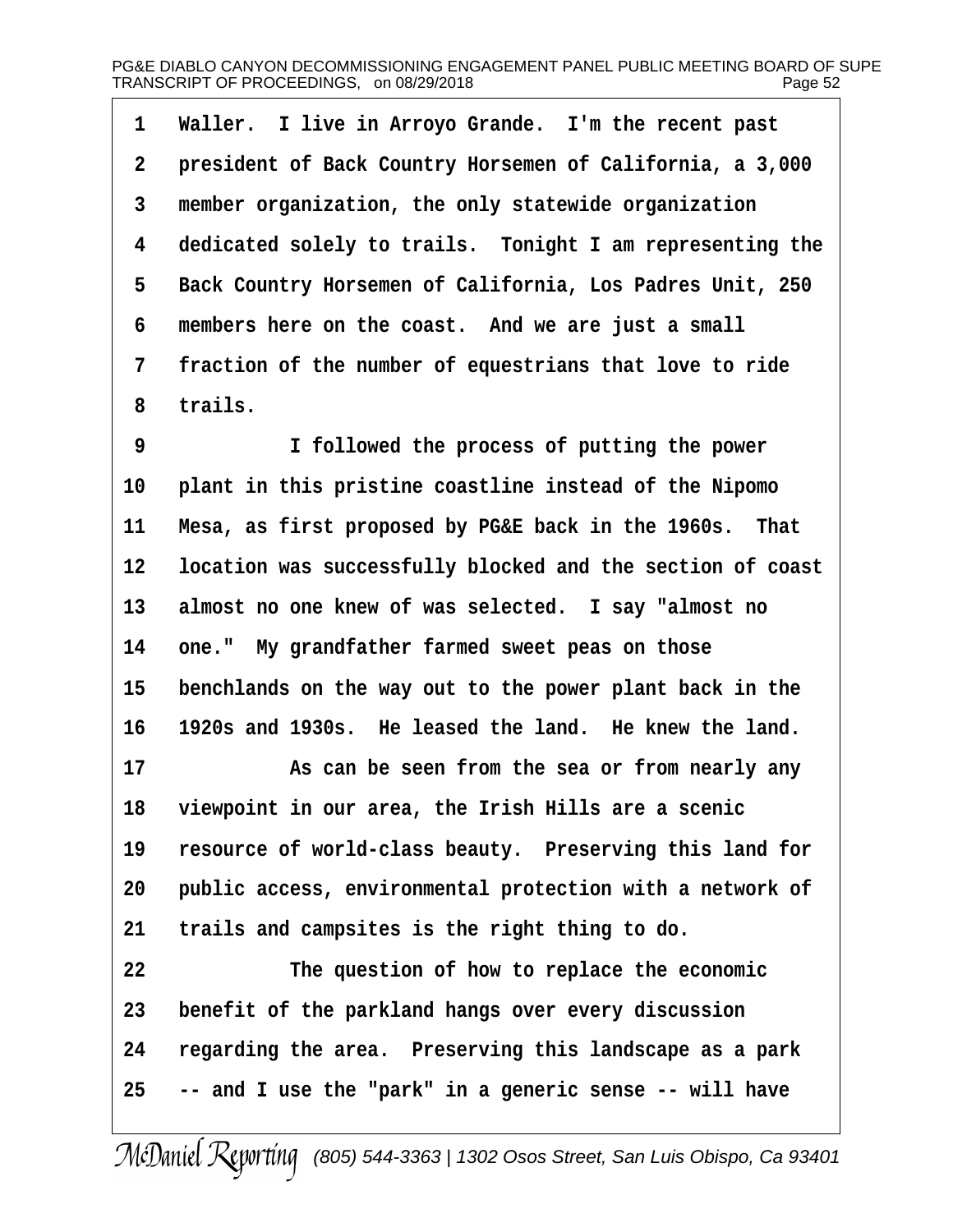Waller. I live in Arroyo Grande. I'm the recent past president of Back Country Horsemen of California, a 3,000 member organization, the only statewide organization dedicated solely to trails. Tonight I am representing the Back Country Horsemen of California, Los Padres Unit, 250 members here on the coast. And we are just a small fraction of the number of equestrians that love to ride trails.

I followed the process of putting the power plant in this pristine coastline instead of the Nipomo Mesa, as first proposed by PG&E back in the 1960s. That location was successfully blocked and the section of coast almost no one knew of was selected. I say "almost no one." My grandfather farmed sweet peas on those benchlands on the way out to the power plant back in the 1920s and 1930s. He leased the land. He knew the land.

As can be seen from the sea or from nearly any viewpoint in our area, the Irish Hills are a scenic resource of world-class beauty. Preserving this land for public access, environmental protection with a network of trails and campsites is the right thing to do.

The question of how to replace the economic benefit of the parkland hangs over every discussion regarding the area. Preserving this landscape as a park -- and I use the "park" in a generic sense -- will have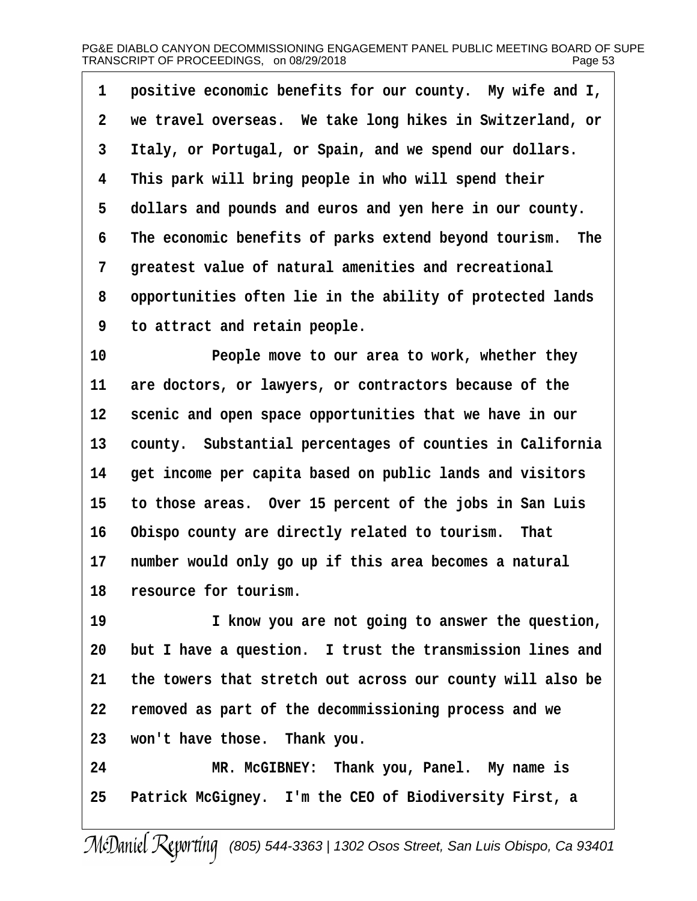positive economic benefits for our county. My wife and I, we travel overseas. We take long hikes in Switzerland, or Italy, or Portugal, or Spain, and we spend our dollars. This park will bring people in who will spend their dollars and pounds and euros and yen here in our county. The economic benefits of parks extend beyond tourism. The greatest value of natural amenities and recreational opportunities often lie in the ability of protected lands to attract and retain people.

People move to our area to work, whether they are doctors, or lawyers, or contractors because of the scenic and open space opportunities that we have in our county. Substantial percentages of counties in California get income per capita based on public lands and visitors to those areas. Over 15 percent of the jobs in San Luis Obispo county are directly related to tourism. That number would only go up if this area becomes a natural resource for tourism.

I know you are not going to answer the question, but I have a question. I trust the transmission lines and the towers that stretch out across our county will also be removed as part of the decommissioning process and we won't have those. Thank you.

MR. McGIBNEY: Thank you, Panel. My name is Patrick McGigney. I'm the CEO of Biodiversity First, a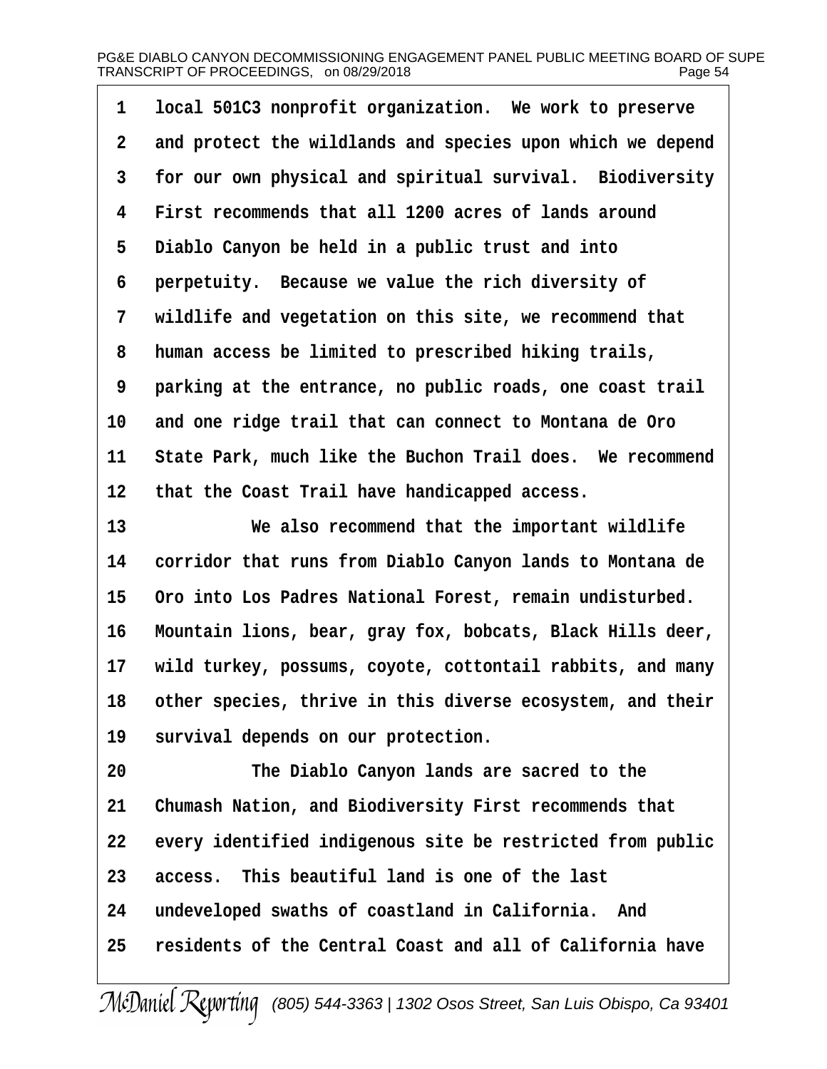local 501C3 nonprofit organization. We work to preserve and protect the wildlands and species upon which we depend for our own physical and spiritual survival. Biodiversity First recommends that all 1200 acres of lands around Diablo Canyon be held in a public trust and into perpetuity. Because we value the rich diversity of wildlife and vegetation on this site, we recommend that human access be limited to prescribed hiking trails, parking at the entrance, no public roads, one coast trail and one ridge trail that can connect to Montana de Oro State Park, much like the Buchon Trail does. We recommend that the Coast Trail have handicapped access.

We also recommend that the important wildlife corridor that runs from Diablo Canyon lands to Montana de Oro into Los Padres National Forest, remain undisturbed. Mountain lions, bear, gray fox, bobcats, Black Hills deer, wild turkey, possums, coyote, cottontail rabbits, and many other species, thrive in this diverse ecosystem, and their survival depends on our protection.

The Diablo Canyon lands are sacred to the Chumash Nation, and Biodiversity First recommends that every identified indigenous site be restricted from public access. This beautiful land is one of the last undeveloped swaths of coastland in California. And residents of the Central Coast and all of California have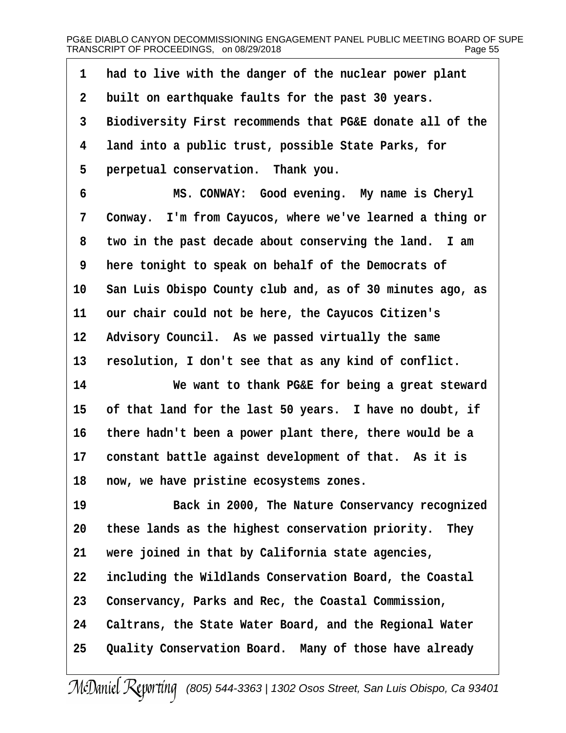had to live with the danger of the nuclear power plant built on earthquake faults for the past 30 years. Biodiversity First recommends that PG&E donate all of the land into a public trust, possible State Parks, for perpetual conservation. Thank you.

MS. CONWAY: Good evening. My name is Cheryl Conway. I'm from Cayucos, where we've learned a thing or two in the past decade about conserving the land. I am here tonight to speak on behalf of the Democrats of San Luis Obispo County club and, as of 30 minutes ago, as our chair could not be here, the Cayucos Citizen's Advisory Council. As we passed virtually the same resolution, I don't see that as any kind of conflict.

We want to thank PG&E for being a great steward of that land for the last 50 years. I have no doubt, if there hadn't been a power plant there, there would be a constant battle against development of that. As it is now, we have pristine ecosystems zones.

Back in 2000, The Nature Conservancy recognized these lands as the highest conservation priority. They were joined in that by California state agencies, including the Wildlands Conservation Board, the Coastal Conservancy, Parks and Rec, the Coastal Commission, Caltrans, the State Water Board, and the Regional Water Quality Conservation Board. Many of those have already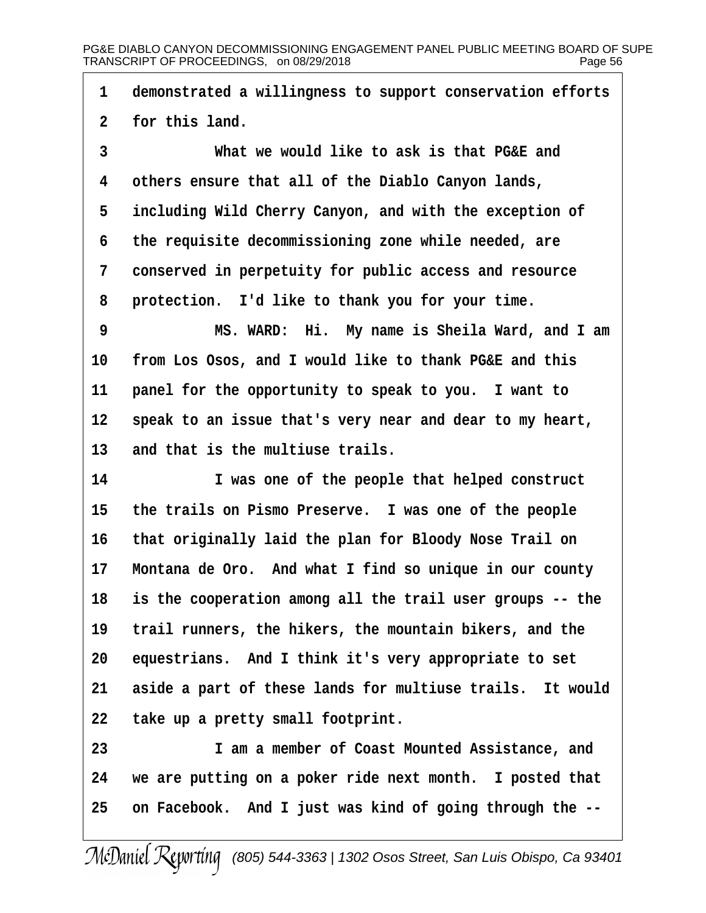demonstrated a willingness to support conservation efforts for this land.

What we would like to ask is that PG&E and others ensure that all of the Diablo Canyon lands, including Wild Cherry Canyon, and with the exception of the requisite decommissioning zone while needed, are conserved in perpetuity for public access and resource protection. I'd like to thank you for your time.

MS. WARD: Hi. My name is Sheila Ward, and I am from Los Osos, and I would like to thank PG&E and this panel for the opportunity to speak to you. I want to speak to an issue that's very near and dear to my heart, and that is the multiuse trails.

I was one of the people that helped construct the trails on Pismo Preserve. I was one of the people that originally laid the plan for Bloody Nose Trail on Montana de Oro. And what I find so unique in our county is the cooperation among all the trail user groups -- the trail runners, the hikers, the mountain bikers, and the equestrians. And I think it's very appropriate to set aside a part of these lands for multiuse trails. It would take up a pretty small footprint.

I am a member of Coast Mounted Assistance, and we are putting on a poker ride next month. I posted that on Facebook. And I just was kind of going through the --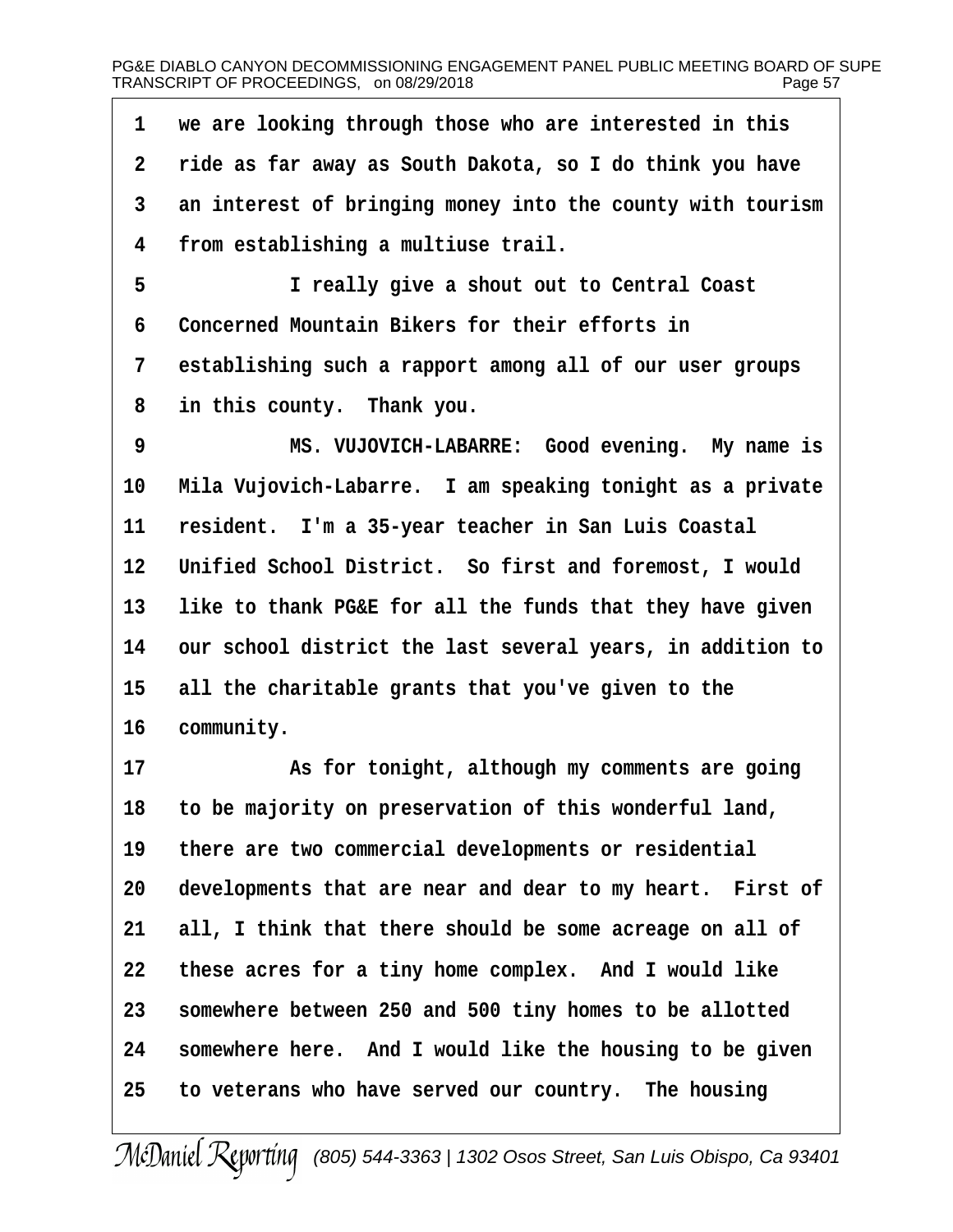we are looking through those who are interested in this ride as far away as South Dakota, so I do think you have an interest of bringing money into the county with tourism from establishing a multiuse trail.

I really give a shout out to Central Coast Concerned Mountain Bikers for their efforts in establishing such a rapport among all of our user groups in this county. Thank you.

MS. VUJOVICH-LABARRE: Good evening. My name is Mila Vujovich-Labarre. I am speaking tonight as a private resident. I'm a 35-year teacher in San Luis Coastal Unified School District. So first and foremost, I would like to thank PG&E for all the funds that they have given our school district the last several years, in addition to all the charitable grants that you've given to the community.

As for tonight, although my comments are going to be majority on preservation of this wonderful land, there are two commercial developments or residential developments that are near and dear to my heart. First of all, I think that there should be some acreage on all of these acres for a tiny home complex. And I would like somewhere between 250 and 500 tiny homes to be allotted somewhere here. And I would like the housing to be given to veterans who have served our country. The housing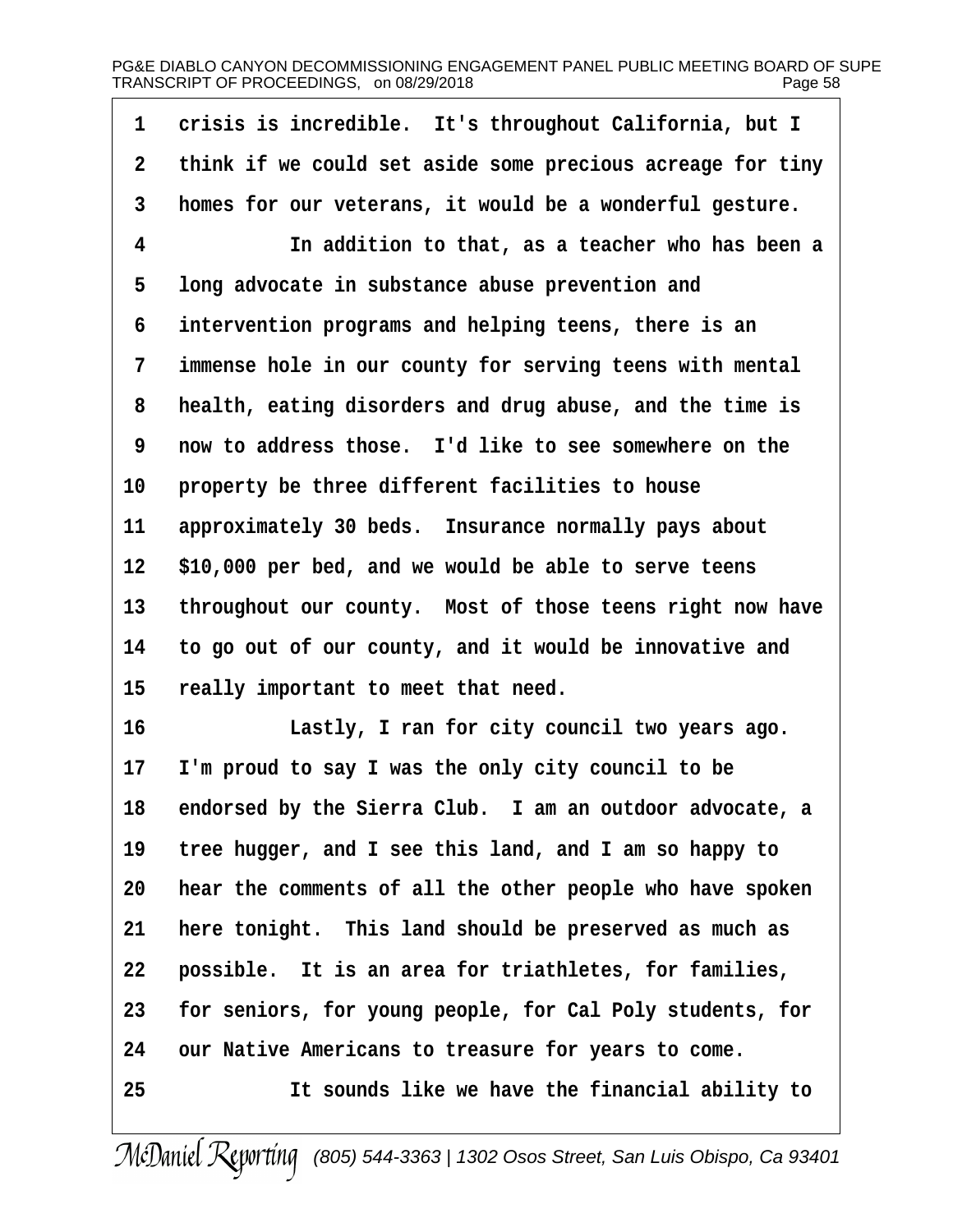crisis is incredible. It's throughout California, but I think if we could set aside some precious acreage for tiny homes for our veterans, it would be a wonderful gesture.

In addition to that, as a teacher who has been a long advocate in substance abuse prevention and intervention programs and helping teens, there is an immense hole in our county for serving teens with mental health, eating disorders and drug abuse, and the time is now to address those. I'd like to see somewhere on the property be three different facilities to house approximately 30 beds. Insurance normally pays about $10,000 per bed, and we would be able to serve teens throughout our county. Most of those teens right now have to go out of our county, and it would be innovative and really important to meet that need.

Lastly, I ran for city council two years ago. I'm proud to say I was the only city council to be endorsed by the Sierra Club. I am an outdoor advocate, a tree hugger, and I see this land, and I am so happy to hear the comments of all the other people who have spoken here tonight. This land should be preserved as much as possible. It is an area for triathletes, for families, for seniors, for young people, for Cal Poly students, for our Native Americans to treasure for years to come.

It sounds like we have the financial ability to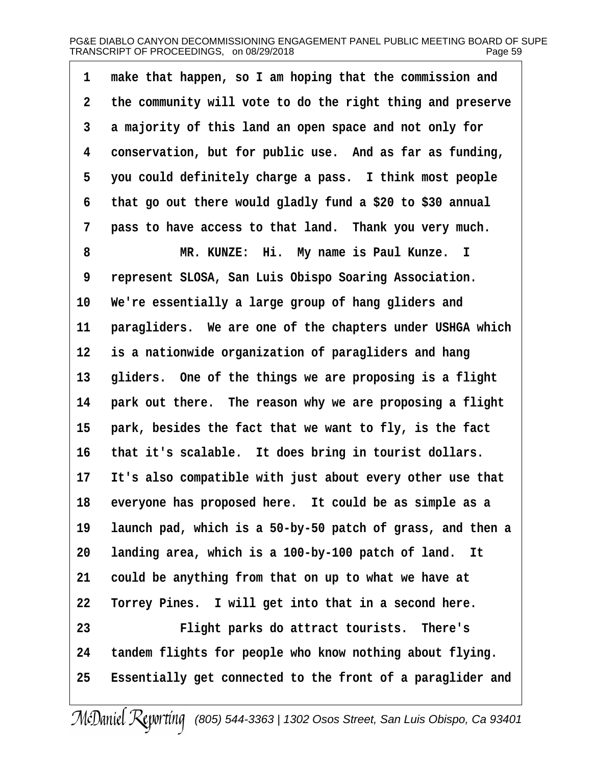make that happen, so I am hoping that the commission and the community will vote to do the right thing and preserve a majority of this land an open space and not only for conservation, but for public use. And as far as funding, you could definitely charge a pass. I think most people that go out there would gladly fund a $20 to $30 annual pass to have access to that land. Thank you very much.

MR. KUNZE: Hi. My name is Paul Kunze. I represent SLOSA, San Luis Obispo Soaring Association. We're essentially a large group of hang gliders and paragliders. We are one of the chapters under USHGA which is a nationwide organization of paragliders and hang gliders. One of the things we are proposing is a flight park out there. The reason why we are proposing a flight park, besides the fact that we want to fly, is the fact that it's scalable. It does bring in tourist dollars. It's also compatible with just about every other use that everyone has proposed here. It could be as simple as a launch pad, which is a 50-by-50 patch of grass, and then a landing area, which is a 100-by-100 patch of land. It could be anything from that on up to what we have at Torrey Pines. I will get into that in a second here.

Flight parks do attract tourists. There's tandem flights for people who know nothing about flying. Essentially get connected to the front of a paraglider and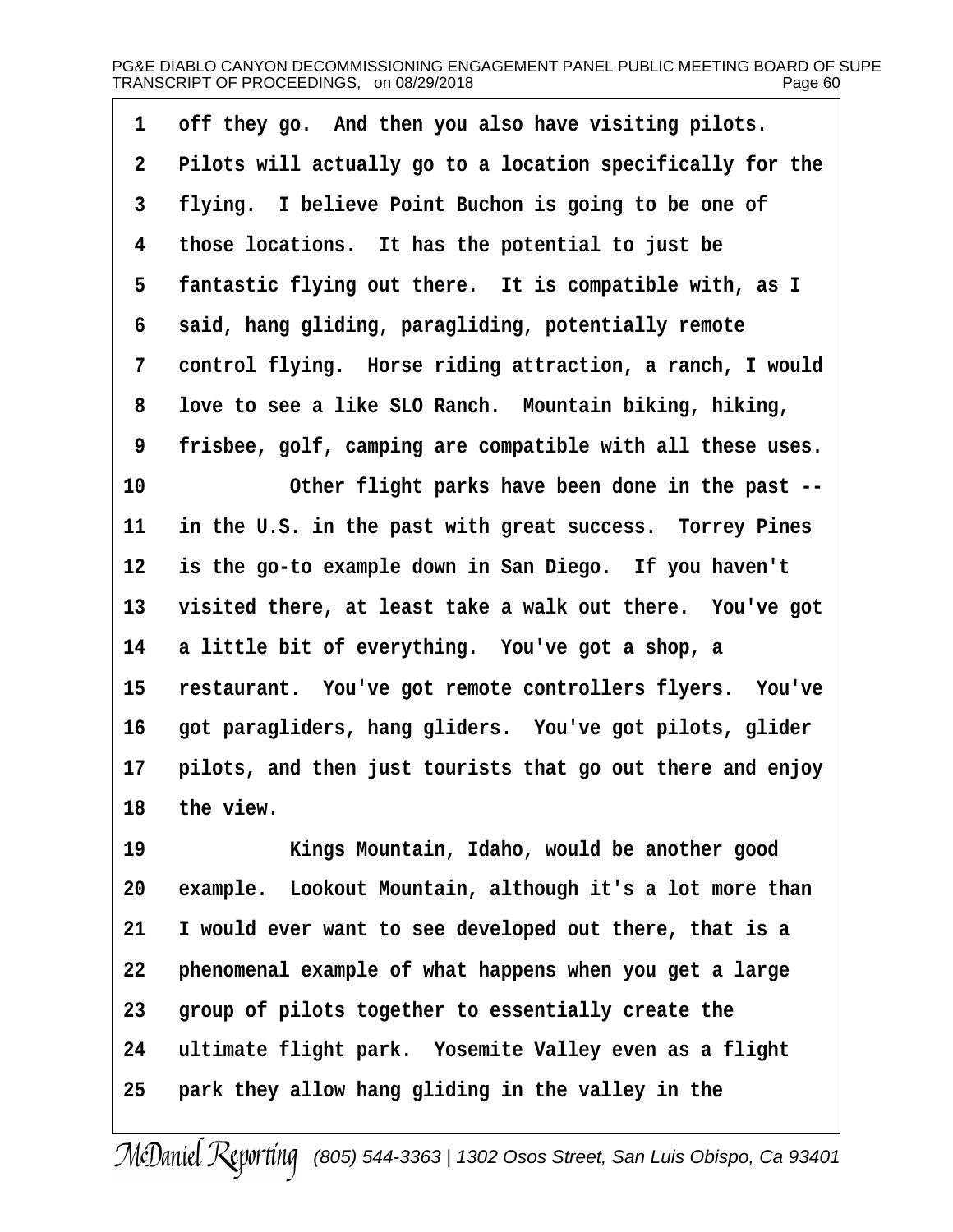off they go. And then you also have visiting pilots. Pilots will actually go to a location specifically for the flying. I believe Point Buchon is going to be one of those locations. It has the potential to just be fantastic flying out there. It is compatible with, as I said, hang gliding, paragliding, potentially remote control flying. Horse riding attraction, a ranch, I would love to see a like SLO Ranch. Mountain biking, hiking, frisbee, golf, camping are compatible with all these uses.

Other flight parks have been done in the past -- in the U.S. in the past with great success. Torrey Pines is the go-to example down in San Diego. If you haven't visited there, at least take a walk out there. You've got a little bit of everything. You've got a shop, a restaurant. You've got remote controllers flyers. You've got paragliders, hang gliders. You've got pilots, glider pilots, and then just tourists that go out there and enjoy the view.

Kings Mountain, Idaho, would be another good example. Lookout Mountain, although it's a lot more than I would ever want to see developed out there, that is a phenomenal example of what happens when you get a large group of pilots together to essentially create the ultimate flight park. Yosemite Valley even as a flight park they allow hang gliding in the valley in the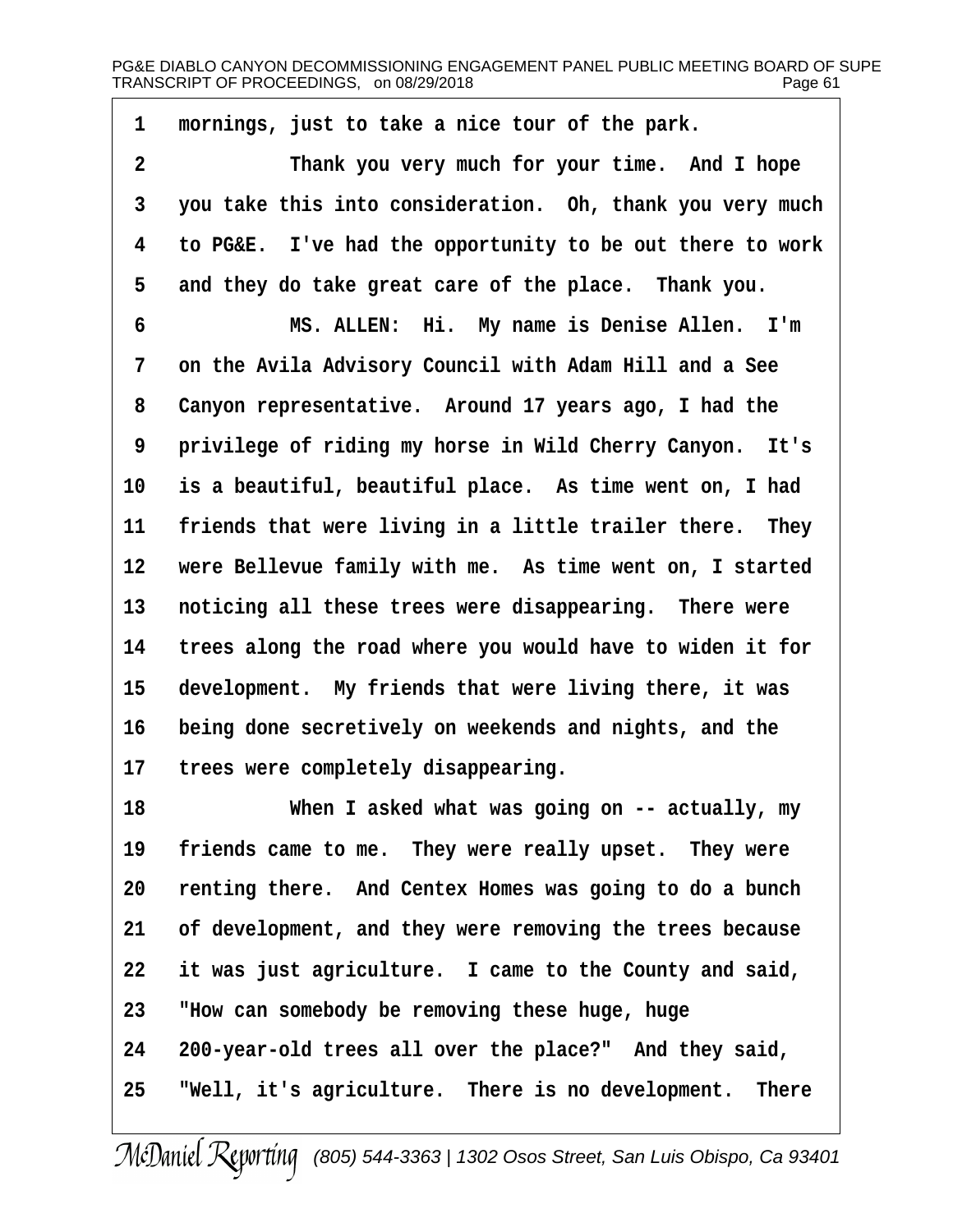1 mornings, just to take a nice tour of the park.

2 Thank you very much for your time. And I hope

3 you take this into consideration. Oh, thank you very much

4 to PG&E. I've had the opportunity to be out there to work

5 and they do take great care of the place. Thank you.

6 MS. ALLEN: Hi. My name is Denise Allen. I'm

7 on the Avila Advisory Council with Adam Hill and a See

8 Canyon representative. Around 17 years ago, I had the

9 privilege of riding my horse in Wild Cherry Canyon. It's

10 is a beautiful, beautiful place. As time went on, I had

11 friends that were living in a little trailer there. They

12 were Bellevue family with me. As time went on, I started

13 noticing all these trees were disappearing. There were

14 trees along the road where you would have to widen it for

15 development. My friends that were living there, it was

16 being done secretively on weekends and nights, and the

17 trees were completely disappearing.

18 When I asked what was going on -- actually, my

19 friends came to me. They were really upset. They were

20 renting there. And Centex Homes was going to do a bunch

21 of development, and they were removing the trees because

22 it was just agriculture. I came to the County and said,

23 "How can somebody be removing these huge, huge

24 200-year-old trees all over the place?" And they said,

25 "Well, it's agriculture. There is no development. There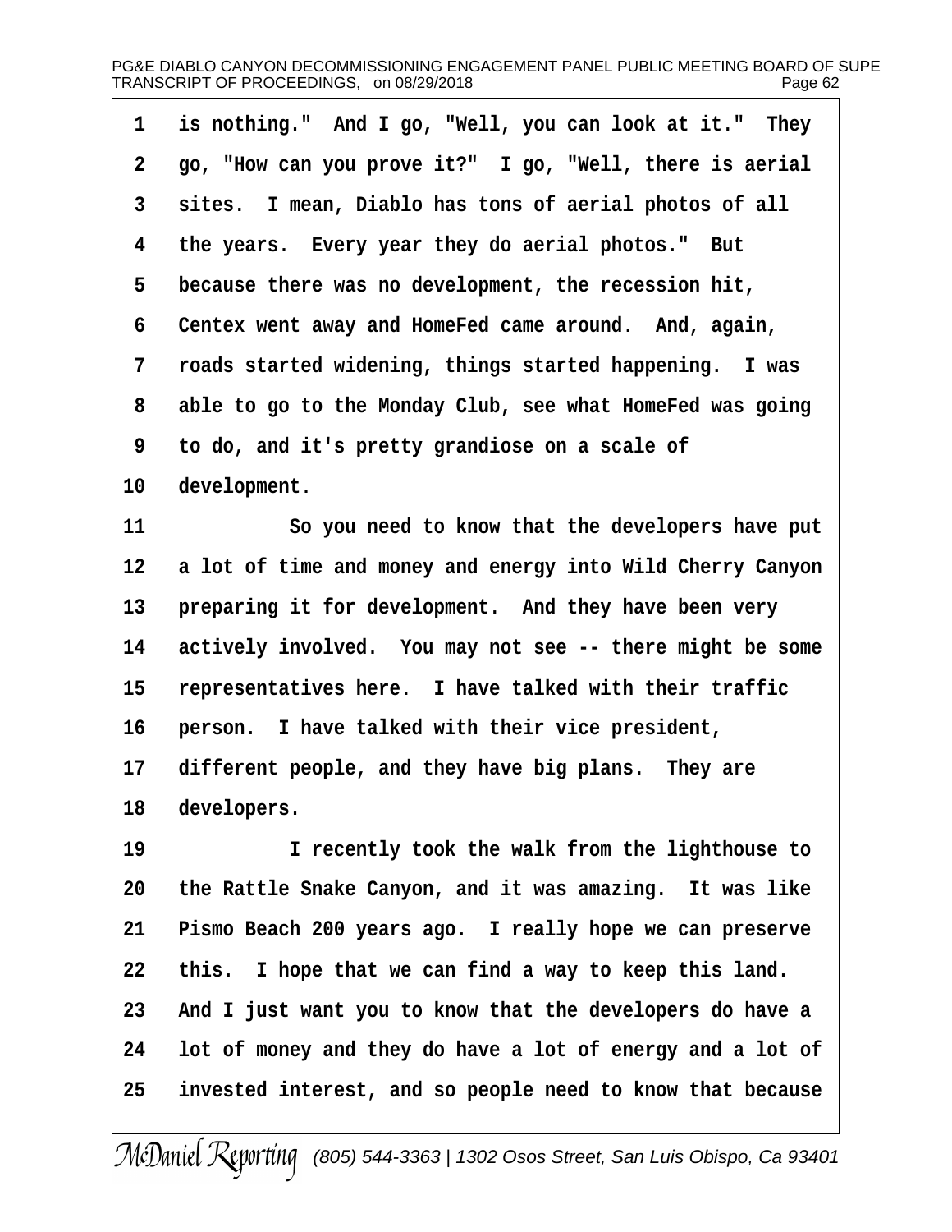is nothing." And I go, "Well, you can look at it." They go, "How can you prove it?" I go, "Well, there is aerial sites. I mean, Diablo has tons of aerial photos of all the years. Every year they do aerial photos." But because there was no development, the recession hit, Centex went away and HomeFed came around. And, again, roads started widening, things started happening. I was able to go to the Monday Club, see what HomeFed was going to do, and it's pretty grandiose on a scale of development.

So you need to know that the developers have put a lot of time and money and energy into Wild Cherry Canyon preparing it for development. And they have been very actively involved. You may not see -- there might be some representatives here. I have talked with their traffic person. I have talked with their vice president, different people, and they have big plans. They are developers.

I recently took the walk from the lighthouse to the Rattle Snake Canyon, and it was amazing. It was like Pismo Beach 200 years ago. I really hope we can preserve this. I hope that we can find a way to keep this land. And I just want you to know that the developers do have a lot of money and they do have a lot of energy and a lot of invested interest, and so people need to know that because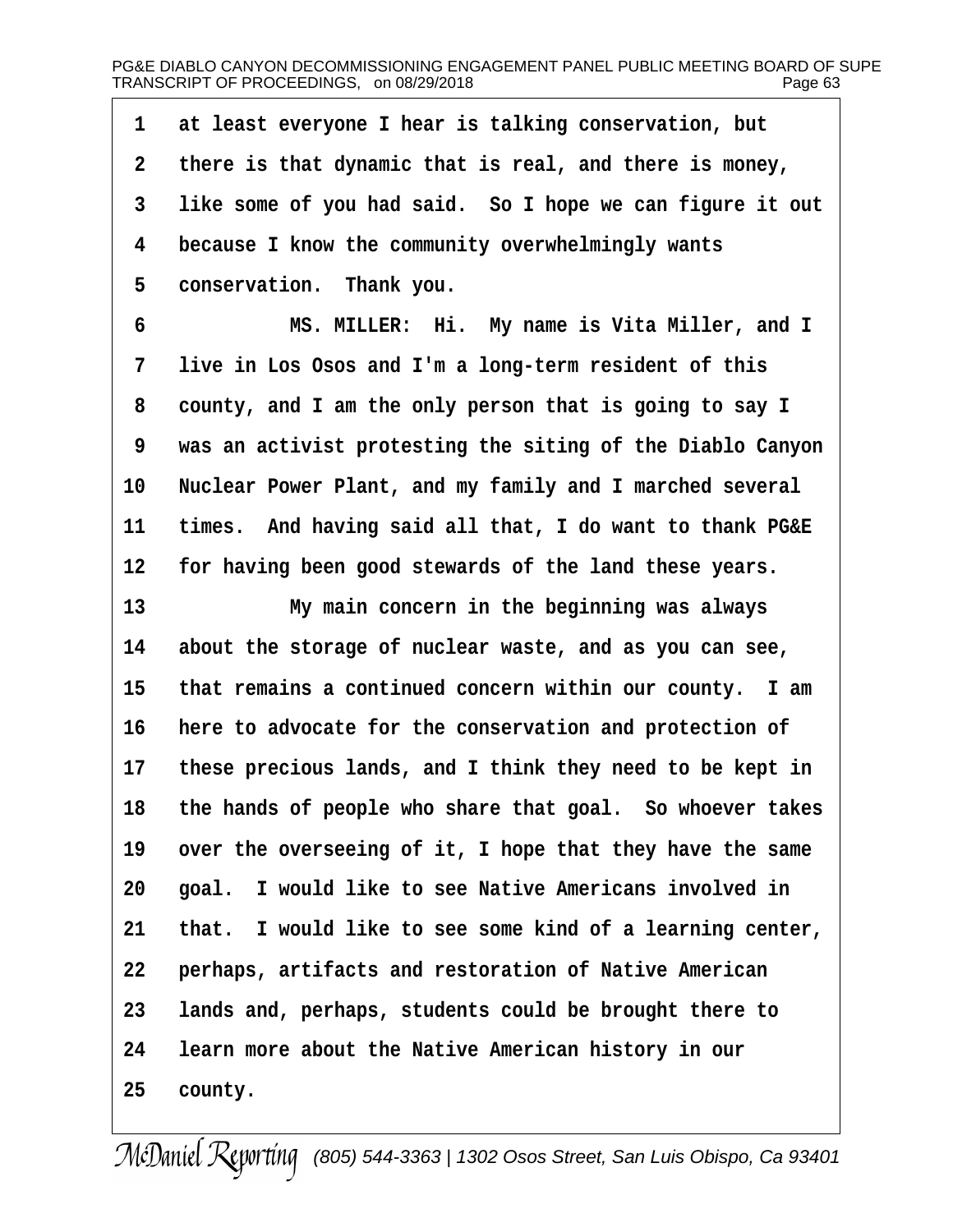at least everyone I hear is talking conservation, but there is that dynamic that is real, and there is money, like some of you had said. So I hope we can figure it out because I know the community overwhelmingly wants conservation. Thank you.

MS. MILLER: Hi. My name is Vita Miller, and I live in Los Osos and I'm a long-term resident of this county, and I am the only person that is going to say I was an activist protesting the siting of the Diablo Canyon Nuclear Power Plant, and my family and I marched several times. And having said all that, I do want to thank PG&E for having been good stewards of the land these years.

My main concern in the beginning was always about the storage of nuclear waste, and as you can see, that remains a continued concern within our county. I am here to advocate for the conservation and protection of these precious lands, and I think they need to be kept in the hands of people who share that goal. So whoever takes over the overseeing of it, I hope that they have the same goal. I would like to see Native Americans involved in that. I would like to see some kind of a learning center, perhaps, artifacts and restoration of Native American lands and, perhaps, students could be brought there to learn more about the Native American history in our county.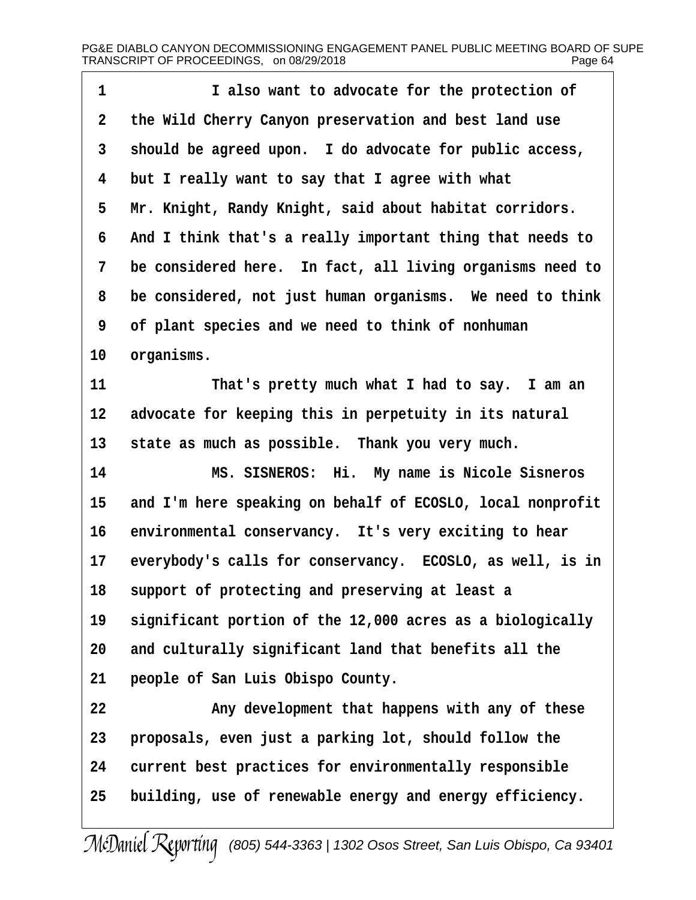I also want to advocate for the protection of the Wild Cherry Canyon preservation and best land use should be agreed upon. I do advocate for public access, but I really want to say that I agree with what Mr. Knight, Randy Knight, said about habitat corridors. And I think that's a really important thing that needs to be considered here. In fact, all living organisms need to be considered, not just human organisms. We need to think of plant species and we need to think of nonhuman organisms.

That's pretty much what I had to say. I am an advocate for keeping this in perpetuity in its natural state as much as possible. Thank you very much.

MS. SISNEROS: Hi. My name is Nicole Sisneros and I'm here speaking on behalf of ECOSLO, local nonprofit environmental conservancy. It's very exciting to hear everybody's calls for conservancy. ECOSLO, as well, is in support of protecting and preserving at least a significant portion of the 12,000 acres as a biologically and culturally significant land that benefits all the people of San Luis Obispo County.

Any development that happens with any of these proposals, even just a parking lot, should follow the current best practices for environmentally responsible building, use of renewable energy and energy efficiency.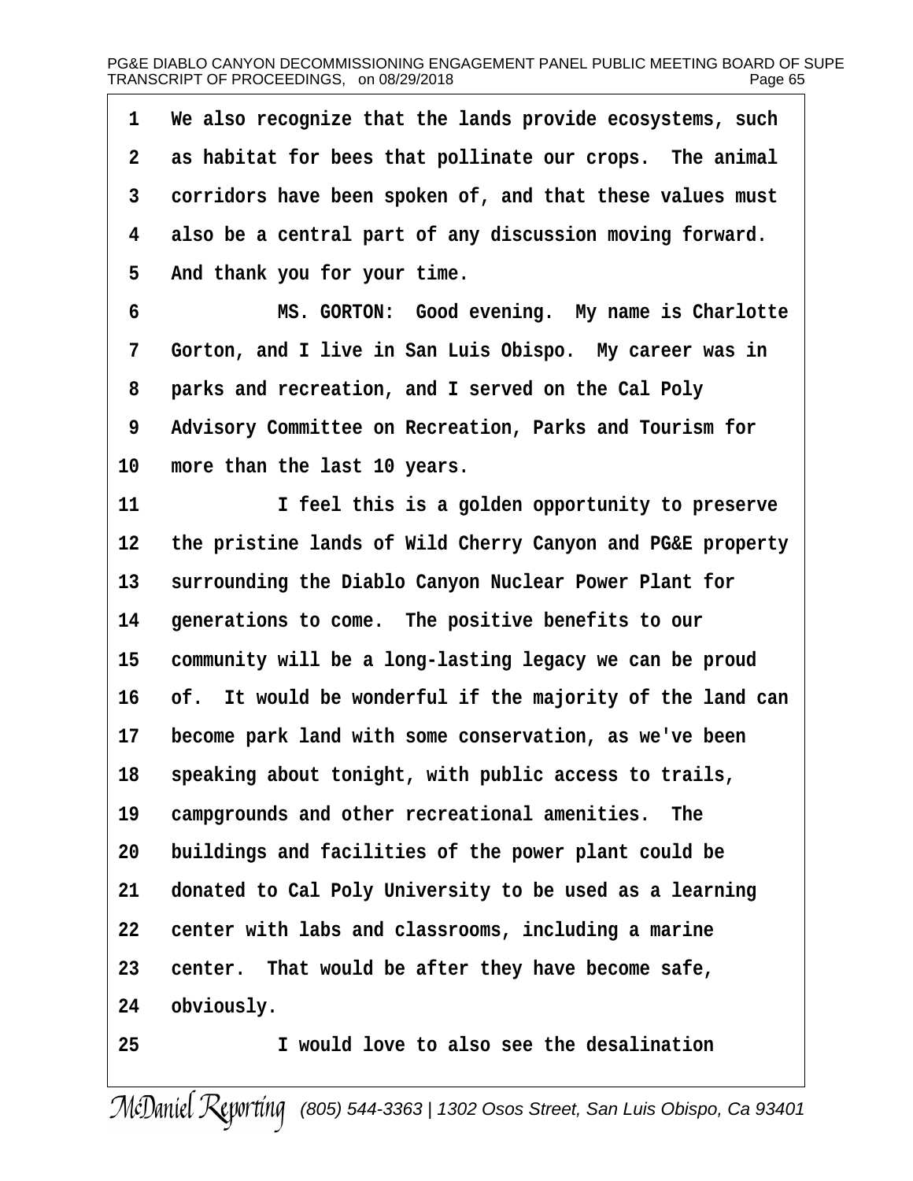We also recognize that the lands provide ecosystems, such as habitat for bees that pollinate our crops. The animal corridors have been spoken of, and that these values must also be a central part of any discussion moving forward. And thank you for your time.

MS. GORTON: Good evening. My name is Charlotte Gorton, and I live in San Luis Obispo. My career was in parks and recreation, and I served on the Cal Poly Advisory Committee on Recreation, Parks and Tourism for more than the last 10 years.

I feel this is a golden opportunity to preserve the pristine lands of Wild Cherry Canyon and PG&E property surrounding the Diablo Canyon Nuclear Power Plant for generations to come. The positive benefits to our community will be a long-lasting legacy we can be proud of. It would be wonderful if the majority of the land can become park land with some conservation, as we've been speaking about tonight, with public access to trails, campgrounds and other recreational amenities. The buildings and facilities of the power plant could be donated to Cal Poly University to be used as a learning center with labs and classrooms, including a marine center. That would be after they have become safe, obviously.

I would love to also see the desalination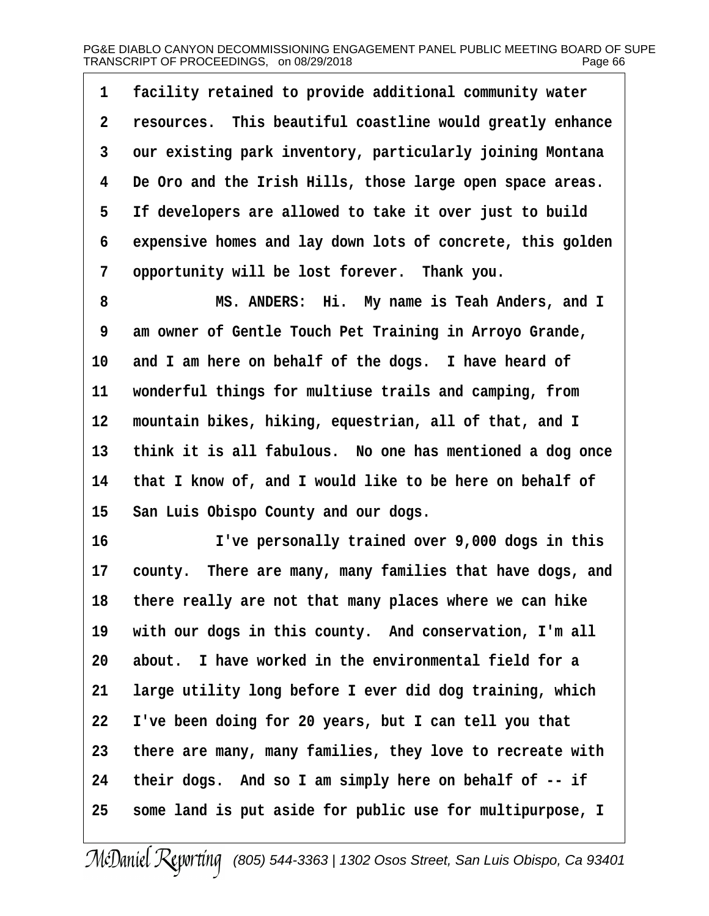1 facility retained to provide additional community water
2 resources. This beautiful coastline would greatly enhance
3 our existing park inventory, particularly joining Montana
4 De Oro and the Irish Hills, those large open space areas.
5 If developers are allowed to take it over just to build
6 expensive homes and lay down lots of concrete, this golden
7 opportunity will be lost forever. Thank you.

8 MS. ANDERS: Hi. My name is Teah Anders, and I
9 am owner of Gentle Touch Pet Training in Arroyo Grande,
10 and I am here on behalf of the dogs. I have heard of
11 wonderful things for multiuse trails and camping, from
12 mountain bikes, hiking, equestrian, all of that, and I
13 think it is all fabulous. No one has mentioned a dog once
14 that I know of, and I would like to be here on behalf of
15 San Luis Obispo County and our dogs.

16 I've personally trained over 9,000 dogs in this
17 county. There are many, many families that have dogs, and
18 there really are not that many places where we can hike
19 with our dogs in this county. And conservation, I'm all
20 about. I have worked in the environmental field for a
21 large utility long before I ever did dog training, which
22 I've been doing for 20 years, but I can tell you that
23 there are many, many families, they love to recreate with
24 their dogs. And so I am simply here on behalf of -- if
25 some land is put aside for public use for multipurpose, I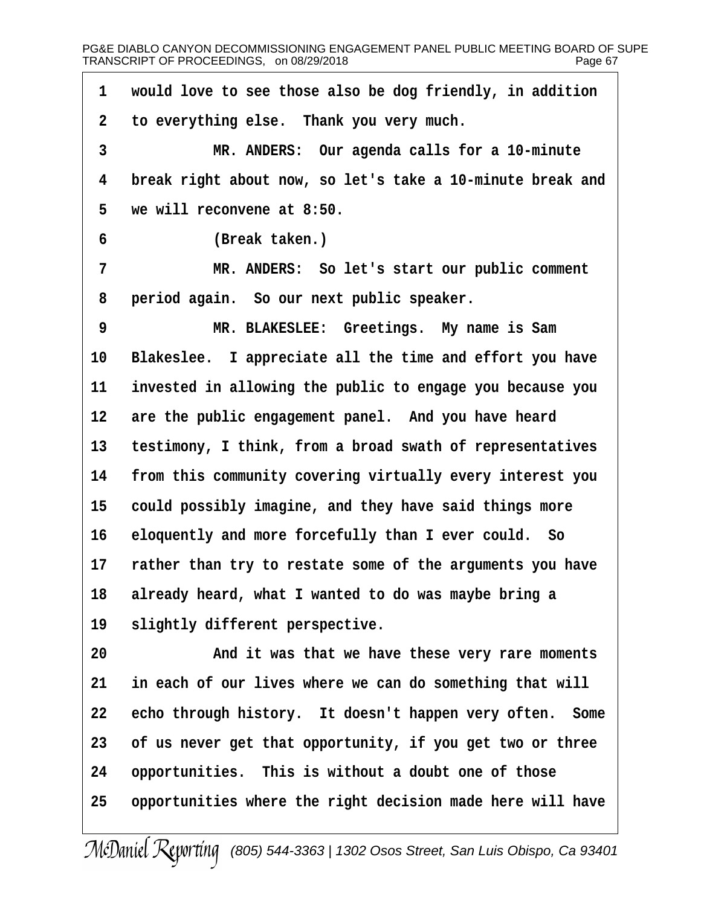1 would love to see those also be dog friendly, in addition
2 to everything else. Thank you very much.
3 MR. ANDERS: Our agenda calls for a 10-minute
4 break right about now, so let's take a 10-minute break and
5 we will reconvene at 8:50.
6 (Break taken.)
7 MR. ANDERS: So let's start our public comment
8 period again. So our next public speaker.
9 MR. BLAKESLEE: Greetings. My name is Sam
10 Blakeslee. I appreciate all the time and effort you have
11 invested in allowing the public to engage you because you
12 are the public engagement panel. And you have heard
13 testimony, I think, from a broad swath of representatives
14 from this community covering virtually every interest you
15 could possibly imagine, and they have said things more
16 eloquently and more forcefully than I ever could. So
17 rather than try to restate some of the arguments you have
18 already heard, what I wanted to do was maybe bring a
19 slightly different perspective.
20 And it was that we have these very rare moments
21 in each of our lives where we can do something that will
22 echo through history. It doesn't happen very often. Some
23 of us never get that opportunity, if you get two or three
24 opportunities. This is without a doubt one of those
25 opportunities where the right decision made here will have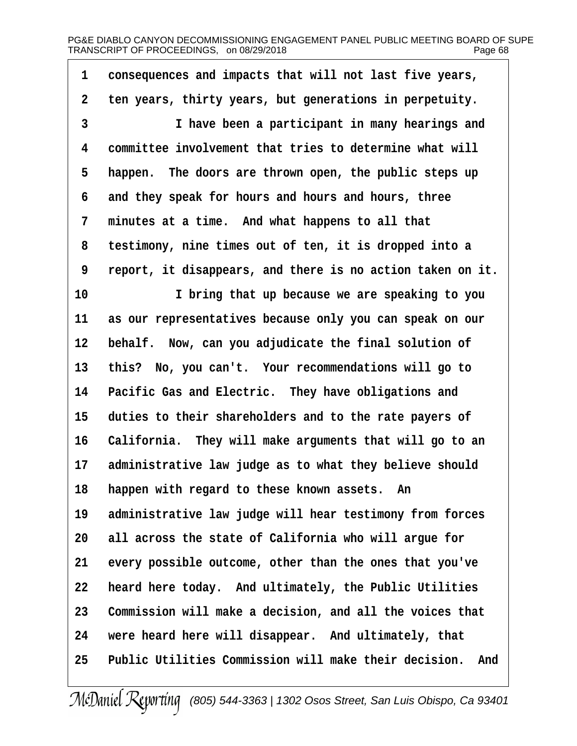consequences and impacts that will not last five years, ten years, thirty years, but generations in perpetuity.

I have been a participant in many hearings and committee involvement that tries to determine what will happen. The doors are thrown open, the public steps up and they speak for hours and hours and hours, three minutes at a time. And what happens to all that testimony, nine times out of ten, it is dropped into a report, it disappears, and there is no action taken on it.

I bring that up because we are speaking to you as our representatives because only you can speak on our behalf. Now, can you adjudicate the final solution of this? No, you can't. Your recommendations will go to Pacific Gas and Electric. They have obligations and duties to their shareholders and to the rate payers of California. They will make arguments that will go to an administrative law judge as to what they believe should happen with regard to these known assets. An administrative law judge will hear testimony from forces all across the state of California who will argue for every possible outcome, other than the ones that you've heard here today. And ultimately, the Public Utilities Commission will make a decision, and all the voices that were heard here will disappear. And ultimately, that Public Utilities Commission will make their decision. And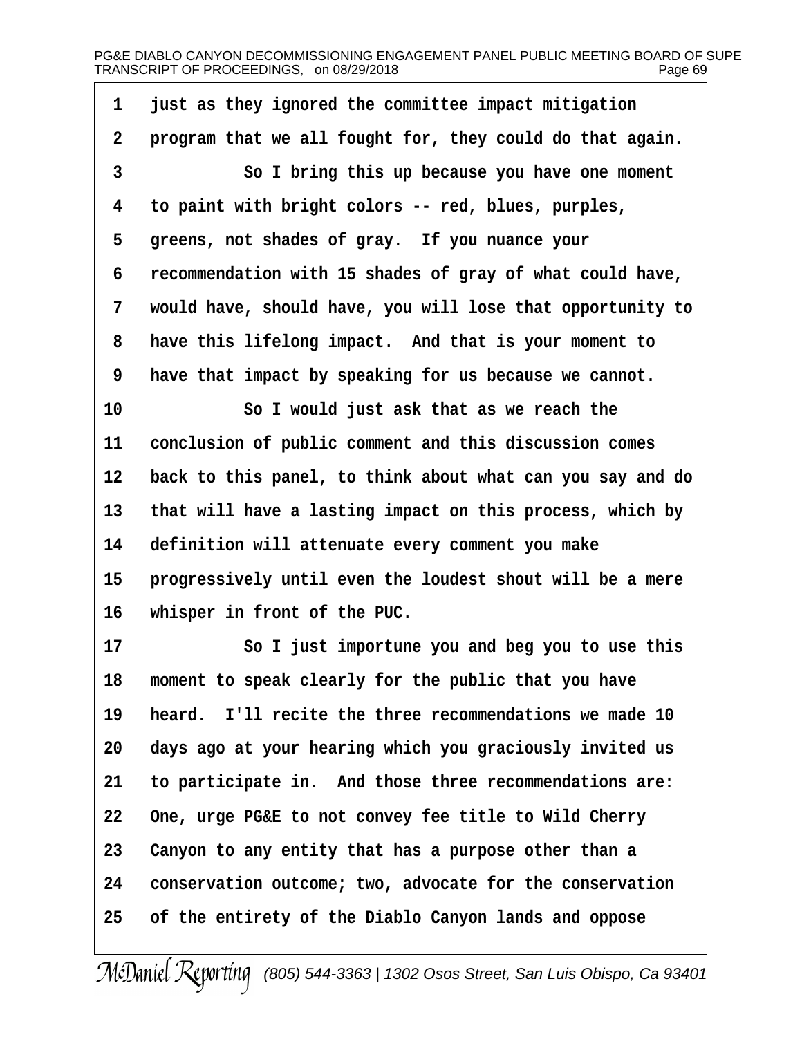just as they ignored the committee impact mitigation program that we all fought for, they could do that again.

So I bring this up because you have one moment to paint with bright colors -- red, blues, purples, greens, not shades of gray. If you nuance your recommendation with 15 shades of gray of what could have, would have, should have, you will lose that opportunity to have this lifelong impact. And that is your moment to have that impact by speaking for us because we cannot.

So I would just ask that as we reach the conclusion of public comment and this discussion comes back to this panel, to think about what can you say and do that will have a lasting impact on this process, which by definition will attenuate every comment you make progressively until even the loudest shout will be a mere whisper in front of the PUC.

So I just importune you and beg you to use this moment to speak clearly for the public that you have heard. I'll recite the three recommendations we made 10 days ago at your hearing which you graciously invited us to participate in. And those three recommendations are: One, urge PG&E to not convey fee title to Wild Cherry Canyon to any entity that has a purpose other than a conservation outcome; two, advocate for the conservation of the entirety of the Diablo Canyon lands and oppose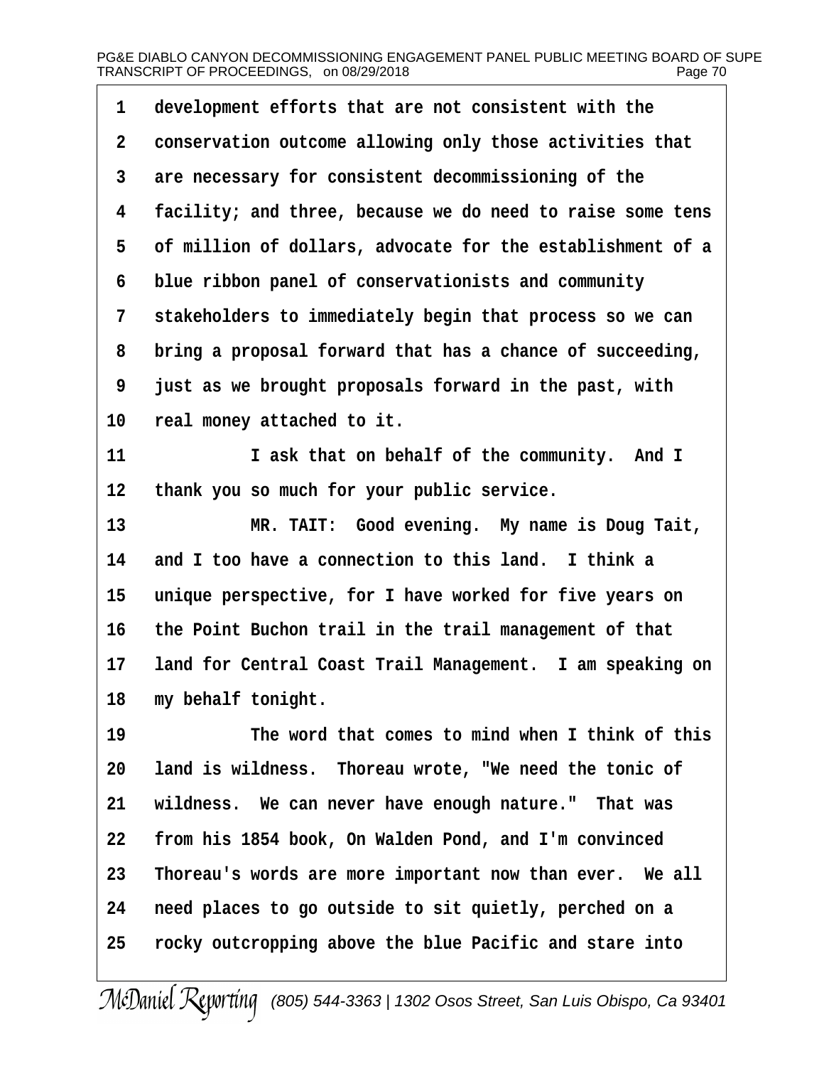development efforts that are not consistent with the conservation outcome allowing only those activities that are necessary for consistent decommissioning of the facility; and three, because we do need to raise some tens of million of dollars, advocate for the establishment of a blue ribbon panel of conservationists and community stakeholders to immediately begin that process so we can bring a proposal forward that has a chance of succeeding, just as we brought proposals forward in the past, with real money attached to it.

I ask that on behalf of the community. And I thank you so much for your public service.

MR. TAIT: Good evening. My name is Doug Tait, and I too have a connection to this land. I think a unique perspective, for I have worked for five years on the Point Buchon trail in the trail management of that land for Central Coast Trail Management. I am speaking on my behalf tonight.

The word that comes to mind when I think of this land is wildness. Thoreau wrote, "We need the tonic of wildness. We can never have enough nature." That was from his 1854 book, On Walden Pond, and I'm convinced Thoreau's words are more important now than ever. We all need places to go outside to sit quietly, perched on a rocky outcropping above the blue Pacific and stare into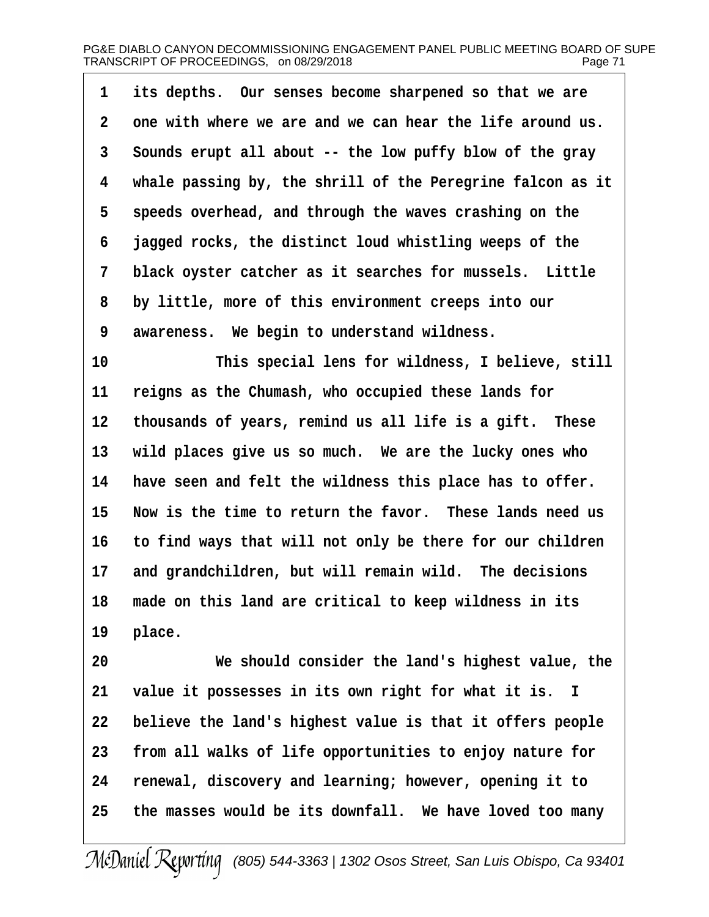its depths. Our senses become sharpened so that we are one with where we are and we can hear the life around us. Sounds erupt all about -- the low puffy blow of the gray whale passing by, the shrill of the Peregrine falcon as it speeds overhead, and through the waves crashing on the jagged rocks, the distinct loud whistling weeps of the black oyster catcher as it searches for mussels. Little by little, more of this environment creeps into our awareness. We begin to understand wildness.

This special lens for wildness, I believe, still reigns as the Chumash, who occupied these lands for thousands of years, remind us all life is a gift. These wild places give us so much. We are the lucky ones who have seen and felt the wildness this place has to offer. Now is the time to return the favor. These lands need us to find ways that will not only be there for our children and grandchildren, but will remain wild. The decisions made on this land are critical to keep wildness in its place.

We should consider the land's highest value, the value it possesses in its own right for what it is. I believe the land's highest value is that it offers people from all walks of life opportunities to enjoy nature for renewal, discovery and learning; however, opening it to the masses would be its downfall. We have loved too many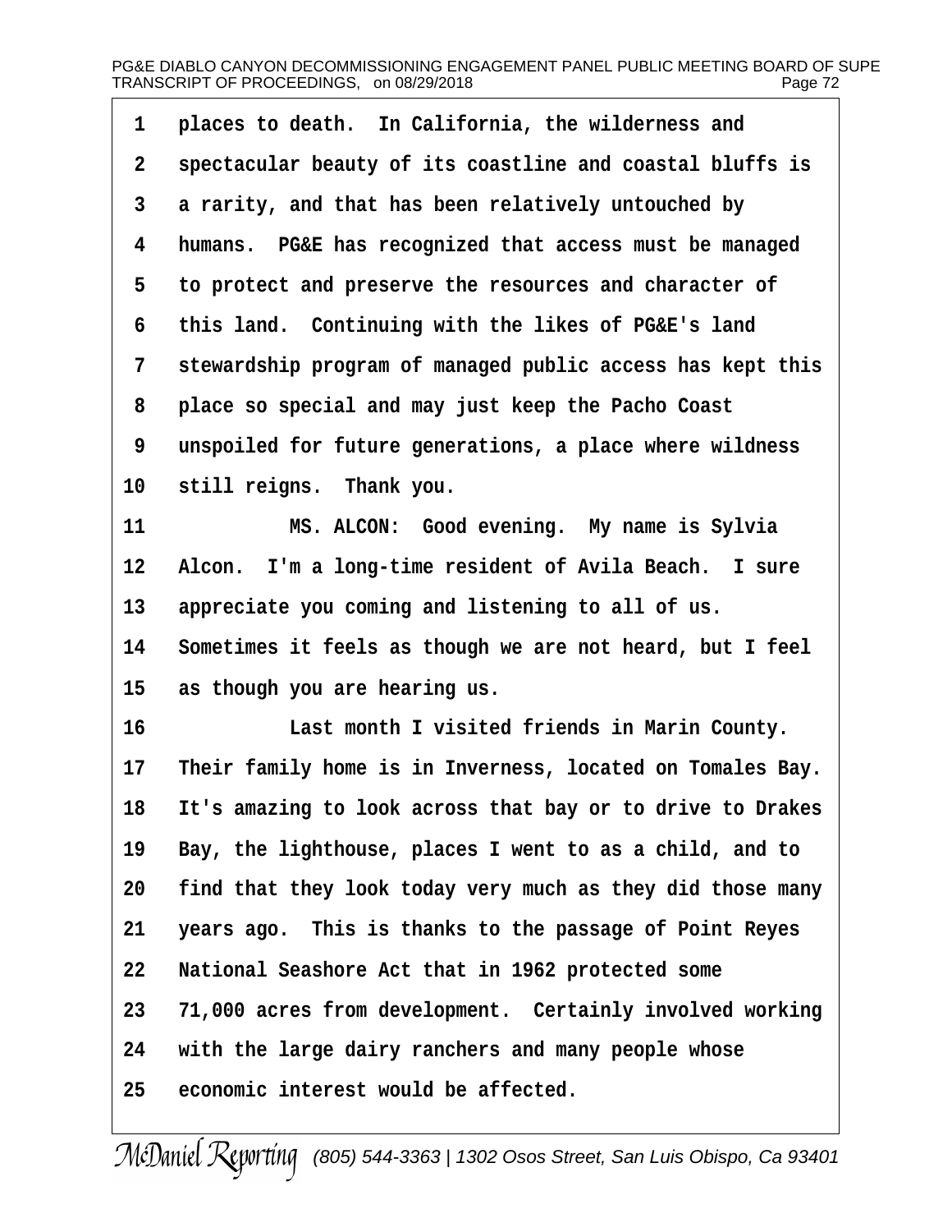places to death. In California, the wilderness and spectacular beauty of its coastline and coastal bluffs is a rarity, and that has been relatively untouched by humans. PG&E has recognized that access must be managed to protect and preserve the resources and character of this land. Continuing with the likes of PG&E's land stewardship program of managed public access has kept this place so special and may just keep the Pacho Coast unspoiled for future generations, a place where wildness still reigns. Thank you.

MS. ALCON: Good evening. My name is Sylvia Alcon. I'm a long-time resident of Avila Beach. I sure appreciate you coming and listening to all of us. Sometimes it feels as though we are not heard, but I feel as though you are hearing us.

Last month I visited friends in Marin County. Their family home is in Inverness, located on Tomales Bay. It's amazing to look across that bay or to drive to Drakes Bay, the lighthouse, places I went to as a child, and to find that they look today very much as they did those many years ago. This is thanks to the passage of Point Reyes National Seashore Act that in 1962 protected some 71,000 acres from development. Certainly involved working with the large dairy ranchers and many people whose economic interest would be affected.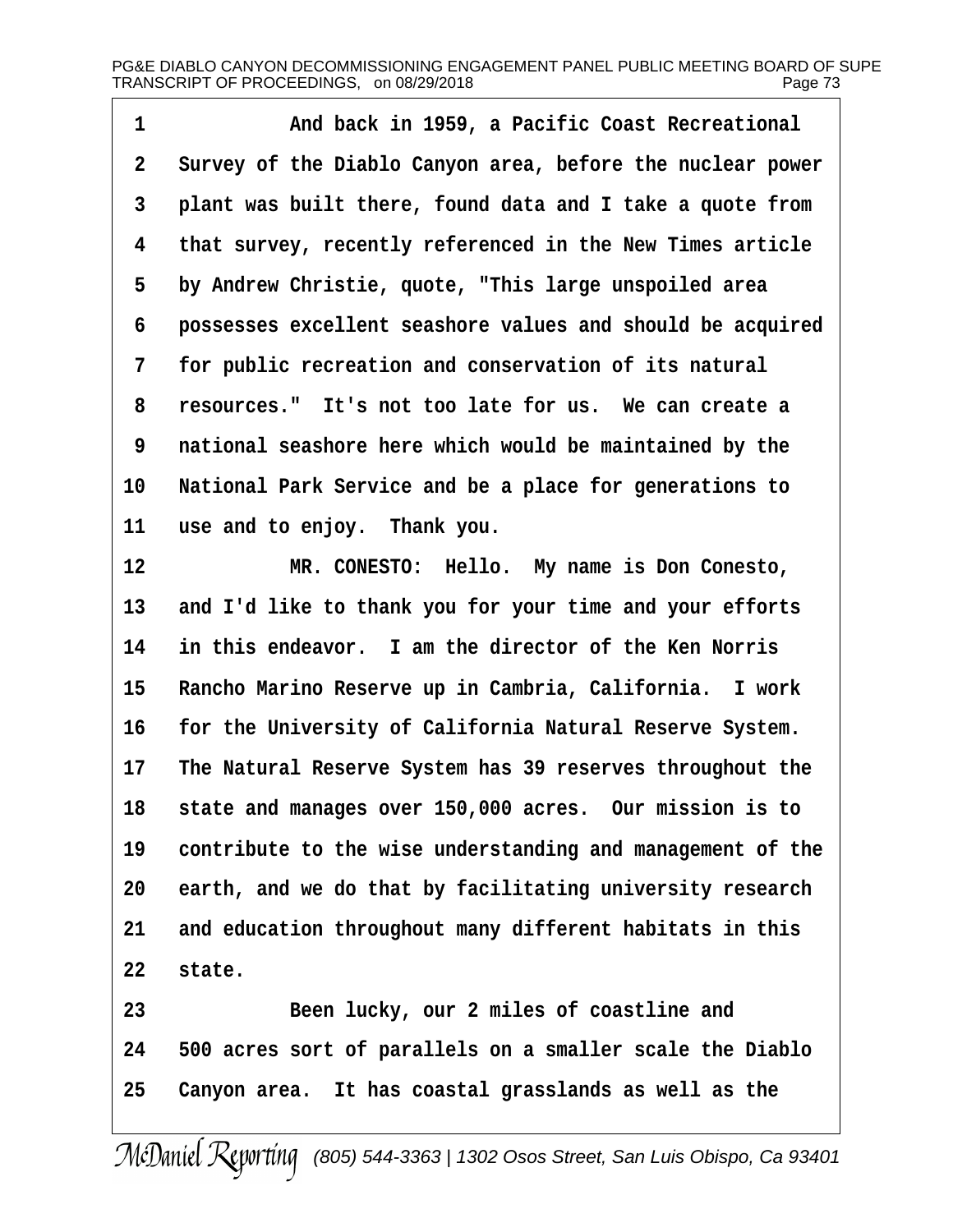And back in 1959, a Pacific Coast Recreational Survey of the Diablo Canyon area, before the nuclear power plant was built there, found data and I take a quote from that survey, recently referenced in the New Times article by Andrew Christie, quote, "This large unspoiled area possesses excellent seashore values and should be acquired for public recreation and conservation of its natural resources." It's not too late for us. We can create a national seashore here which would be maintained by the National Park Service and be a place for generations to use and to enjoy. Thank you.

MR. CONESTO: Hello. My name is Don Conesto, and I'd like to thank you for your time and your efforts in this endeavor. I am the director of the Ken Norris Rancho Marino Reserve up in Cambria, California. I work for the University of California Natural Reserve System. The Natural Reserve System has 39 reserves throughout the state and manages over 150,000 acres. Our mission is to contribute to the wise understanding and management of the earth, and we do that by facilitating university research and education throughout many different habitats in this state.

Been lucky, our 2 miles of coastline and 500 acres sort of parallels on a smaller scale the Diablo Canyon area. It has coastal grasslands as well as the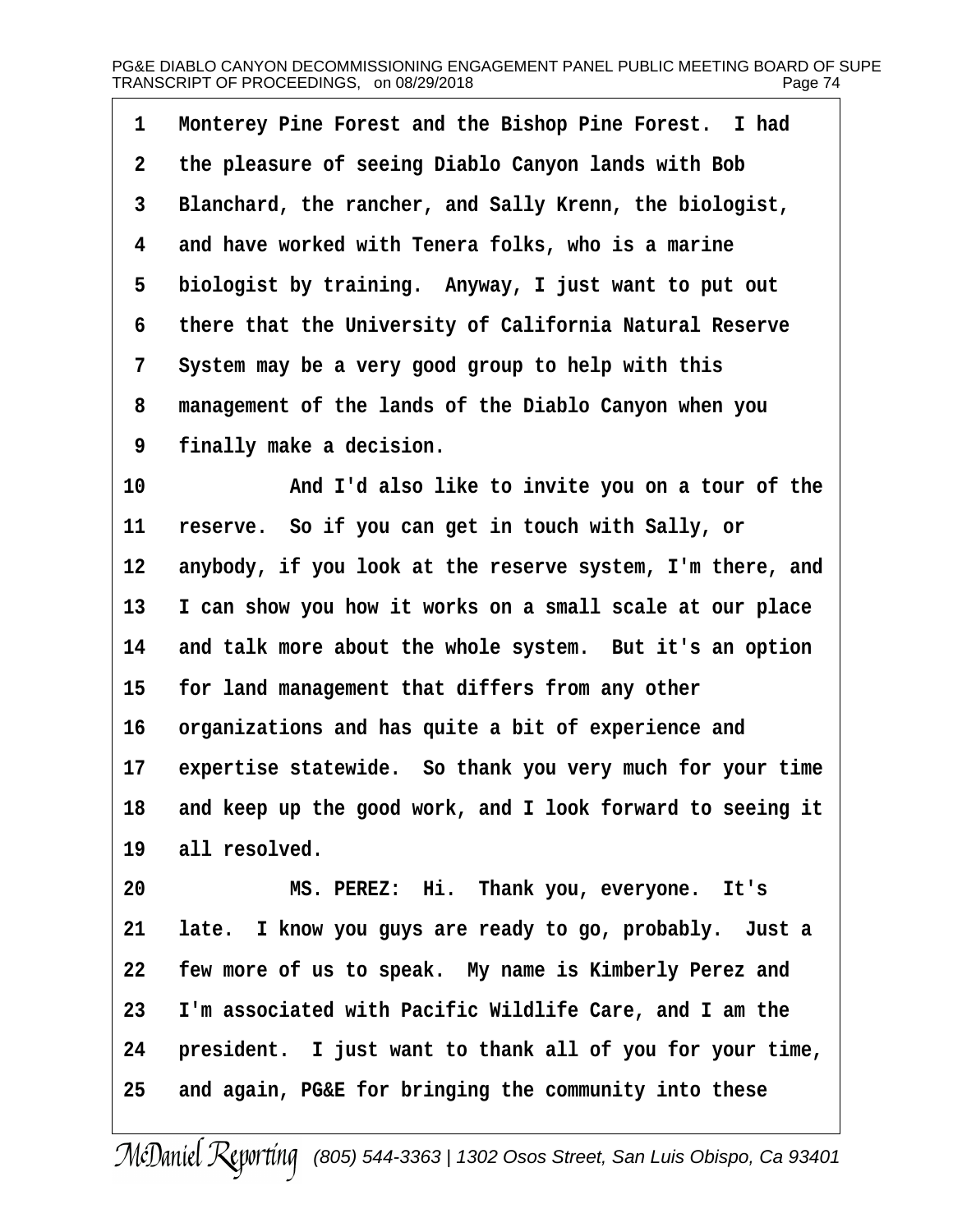Monterey Pine Forest and the Bishop Pine Forest. I had the pleasure of seeing Diablo Canyon lands with Bob Blanchard, the rancher, and Sally Krenn, the biologist, and have worked with Tenera folks, who is a marine biologist by training. Anyway, I just want to put out there that the University of California Natural Reserve System may be a very good group to help with this management of the lands of the Diablo Canyon when you finally make a decision.

And I'd also like to invite you on a tour of the reserve. So if you can get in touch with Sally, or anybody, if you look at the reserve system, I'm there, and I can show you how it works on a small scale at our place and talk more about the whole system. But it's an option for land management that differs from any other organizations and has quite a bit of experience and expertise statewide. So thank you very much for your time and keep up the good work, and I look forward to seeing it all resolved.

MS. PEREZ: Hi. Thank you, everyone. It's late. I know you guys are ready to go, probably. Just a few more of us to speak. My name is Kimberly Perez and I'm associated with Pacific Wildlife Care, and I am the president. I just want to thank all of you for your time, and again, PG&E for bringing the community into these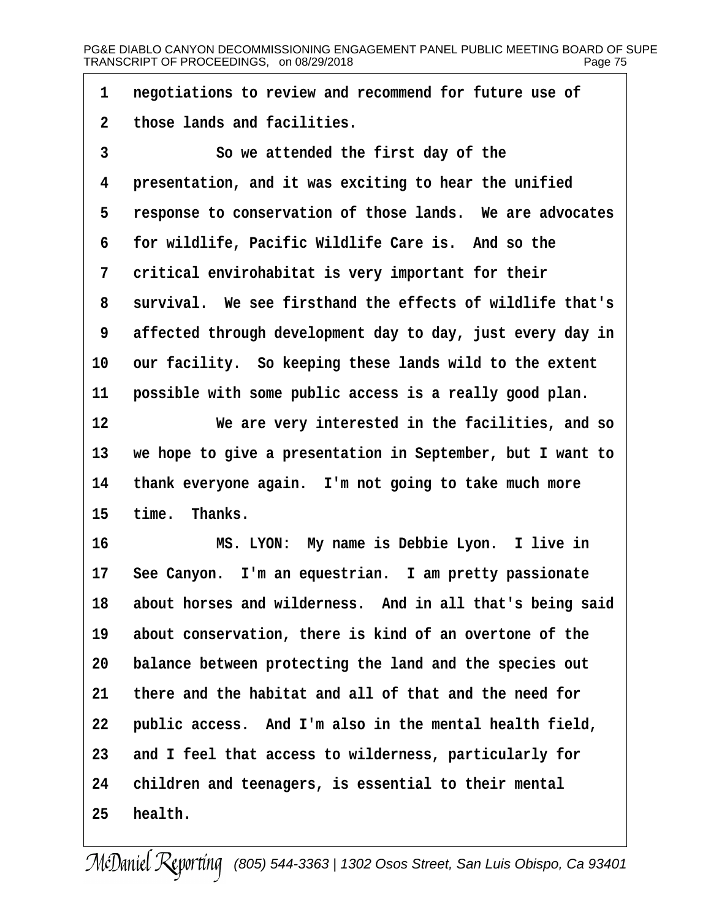negotiations to review and recommend for future use of those lands and facilities.

So we attended the first day of the presentation, and it was exciting to hear the unified response to conservation of those lands. We are advocates for wildlife, Pacific Wildlife Care is. And so the critical envirohabitat is very important for their survival. We see firsthand the effects of wildlife that's affected through development day to day, just every day in our facility. So keeping these lands wild to the extent possible with some public access is a really good plan.

We are very interested in the facilities, and so we hope to give a presentation in September, but I want to thank everyone again. I'm not going to take much more time. Thanks.

MS. LYON: My name is Debbie Lyon. I live in See Canyon. I'm an equestrian. I am pretty passionate about horses and wilderness. And in all that's being said about conservation, there is kind of an overtone of the balance between protecting the land and the species out there and the habitat and all of that and the need for public access. And I'm also in the mental health field, and I feel that access to wilderness, particularly for children and teenagers, is essential to their mental health.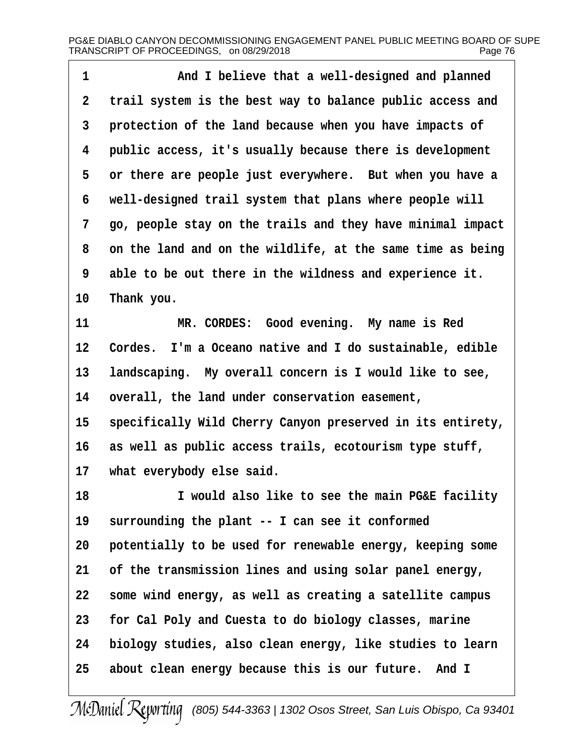1 And I believe that a well-designed and planned
2 trail system is the best way to balance public access and
3 protection of the land because when you have impacts of
4 public access, it's usually because there is development
5 or there are people just everywhere. But when you have a
6 well-designed trail system that plans where people will
7 go, people stay on the trails and they have minimal impact
8 on the land and on the wildlife, at the same time as being
9 able to be out there in the wildness and experience it.
10 Thank you.
11 MR. CORDES: Good evening. My name is Red
12 Cordes. I'm a Oceano native and I do sustainable, edible
13 landscaping. My overall concern is I would like to see,
14 overall, the land under conservation easement,
15 specifically Wild Cherry Canyon preserved in its entirety,
16 as well as public access trails, ecotourism type stuff,
17 what everybody else said.
18 I would also like to see the main PG&E facility
19 surrounding the plant -- I can see it conformed
20 potentially to be used for renewable energy, keeping some
21 of the transmission lines and using solar panel energy,
22 some wind energy, as well as creating a satellite campus
23 for Cal Poly and Cuesta to do biology classes, marine
24 biology studies, also clean energy, like studies to learn
25 about clean energy because this is our future. And I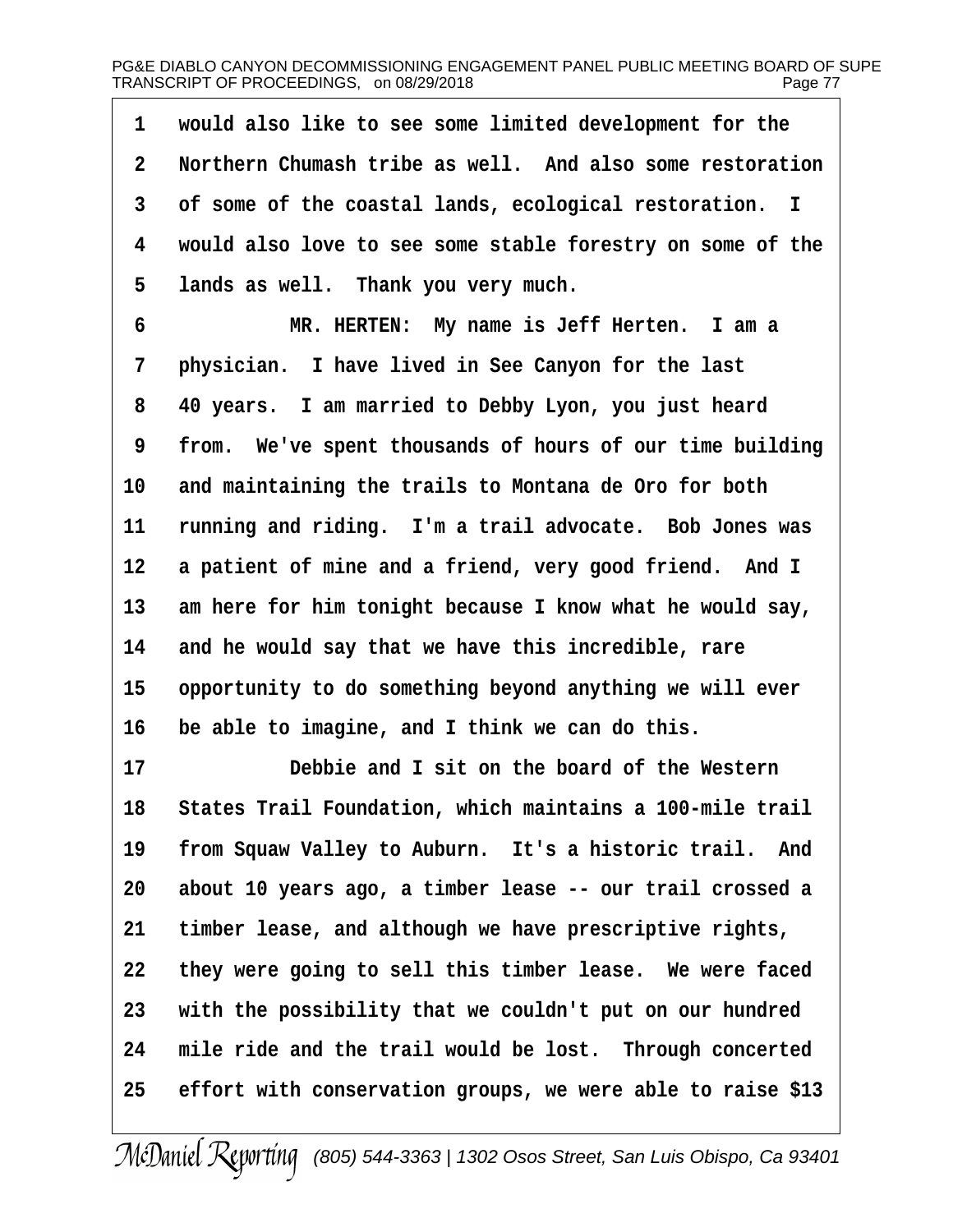1 would also like to see some limited development for the
2 Northern Chumash tribe as well. And also some restoration
3 of some of the coastal lands, ecological restoration. I
4 would also love to see some stable forestry on some of the
5 lands as well. Thank you very much.
6 MR. HERTEN: My name is Jeff Herten. I am a
7 physician. I have lived in See Canyon for the last
8 40 years. I am married to Debby Lyon, you just heard
9 from. We've spent thousands of hours of our time building
10 and maintaining the trails to Montana de Oro for both
11 running and riding. I'm a trail advocate. Bob Jones was
12 a patient of mine and a friend, very good friend. And I
13 am here for him tonight because I know what he would say,
14 and he would say that we have this incredible, rare
15 opportunity to do something beyond anything we will ever
16 be able to imagine, and I think we can do this.
17 Debbie and I sit on the board of the Western
18 States Trail Foundation, which maintains a 100-mile trail
19 from Squaw Valley to Auburn. It's a historic trail. And
20 about 10 years ago, a timber lease -- our trail crossed a
21 timber lease, and although we have prescriptive rights,
22 they were going to sell this timber lease. We were faced
23 with the possibility that we couldn't put on our hundred
24 mile ride and the trail would be lost. Through concerted
25 effort with conservation groups, we were able to raise $13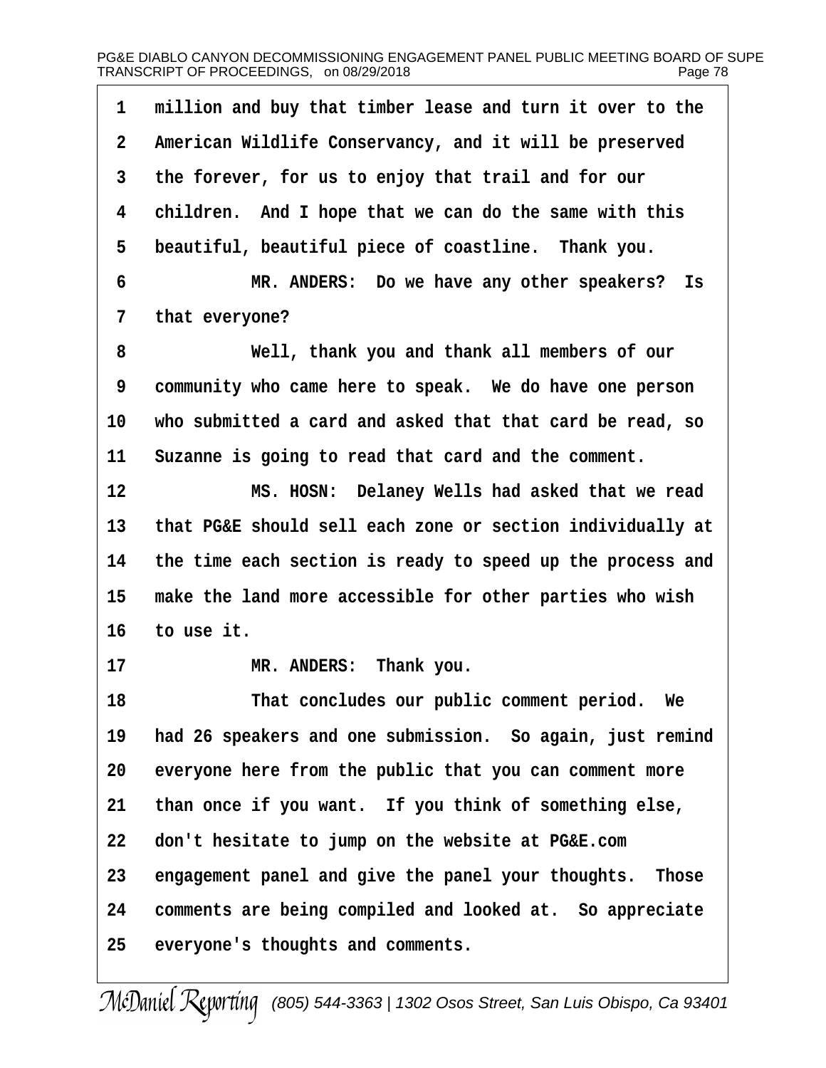1 million and buy that timber lease and turn it over to the
2 American Wildlife Conservancy, and it will be preserved
3 the forever, for us to enjoy that trail and for our
4 children. And I hope that we can do the same with this
5 beautiful, beautiful piece of coastline. Thank you.
6 MR. ANDERS: Do we have any other speakers? Is
7 that everyone?
8 Well, thank you and thank all members of our
9 community who came here to speak. We do have one person
10 who submitted a card and asked that that card be read, so
11 Suzanne is going to read that card and the comment.
12 MS. HOSN: Delaney Wells had asked that we read
13 that PG&E should sell each zone or section individually at
14 the time each section is ready to speed up the process and
15 make the land more accessible for other parties who wish
16 to use it.
17 MR. ANDERS: Thank you.
18 That concludes our public comment period. We
19 had 26 speakers and one submission. So again, just remind
20 everyone here from the public that you can comment more
21 than once if you want. If you think of something else,
22 don't hesitate to jump on the website at PG&E.com
23 engagement panel and give the panel your thoughts. Those
24 comments are being compiled and looked at. So appreciate
25 everyone's thoughts and comments.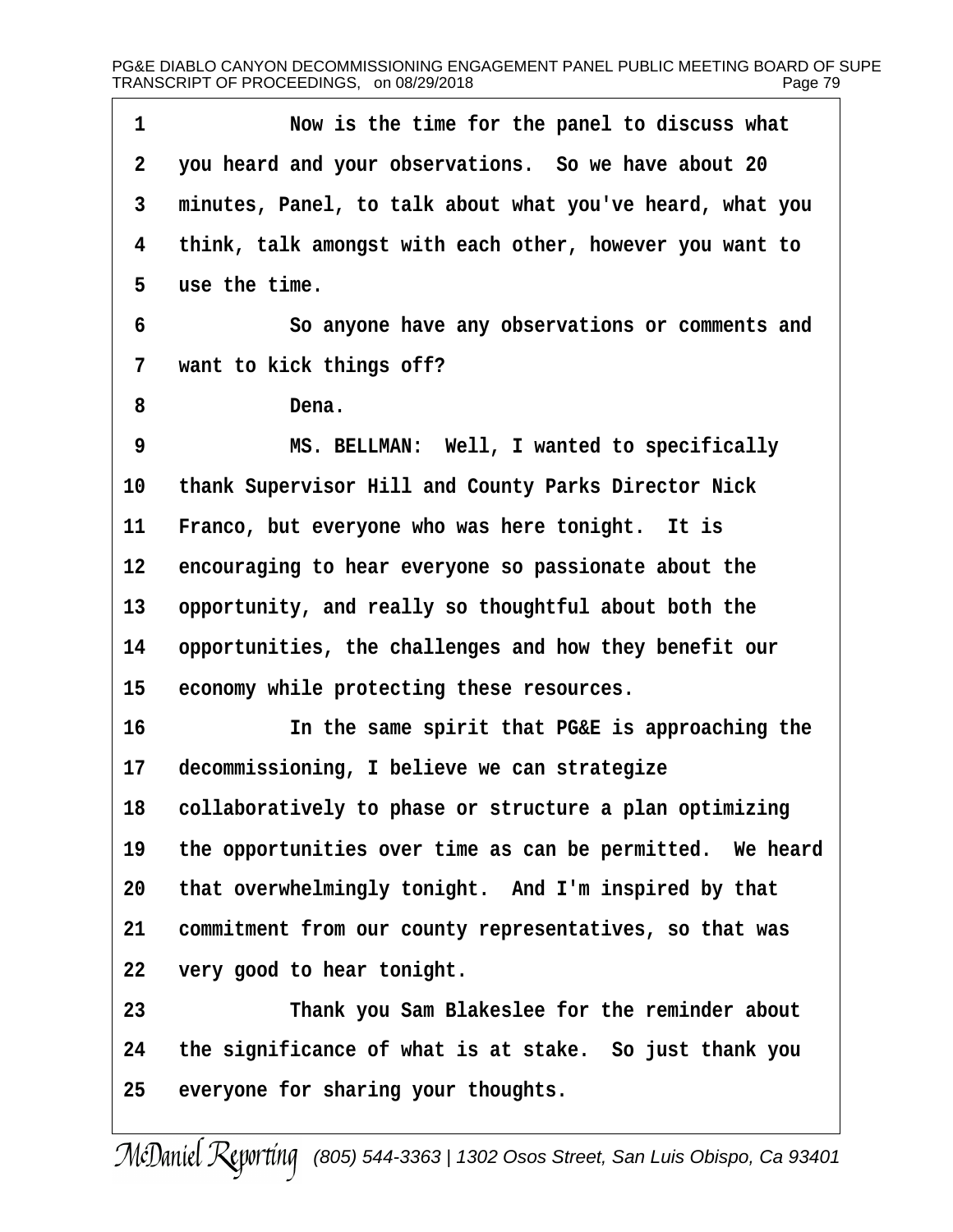1 Now is the time for the panel to discuss what
2 you heard and your observations. So we have about 20
3 minutes, Panel, to talk about what you've heard, what you
4 think, talk amongst with each other, however you want to
5 use the time.
6 So anyone have any observations or comments and
7 want to kick things off?
8 Dena.
9 MS. BELLMAN: Well, I wanted to specifically
10 thank Supervisor Hill and County Parks Director Nick
11 Franco, but everyone who was here tonight. It is
12 encouraging to hear everyone so passionate about the
13 opportunity, and really so thoughtful about both the
14 opportunities, the challenges and how they benefit our
15 economy while protecting these resources.
16 In the same spirit that PG&E is approaching the
17 decommissioning, I believe we can strategize
18 collaboratively to phase or structure a plan optimizing
19 the opportunities over time as can be permitted. We heard
20 that overwhelmingly tonight. And I'm inspired by that
21 commitment from our county representatives, so that was
22 very good to hear tonight.
23 Thank you Sam Blakeslee for the reminder about
24 the significance of what is at stake. So just thank you
25 everyone for sharing your thoughts.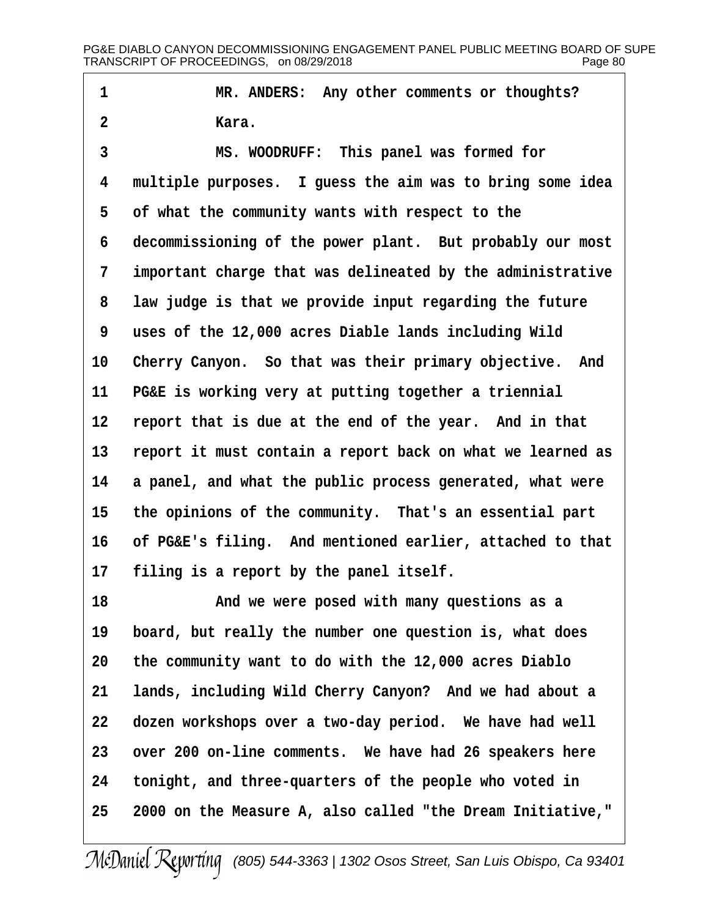MR. ANDERS: Any other comments or thoughts? Kara.

MS. WOODRUFF: This panel was formed for multiple purposes. I guess the aim was to bring some idea of what the community wants with respect to the decommissioning of the power plant. But probably our most important charge that was delineated by the administrative law judge is that we provide input regarding the future uses of the 12,000 acres Diable lands including Wild Cherry Canyon. So that was their primary objective. And PG&E is working very at putting together a triennial report that is due at the end of the year. And in that report it must contain a report back on what we learned as a panel, and what the public process generated, what were the opinions of the community. That's an essential part of PG&E's filing. And mentioned earlier, attached to that filing is a report by the panel itself.

And we were posed with many questions as a board, but really the number one question is, what does the community want to do with the 12,000 acres Diablo lands, including Wild Cherry Canyon? And we had about a dozen workshops over a two-day period. We have had well over 200 on-line comments. We have had 26 speakers here tonight, and three-quarters of the people who voted in 2000 on the Measure A, also called "the Dream Initiative,"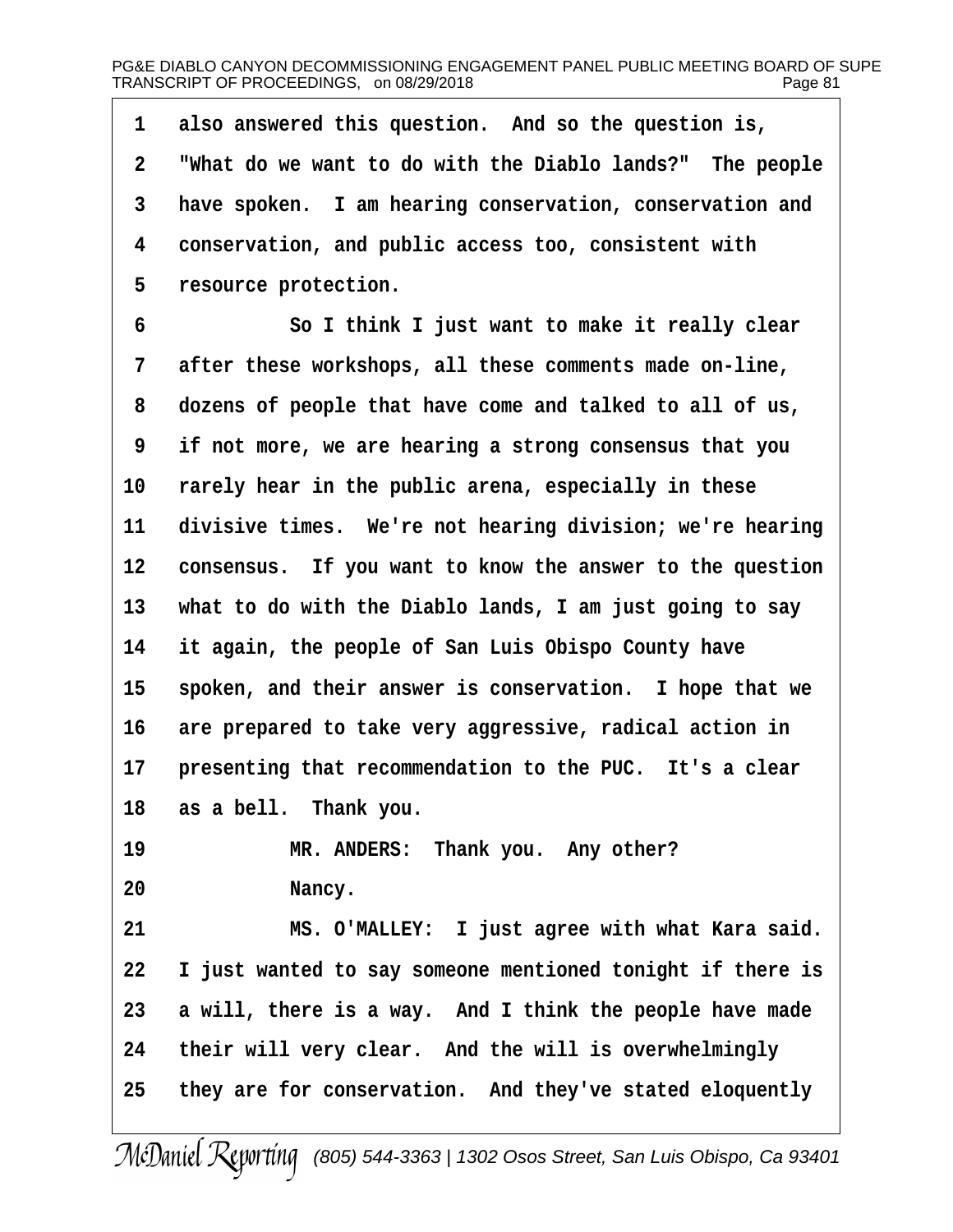1 also answered this question. And so the question is,
2 "What do we want to do with the Diablo lands?" The people
3 have spoken. I am hearing conservation, conservation and
4 conservation, and public access too, consistent with
5 resource protection.

6 So I think I just want to make it really clear
7 after these workshops, all these comments made on-line,
8 dozens of people that have come and talked to all of us,
9 if not more, we are hearing a strong consensus that you
10 rarely hear in the public arena, especially in these
11 divisive times. We're not hearing division; we're hearing
12 consensus. If you want to know the answer to the question
13 what to do with the Diablo lands, I am just going to say
14 it again, the people of San Luis Obispo County have
15 spoken, and their answer is conservation. I hope that we
16 are prepared to take very aggressive, radical action in
17 presenting that recommendation to the PUC. It's a clear
18 as a bell. Thank you.

19 MR. ANDERS: Thank you. Any other?

20 Nancy.

21 MS. O'MALLEY: I just agree with what Kara said.
22 I just wanted to say someone mentioned tonight if there is
23 a will, there is a way. And I think the people have made
24 their will very clear. And the will is overwhelmingly
25 they are for conservation. And they've stated eloquently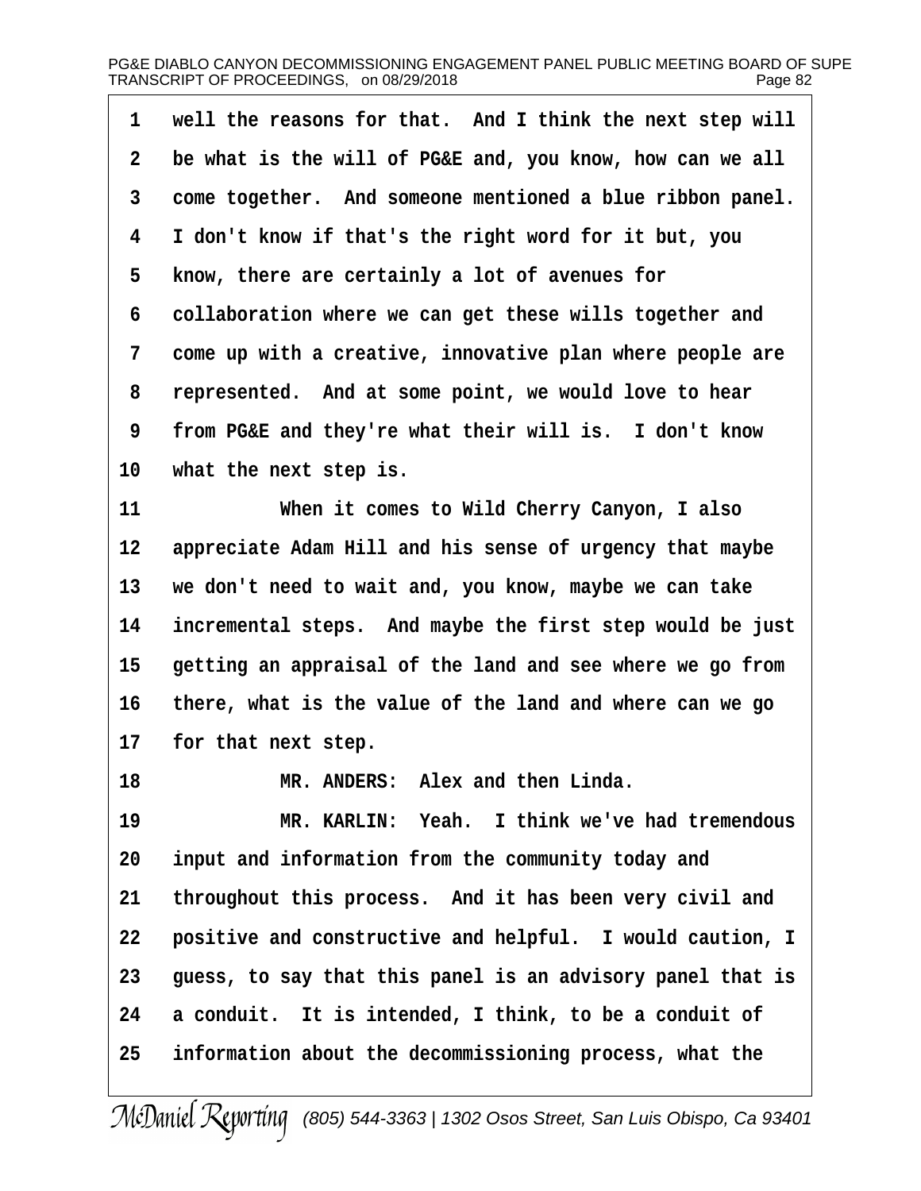well the reasons for that. And I think the next step will be what is the will of PG&E and, you know, how can we all come together. And someone mentioned a blue ribbon panel. I don't know if that's the right word for it but, you know, there are certainly a lot of avenues for collaboration where we can get these wills together and come up with a creative, innovative plan where people are represented. And at some point, we would love to hear from PG&E and they're what their will is. I don't know what the next step is.

When it comes to Wild Cherry Canyon, I also appreciate Adam Hill and his sense of urgency that maybe we don't need to wait and, you know, maybe we can take incremental steps. And maybe the first step would be just getting an appraisal of the land and see where we go from there, what is the value of the land and where can we go for that next step.

MR. ANDERS: Alex and then Linda.

MR. KARLIN: Yeah. I think we've had tremendous input and information from the community today and throughout this process. And it has been very civil and positive and constructive and helpful. I would caution, I guess, to say that this panel is an advisory panel that is a conduit. It is intended, I think, to be a conduit of information about the decommissioning process, what the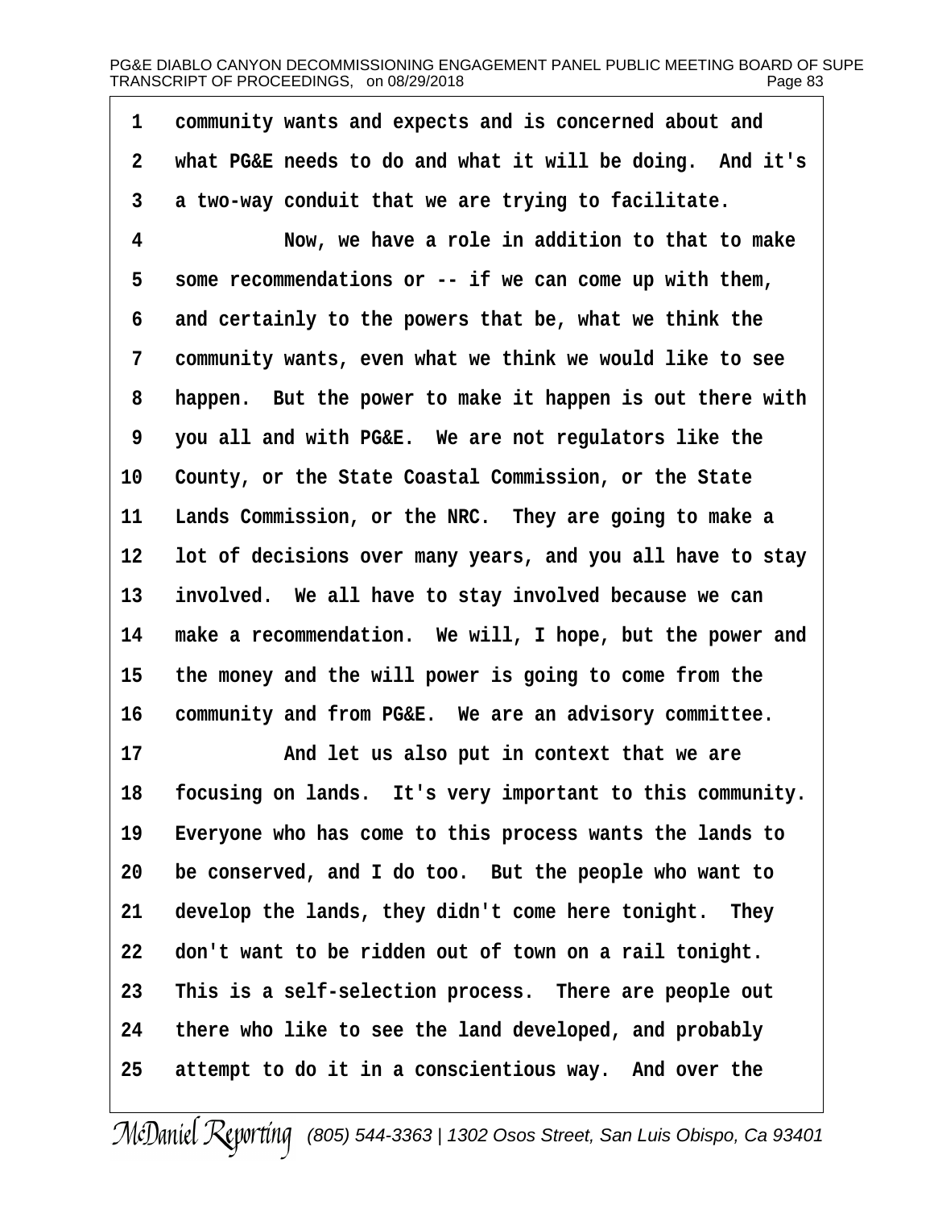1 community wants and expects and is concerned about and
2 what PG&E needs to do and what it will be doing. And it's
3 a two-way conduit that we are trying to facilitate.
4 Now, we have a role in addition to that to make
5 some recommendations or -- if we can come up with them,
6 and certainly to the powers that be, what we think the
7 community wants, even what we think we would like to see
8 happen. But the power to make it happen is out there with
9 you all and with PG&E. We are not regulators like the
10 County, or the State Coastal Commission, or the State
11 Lands Commission, or the NRC. They are going to make a
12 lot of decisions over many years, and you all have to stay
13 involved. We all have to stay involved because we can
14 make a recommendation. We will, I hope, but the power and
15 the money and the will power is going to come from the
16 community and from PG&E. We are an advisory committee.
17 And let us also put in context that we are
18 focusing on lands. It's very important to this community.
19 Everyone who has come to this process wants the lands to
20 be conserved, and I do too. But the people who want to
21 develop the lands, they didn't come here tonight. They
22 don't want to be ridden out of town on a rail tonight.
23 This is a self-selection process. There are people out
24 there who like to see the land developed, and probably
25 attempt to do it in a conscientious way. And over the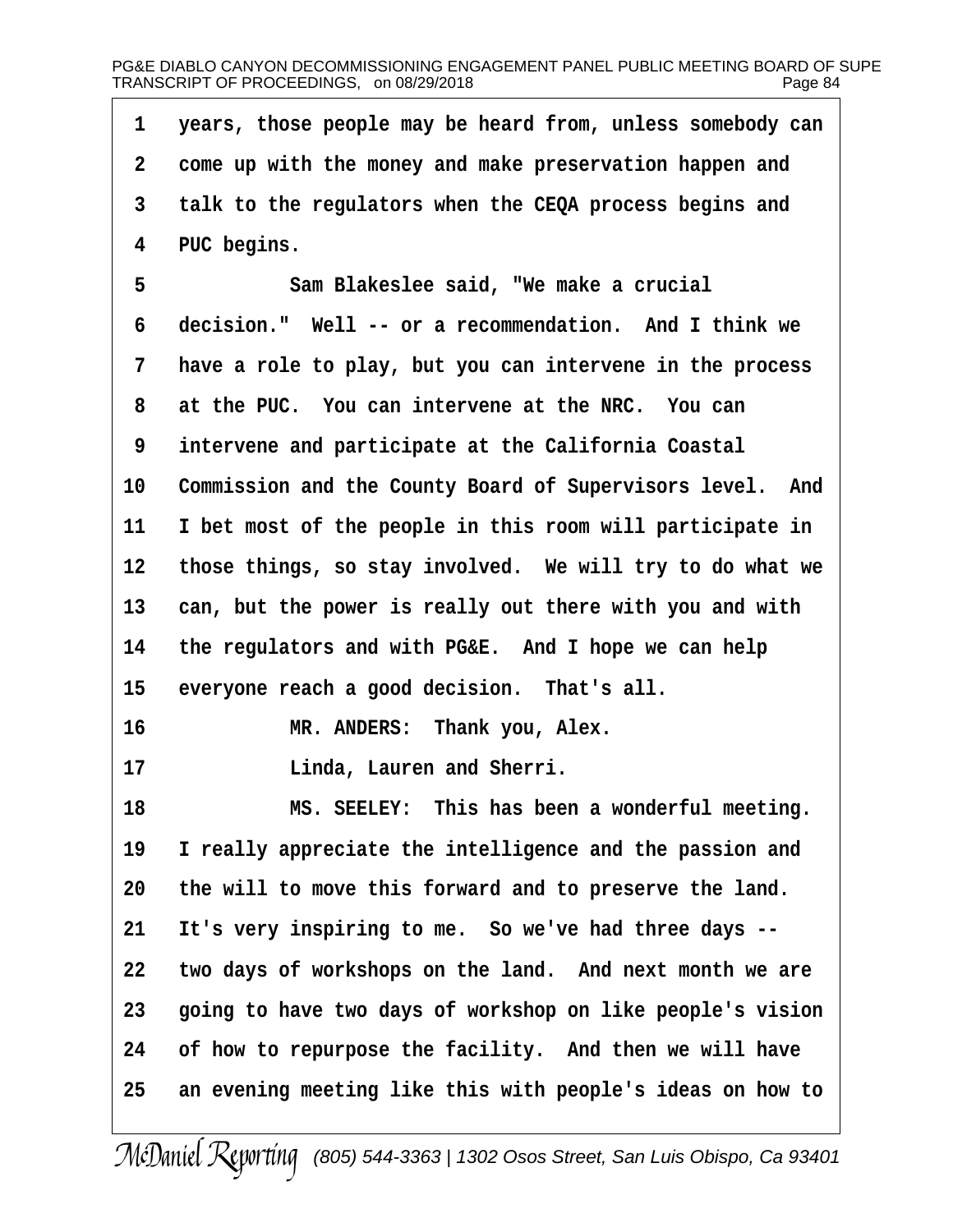1 years, those people may be heard from, unless somebody can
2 come up with the money and make preservation happen and
3 talk to the regulators when the CEQA process begins and
4 PUC begins.

5 Sam Blakeslee said, "We make a crucial
6 decision." Well -- or a recommendation. And I think we
7 have a role to play, but you can intervene in the process
8 at the PUC. You can intervene at the NRC. You can
9 intervene and participate at the California Coastal
10 Commission and the County Board of Supervisors level. And
11 I bet most of the people in this room will participate in
12 those things, so stay involved. We will try to do what we
13 can, but the power is really out there with you and with
14 the regulators and with PG&E. And I hope we can help
15 everyone reach a good decision. That's all.

16 MR. ANDERS: Thank you, Alex.

17 Linda, Lauren and Sherri.

18 MS. SEELEY: This has been a wonderful meeting.
19 I really appreciate the intelligence and the passion and
20 the will to move this forward and to preserve the land.
21 It's very inspiring to me. So we've had three days --
22 two days of workshops on the land. And next month we are
23 going to have two days of workshop on like people's vision
24 of how to repurpose the facility. And then we will have
25 an evening meeting like this with people's ideas on how to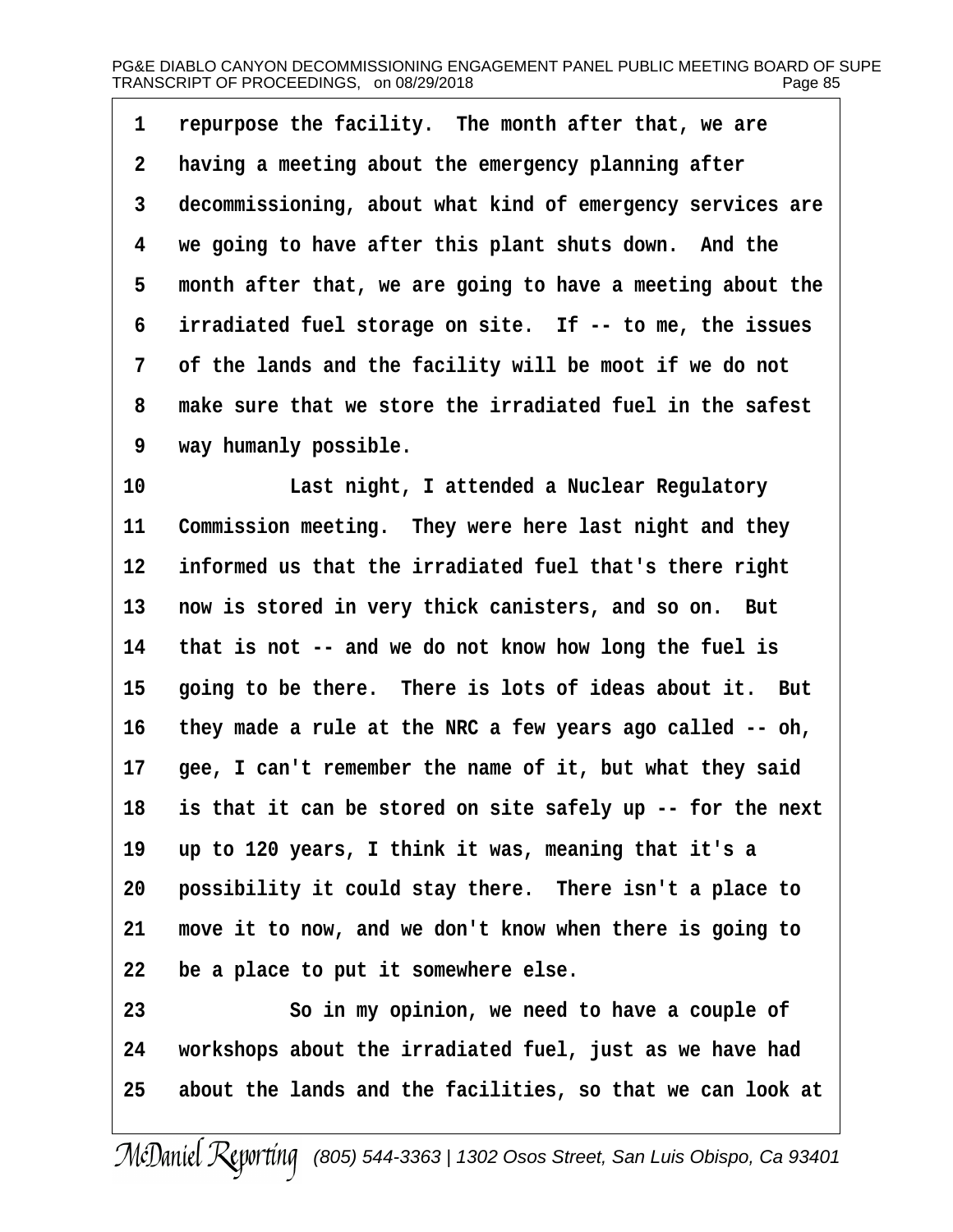1 repurpose the facility.  The month after that, we are
2 having a meeting about the emergency planning after
3 decommissioning, about what kind of emergency services are
4 we going to have after this plant shuts down.  And the
5 month after that, we are going to have a meeting about the
6 irradiated fuel storage on site.  If -- to me, the issues
7 of the lands and the facility will be moot if we do not
8 make sure that we store the irradiated fuel in the safest
9 way humanly possible.
10           Last night, I attended a Nuclear Regulatory
11 Commission meeting.  They were here last night and they
12 informed us that the irradiated fuel that's there right
13 now is stored in very thick canisters, and so on.  But
14 that is not -- and we do not know how long the fuel is
15 going to be there.  There is lots of ideas about it.  But
16 they made a rule at the NRC a few years ago called -- oh,
17 gee, I can't remember the name of it, but what they said
18 is that it can be stored on site safely up -- for the next
19 up to 120 years, I think it was, meaning that it's a
20 possibility it could stay there.  There isn't a place to
21 move it to now, and we don't know when there is going to
22 be a place to put it somewhere else.
23           So in my opinion, we need to have a couple of
24 workshops about the irradiated fuel, just as we have had
25 about the lands and the facilities, so that we can look at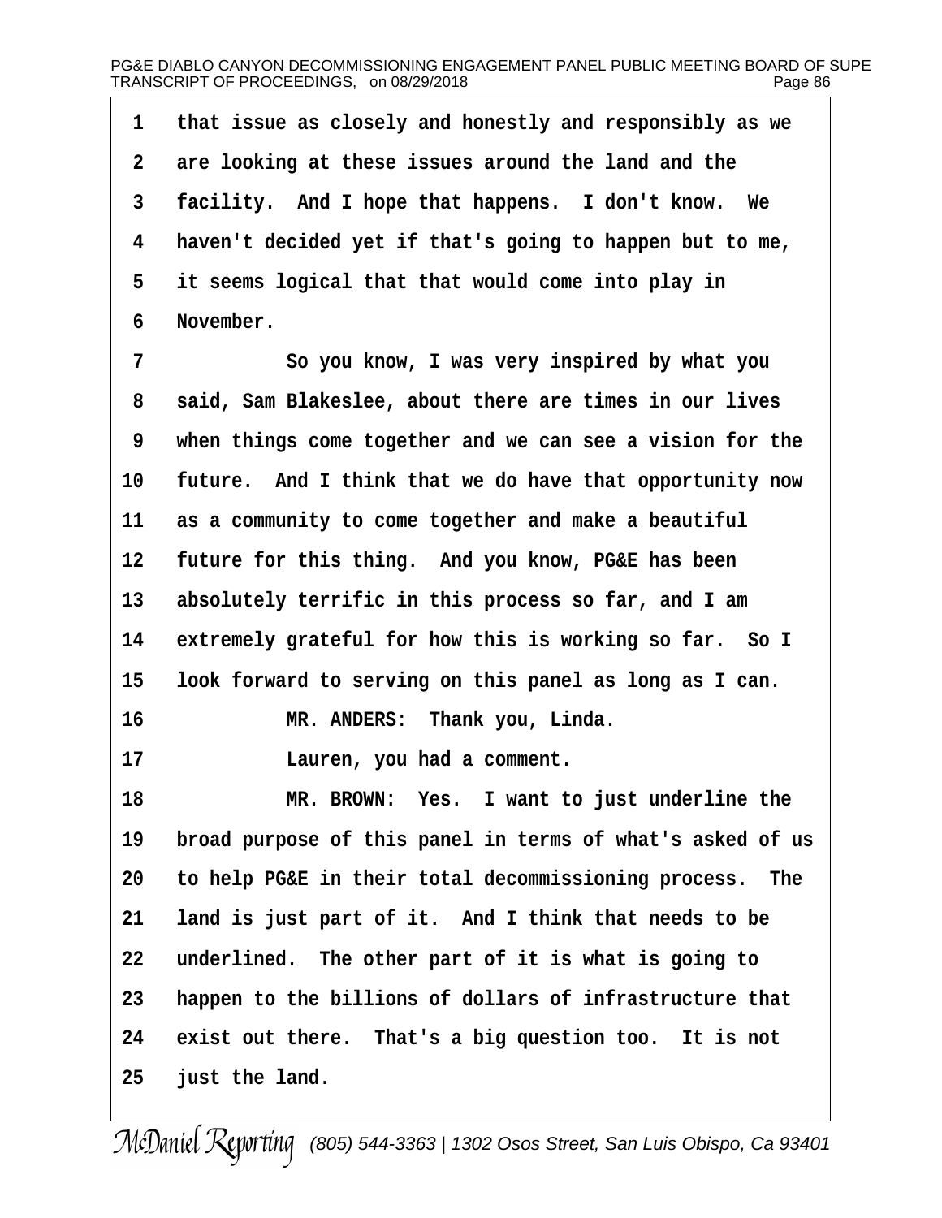1 that issue as closely and honestly and responsibly as we
2 are looking at these issues around the land and the
3 facility. And I hope that happens. I don't know. We
4 haven't decided yet if that's going to happen but to me,
5 it seems logical that that would come into play in
6 November.

7 So you know, I was very inspired by what you
8 said, Sam Blakeslee, about there are times in our lives
9 when things come together and we can see a vision for the
10 future. And I think that we do have that opportunity now
11 as a community to come together and make a beautiful
12 future for this thing. And you know, PG&E has been
13 absolutely terrific in this process so far, and I am
14 extremely grateful for how this is working so far. So I
15 look forward to serving on this panel as long as I can.

16 MR. ANDERS: Thank you, Linda.

17 Lauren, you had a comment.

18 MR. BROWN: Yes. I want to just underline the
19 broad purpose of this panel in terms of what's asked of us
20 to help PG&E in their total decommissioning process. The
21 land is just part of it. And I think that needs to be
22 underlined. The other part of it is what is going to
23 happen to the billions of dollars of infrastructure that
24 exist out there. That's a big question too. It is not
25 just the land.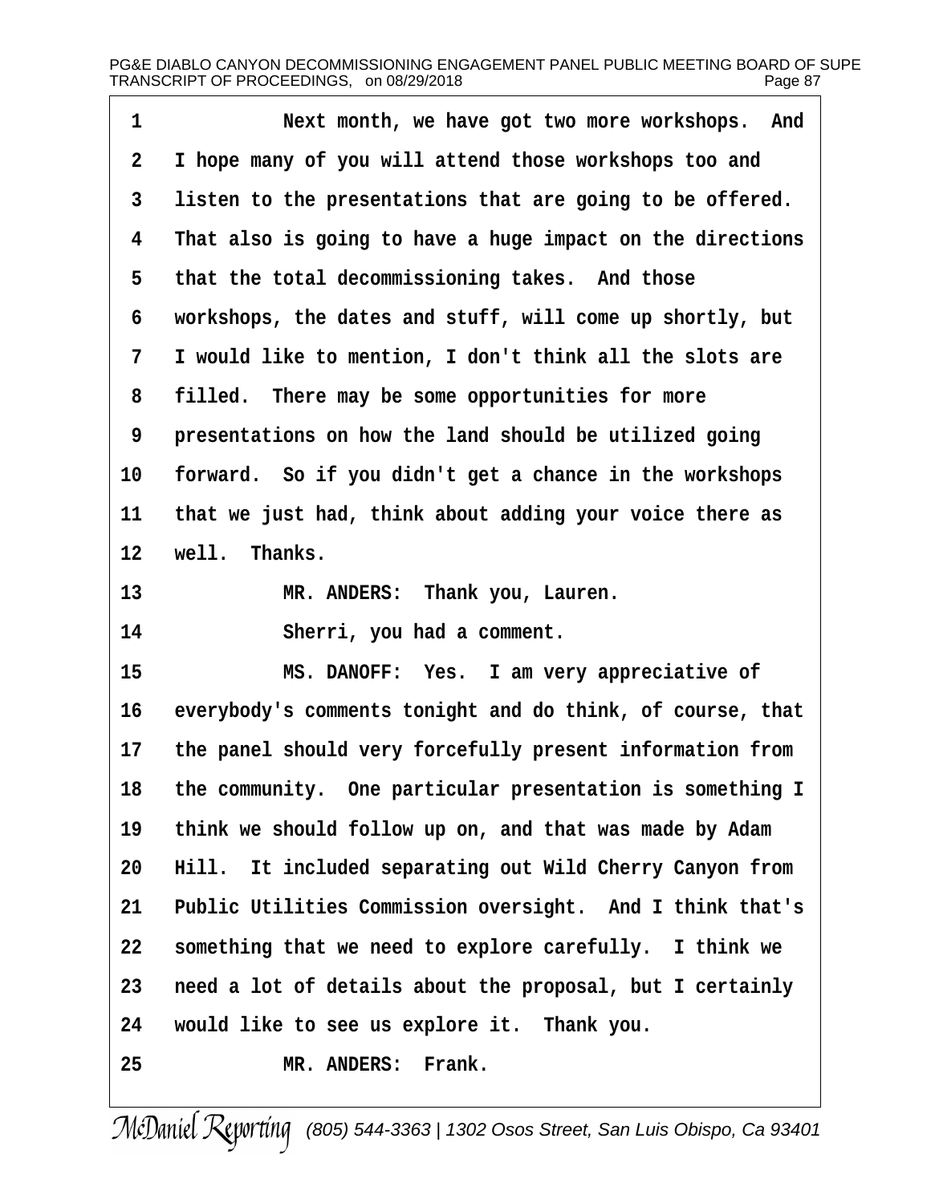1 Next month, we have got two more workshops. And
2 I hope many of you will attend those workshops too and
3 listen to the presentations that are going to be offered.
4 That also is going to have a huge impact on the directions
5 that the total decommissioning takes. And those
6 workshops, the dates and stuff, will come up shortly, but
7 I would like to mention, I don't think all the slots are
8 filled. There may be some opportunities for more
9 presentations on how the land should be utilized going
10 forward. So if you didn't get a chance in the workshops
11 that we just had, think about adding your voice there as
12 well. Thanks.
13 MR. ANDERS: Thank you, Lauren.
14 Sherri, you had a comment.
15 MS. DANOFF: Yes. I am very appreciative of
16 everybody's comments tonight and do think, of course, that
17 the panel should very forcefully present information from
18 the community. One particular presentation is something I
19 think we should follow up on, and that was made by Adam
20 Hill. It included separating out Wild Cherry Canyon from
21 Public Utilities Commission oversight. And I think that's
22 something that we need to explore carefully. I think we
23 need a lot of details about the proposal, but I certainly
24 would like to see us explore it. Thank you.
25 MR. ANDERS: Frank.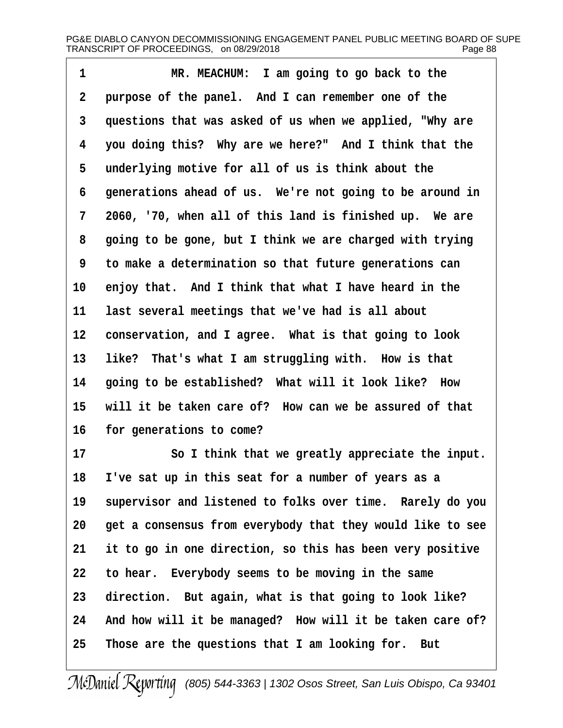MR. MEACHUM: I am going to go back to the purpose of the panel. And I can remember one of the questions that was asked of us when we applied, "Why are you doing this? Why are we here?" And I think that the underlying motive for all of us is think about the generations ahead of us. We're not going to be around in 2060, '70, when all of this land is finished up. We are going to be gone, but I think we are charged with trying to make a determination so that future generations can enjoy that. And I think that what I have heard in the last several meetings that we've had is all about conservation, and I agree. What is that going to look like? That's what I am struggling with. How is that going to be established? What will it look like? How will it be taken care of? How can we be assured of that for generations to come?

So I think that we greatly appreciate the input. I've sat up in this seat for a number of years as a supervisor and listened to folks over time. Rarely do you get a consensus from everybody that they would like to see it to go in one direction, so this has been very positive to hear. Everybody seems to be moving in the same direction. But again, what is that going to look like? And how will it be managed? How will it be taken care of? Those are the questions that I am looking for. But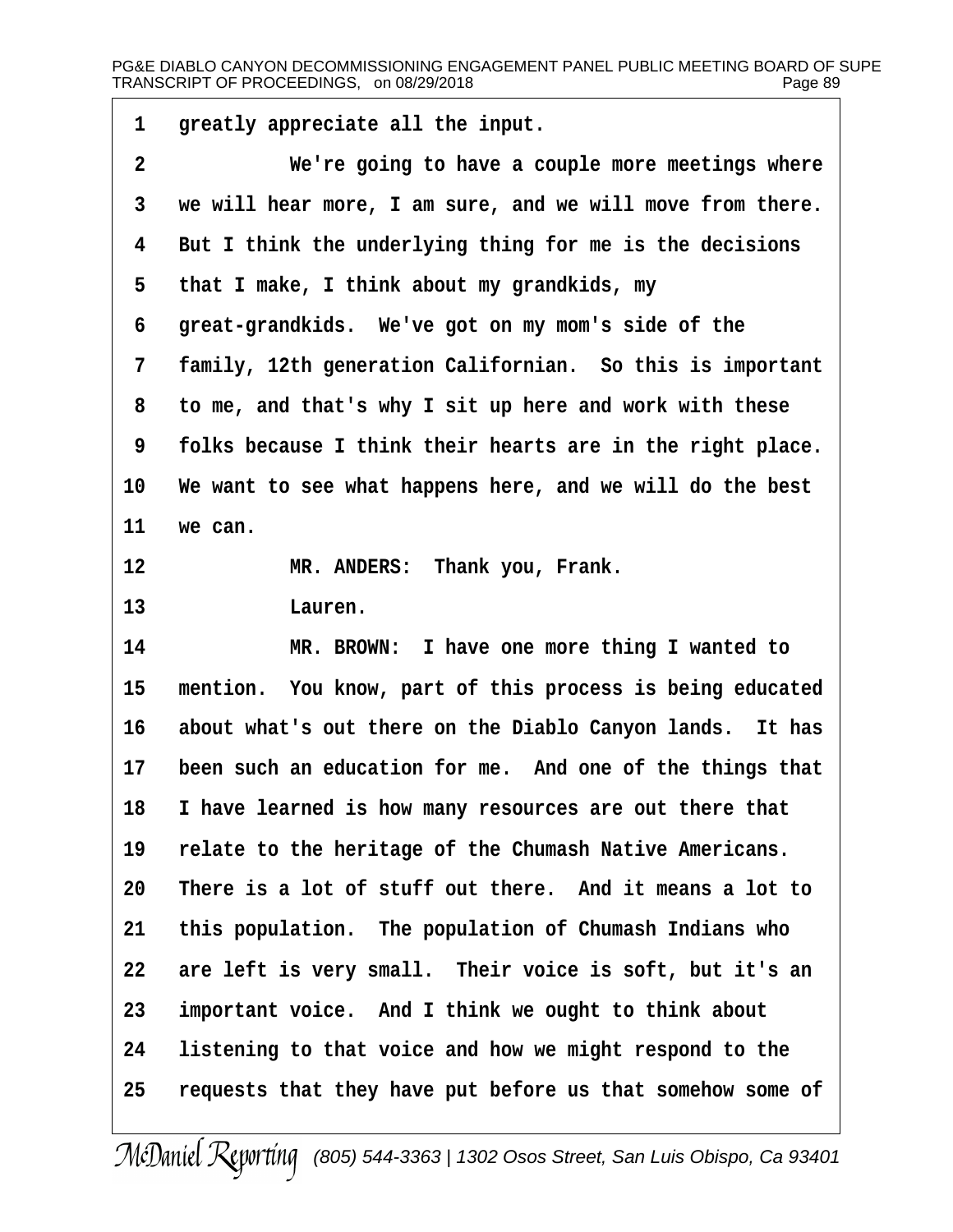1 greatly appreciate all the input.

2 We're going to have a couple more meetings where

3 we will hear more, I am sure, and we will move from there.

4 But I think the underlying thing for me is the decisions

5 that I make, I think about my grandkids, my

6 great-grandkids. We've got on my mom's side of the

7 family, 12th generation Californian. So this is important

8 to me, and that's why I sit up here and work with these

9 folks because I think their hearts are in the right place.

10 We want to see what happens here, and we will do the best

11 we can.

12 MR. ANDERS: Thank you, Frank.

13 Lauren.

14 MR. BROWN: I have one more thing I wanted to

15 mention. You know, part of this process is being educated

16 about what's out there on the Diablo Canyon lands. It has

17 been such an education for me. And one of the things that

18 I have learned is how many resources are out there that

19 relate to the heritage of the Chumash Native Americans.

20 There is a lot of stuff out there. And it means a lot to

21 this population. The population of Chumash Indians who

22 are left is very small. Their voice is soft, but it's an

23 important voice. And I think we ought to think about

24 listening to that voice and how we might respond to the

25 requests that they have put before us that somehow some of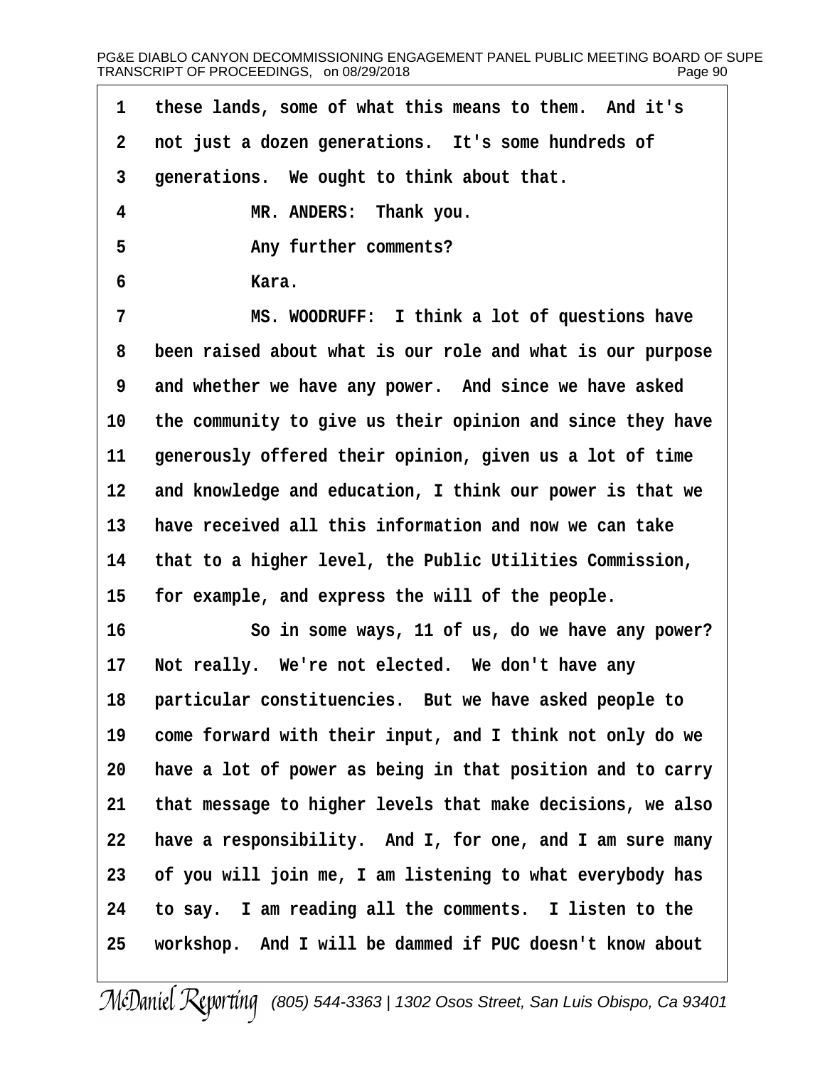1 these lands, some of what this means to them. And it's

2 not just a dozen generations. It's some hundreds of

3 generations. We ought to think about that.

4 MR. ANDERS: Thank you.

5 Any further comments?

6 Kara.

7 MS. WOODRUFF: I think a lot of questions have

8 been raised about what is our role and what is our purpose

9 and whether we have any power. And since we have asked

10 the community to give us their opinion and since they have

11 generously offered their opinion, given us a lot of time

12 and knowledge and education, I think our power is that we

13 have received all this information and now we can take

14 that to a higher level, the Public Utilities Commission,

15 for example, and express the will of the people.

16 So in some ways, 11 of us, do we have any power?

17 Not really. We're not elected. We don't have any

18 particular constituencies. But we have asked people to

19 come forward with their input, and I think not only do we

20 have a lot of power as being in that position and to carry

21 that message to higher levels that make decisions, we also

22 have a responsibility. And I, for one, and I am sure many

23 of you will join me, I am listening to what everybody has

24 to say. I am reading all the comments. I listen to the

25 workshop. And I will be dammed if PUC doesn't know about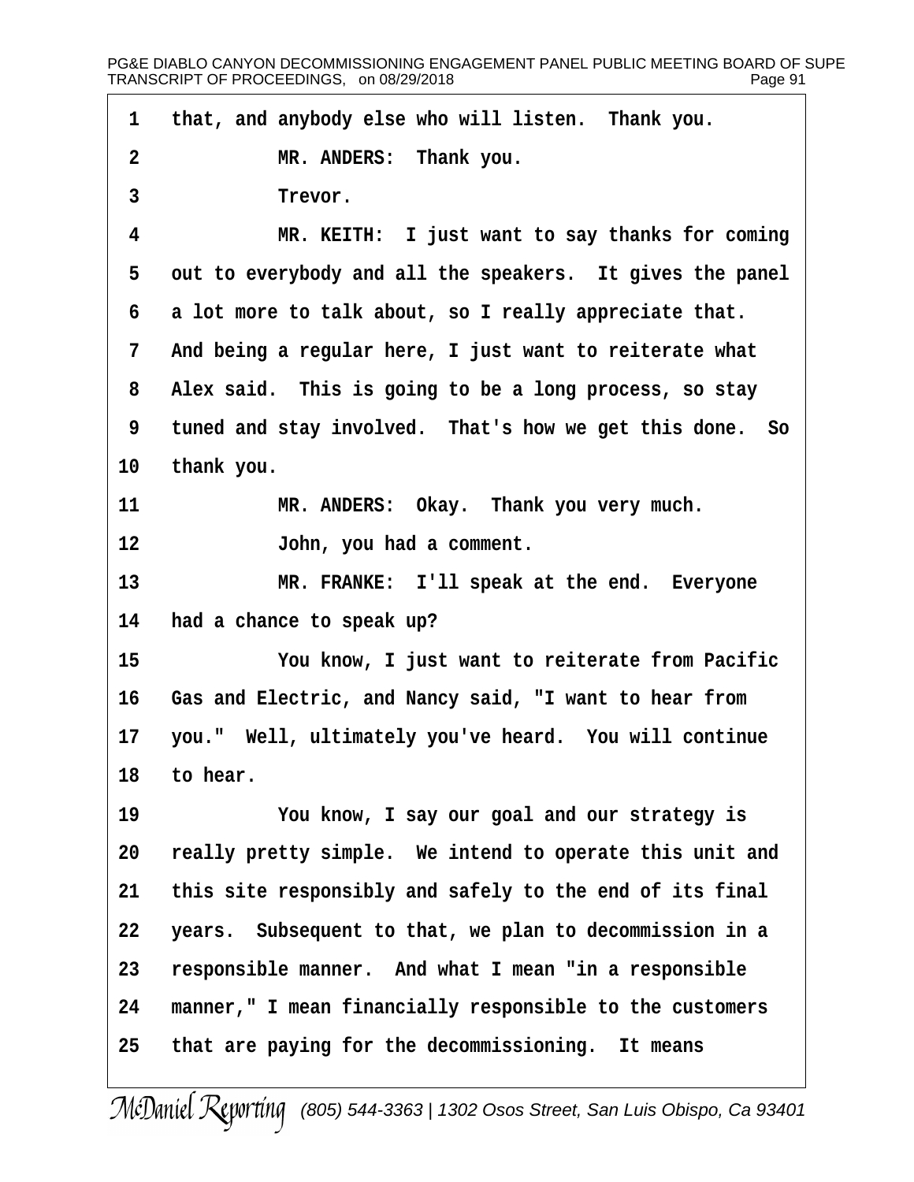1 that, and anybody else who will listen. Thank you.

2 MR. ANDERS: Thank you.

3 Trevor.

4 MR. KEITH: I just want to say thanks for coming

5 out to everybody and all the speakers. It gives the panel

6 a lot more to talk about, so I really appreciate that.

7 And being a regular here, I just want to reiterate what

8 Alex said. This is going to be a long process, so stay

9 tuned and stay involved. That's how we get this done. So

10 thank you.

11 MR. ANDERS: Okay. Thank you very much.

12 John, you had a comment.

13 MR. FRANKE: I'll speak at the end. Everyone

14 had a chance to speak up?

15 You know, I just want to reiterate from Pacific

16 Gas and Electric, and Nancy said, "I want to hear from

17 you." Well, ultimately you've heard. You will continue

18 to hear.

19 You know, I say our goal and our strategy is

20 really pretty simple. We intend to operate this unit and

21 this site responsibly and safely to the end of its final

22 years. Subsequent to that, we plan to decommission in a

23 responsible manner. And what I mean "in a responsible

24 manner," I mean financially responsible to the customers

25 that are paying for the decommissioning. It means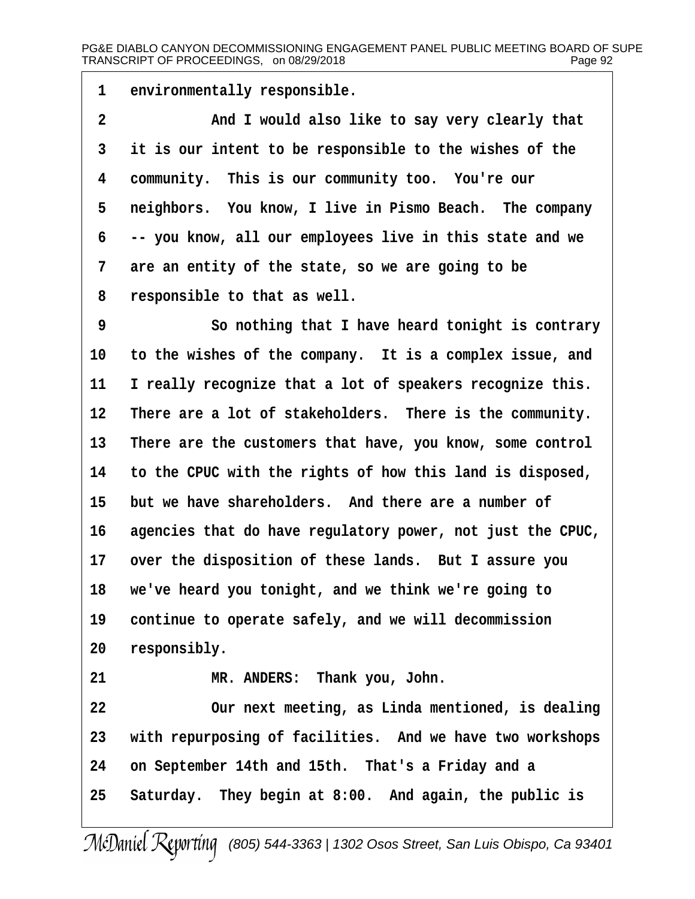environmentally responsible.

And I would also like to say very clearly that it is our intent to be responsible to the wishes of the community. This is our community too. You're our neighbors. You know, I live in Pismo Beach. The company -- you know, all our employees live in this state and we are an entity of the state, so we are going to be responsible to that as well.

So nothing that I have heard tonight is contrary to the wishes of the company. It is a complex issue, and I really recognize that a lot of speakers recognize this. There are a lot of stakeholders. There is the community. There are the customers that have, you know, some control to the CPUC with the rights of how this land is disposed, but we have shareholders. And there are a number of agencies that do have regulatory power, not just the CPUC, over the disposition of these lands. But I assure you we've heard you tonight, and we think we're going to continue to operate safely, and we will decommission responsibly.

MR. ANDERS: Thank you, John.

Our next meeting, as Linda mentioned, is dealing with repurposing of facilities. And we have two workshops on September 14th and 15th. That's a Friday and a Saturday. They begin at 8:00. And again, the public is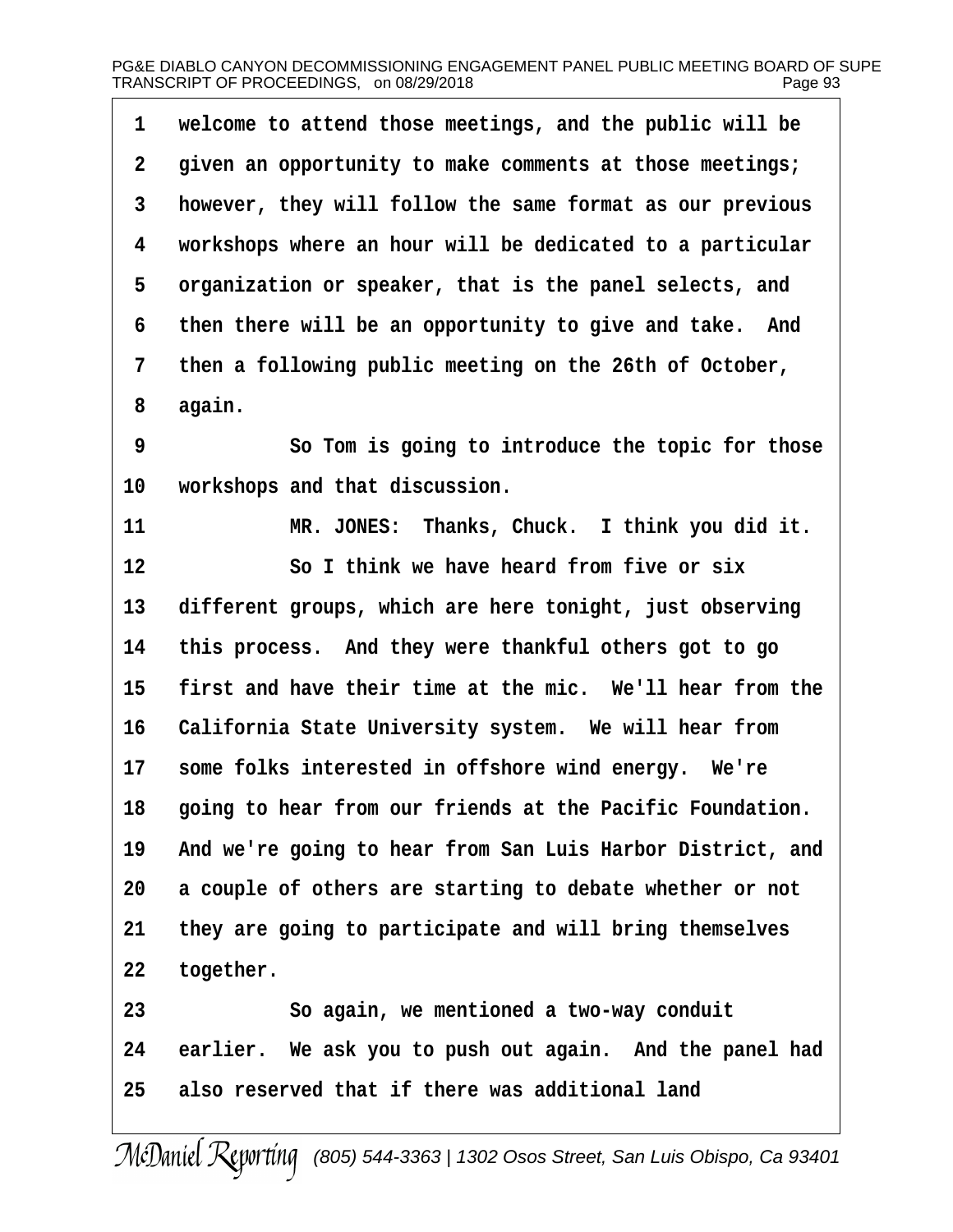1 welcome to attend those meetings, and the public will be

2 given an opportunity to make comments at those meetings;

3 however, they will follow the same format as our previous

4 workshops where an hour will be dedicated to a particular

5 organization or speaker, that is the panel selects, and

6 then there will be an opportunity to give and take. And

7 then a following public meeting on the 26th of October,

8 again.

9 So Tom is going to introduce the topic for those

10 workshops and that discussion.

11 MR. JONES: Thanks, Chuck. I think you did it.

12 So I think we have heard from five or six

13 different groups, which are here tonight, just observing

14 this process. And they were thankful others got to go

15 first and have their time at the mic. We'll hear from the

16 California State University system. We will hear from

17 some folks interested in offshore wind energy. We're

18 going to hear from our friends at the Pacific Foundation.

19 And we're going to hear from San Luis Harbor District, and

20 a couple of others are starting to debate whether or not

21 they are going to participate and will bring themselves

22 together.

23 So again, we mentioned a two-way conduit

24 earlier. We ask you to push out again. And the panel had

25 also reserved that if there was additional land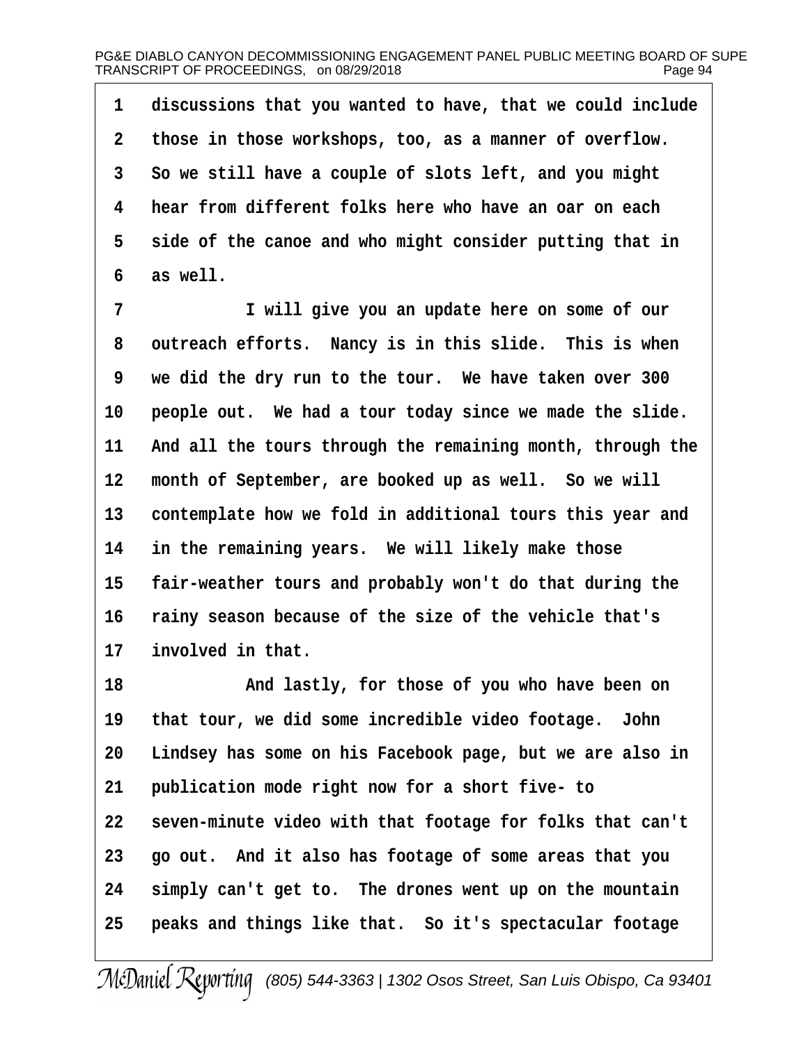1 discussions that you wanted to have, that we could include
2 those in those workshops, too, as a manner of overflow.
3 So we still have a couple of slots left, and you might
4 hear from different folks here who have an oar on each
5 side of the canoe and who might consider putting that in
6 as well.

7 I will give you an update here on some of our
8 outreach efforts. Nancy is in this slide. This is when
9 we did the dry run to the tour. We have taken over 300
10 people out. We had a tour today since we made the slide.
11 And all the tours through the remaining month, through the
12 month of September, are booked up as well. So we will
13 contemplate how we fold in additional tours this year and
14 in the remaining years. We will likely make those
15 fair-weather tours and probably won't do that during the
16 rainy season because of the size of the vehicle that's
17 involved in that.

18 And lastly, for those of you who have been on
19 that tour, we did some incredible video footage. John
20 Lindsey has some on his Facebook page, but we are also in
21 publication mode right now for a short five- to
22 seven-minute video with that footage for folks that can't
23 go out. And it also has footage of some areas that you
24 simply can't get to. The drones went up on the mountain
25 peaks and things like that. So it's spectacular footage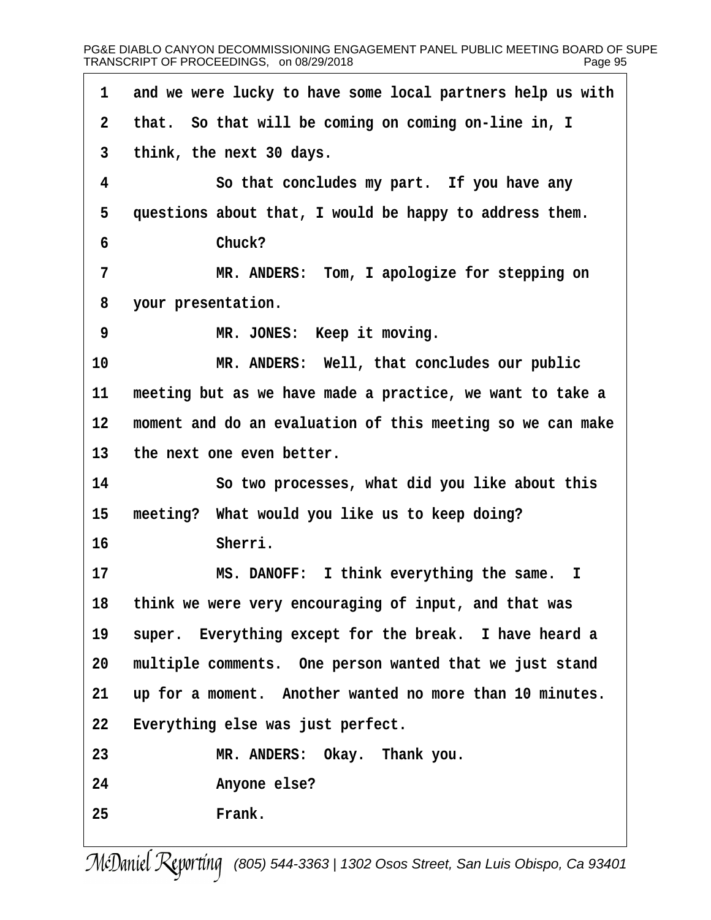1 and we were lucky to have some local partners help us with
2 that. So that will be coming on coming on-line in, I
3 think, the next 30 days.
4 So that concludes my part. If you have any
5 questions about that, I would be happy to address them.
6 Chuck?
7 MR. ANDERS: Tom, I apologize for stepping on
8 your presentation.
9 MR. JONES: Keep it moving.
10 MR. ANDERS: Well, that concludes our public
11 meeting but as we have made a practice, we want to take a
12 moment and do an evaluation of this meeting so we can make
13 the next one even better.
14 So two processes, what did you like about this
15 meeting? What would you like us to keep doing?
16 Sherri.
17 MS. DANOFF: I think everything the same. I
18 think we were very encouraging of input, and that was
19 super. Everything except for the break. I have heard a
20 multiple comments. One person wanted that we just stand
21 up for a moment. Another wanted no more than 10 minutes.
22 Everything else was just perfect.
23 MR. ANDERS: Okay. Thank you.
24 Anyone else?
25 Frank.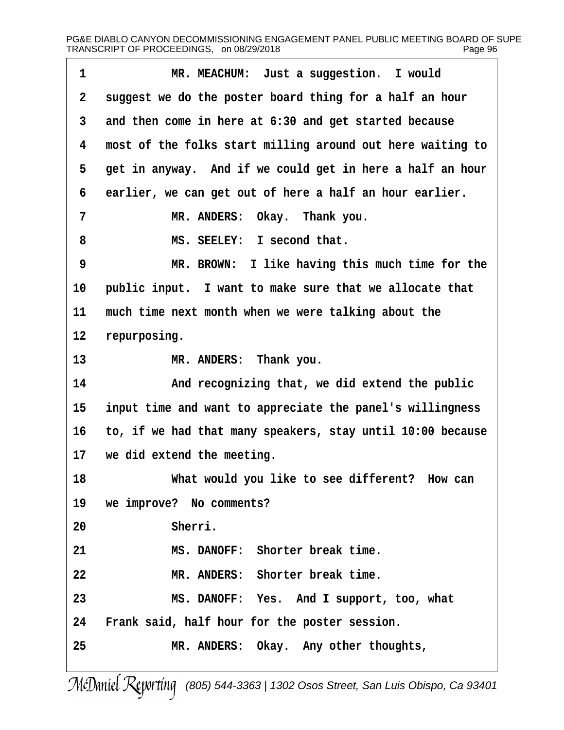1 MR. MEACHUM: Just a suggestion. I would
2 suggest we do the poster board thing for a half an hour
3 and then come in here at 6:30 and get started because
4 most of the folks start milling around out here waiting to
5 get in anyway. And if we could get in here a half an hour
6 earlier, we can get out of here a half an hour earlier.
7 MR. ANDERS: Okay. Thank you.
8 MS. SEELEY: I second that.
9 MR. BROWN: I like having this much time for the
10 public input. I want to make sure that we allocate that
11 much time next month when we were talking about the
12 repurposing.
13 MR. ANDERS: Thank you.
14 And recognizing that, we did extend the public
15 input time and want to appreciate the panel's willingness
16 to, if we had that many speakers, stay until 10:00 because
17 we did extend the meeting.
18 What would you like to see different? How can
19 we improve? No comments?
20 Sherri.
21 MS. DANOFF: Shorter break time.
22 MR. ANDERS: Shorter break time.
23 MS. DANOFF: Yes. And I support, too, what
24 Frank said, half hour for the poster session.
25 MR. ANDERS: Okay. Any other thoughts,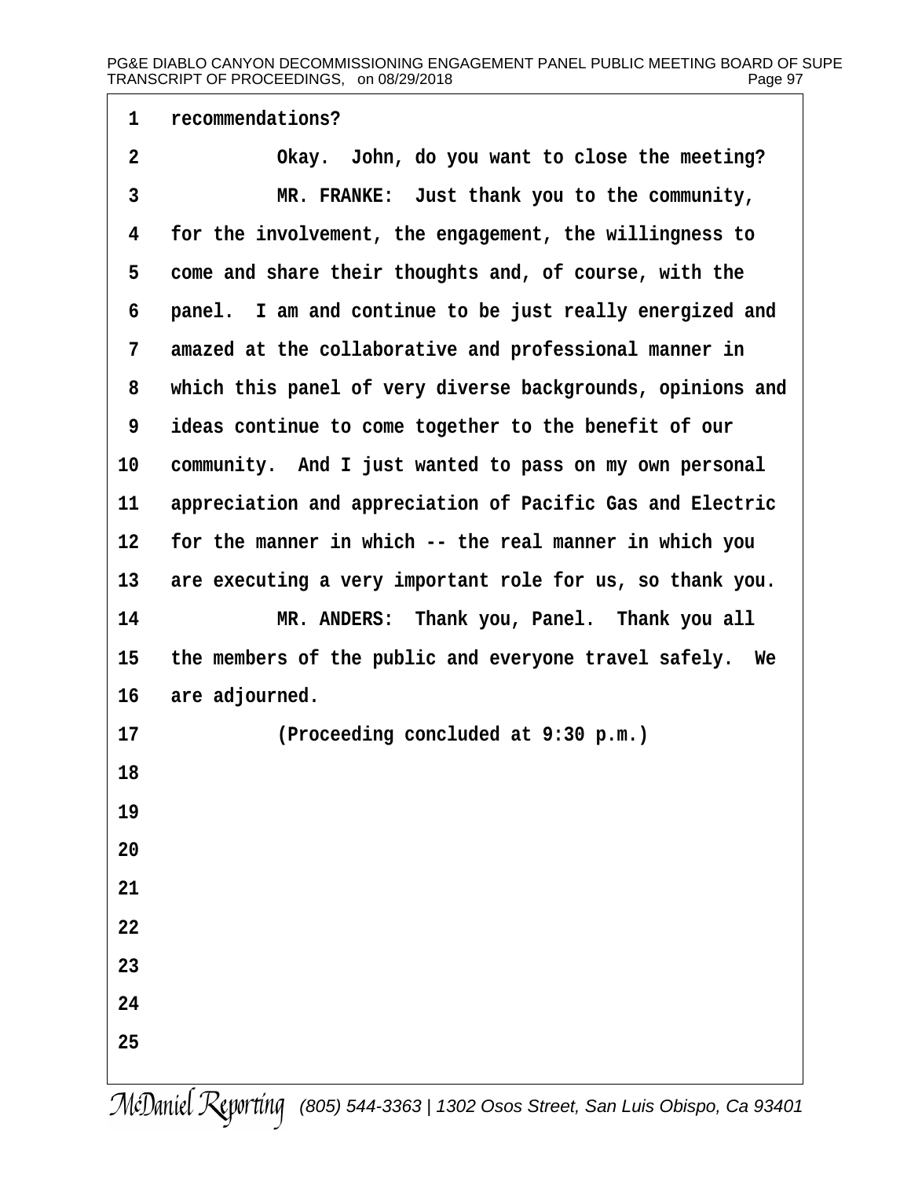recommendations?

Okay. John, do you want to close the meeting?

MR. FRANKE: Just thank you to the community, for the involvement, the engagement, the willingness to come and share their thoughts and, of course, with the panel. I am and continue to be just really energized and amazed at the collaborative and professional manner in which this panel of very diverse backgrounds, opinions and ideas continue to come together to the benefit of our community. And I just wanted to pass on my own personal appreciation and appreciation of Pacific Gas and Electric for the manner in which -- the real manner in which you are executing a very important role for us, so thank you.

MR. ANDERS: Thank you, Panel. Thank you all the members of the public and everyone travel safely. We are adjourned.

(Proceeding concluded at 9:30 p.m.)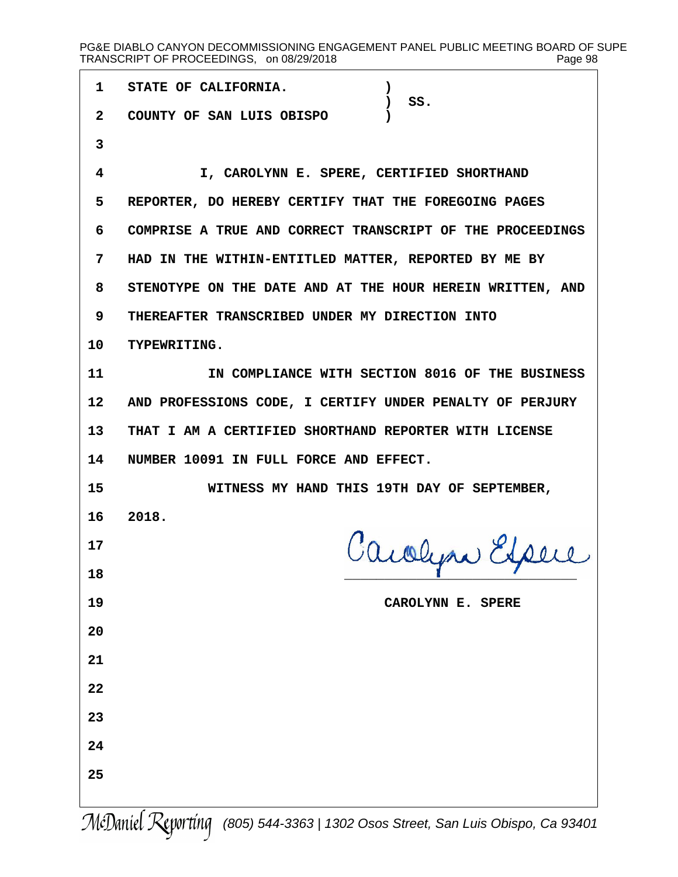STATE OF CALIFORNIA. )
) SS.
COUNTY OF SAN LUIS OBISPO )

I, CAROLYNN E. SPERE, CERTIFIED SHORTHAND REPORTER, DO HEREBY CERTIFY THAT THE FOREGOING PAGES COMPRISE A TRUE AND CORRECT TRANSCRIPT OF THE PROCEEDINGS HAD IN THE WITHIN-ENTITLED MATTER, REPORTED BY ME BY STENOTYPE ON THE DATE AND AT THE HOUR HEREIN WRITTEN, AND THEREAFTER TRANSCRIBED UNDER MY DIRECTION INTO TYPEWRITING.

IN COMPLIANCE WITH SECTION 8016 OF THE BUSINESS AND PROFESSIONS CODE, I CERTIFY UNDER PENALTY OF PERJURY THAT I AM A CERTIFIED SHORTHAND REPORTER WITH LICENSE NUMBER 10091 IN FULL FORCE AND EFFECT.

WITNESS MY HAND THIS 19TH DAY OF SEPTEMBER, 2018.

Carolynn E. Spere

CAROLYNN E. SPERE